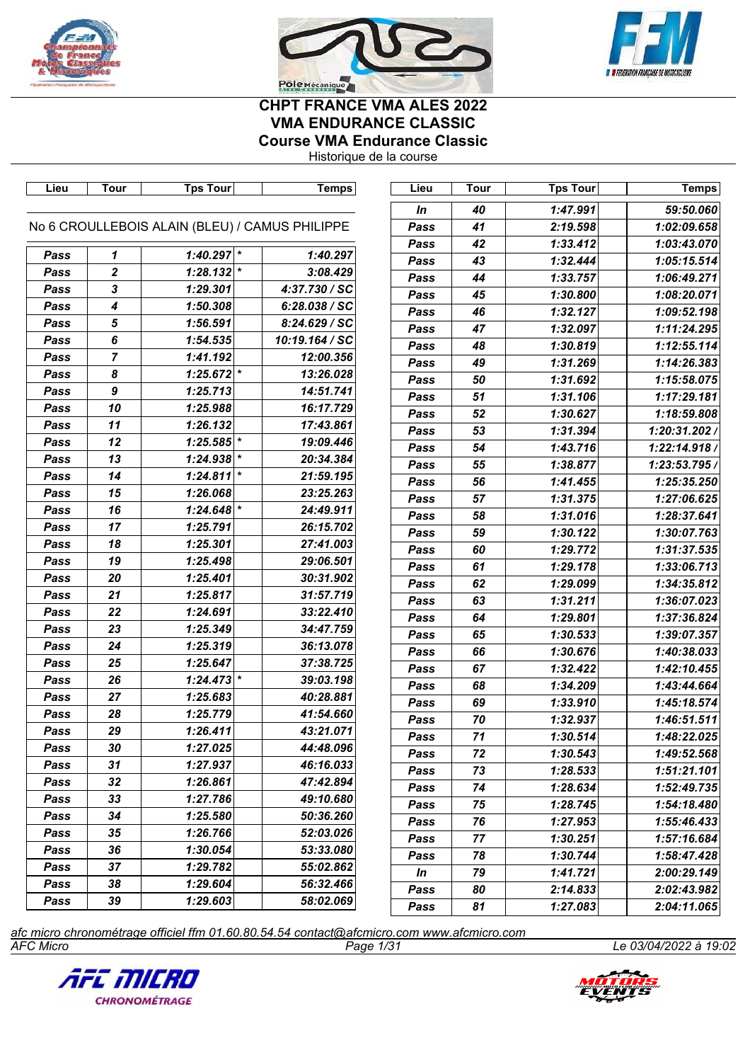# CHPT FRANCE VMA ALES 2022

## VMA ENDURANCE CLASSIC

## Course VMA Endurance Classic

Historique de la course

No 6 CROULLEBOIS ALAIN (BLEU) / CAMUS PHILIPPE

| Lieu | Tour | Tps Tour | | Temps |
|---|---|---|---|---|
| Pass | 1 | 1:40.297 | * | 1:40.297 |
| Pass | 2 | 1:28.132 | * | 3:08.429 |
| Pass | 3 | 1:29.301 | | 4:37.730 / SC |
| Pass | 4 | 1:50.308 | | 6:28.038 / SC |
| Pass | 5 | 1:56.591 | | 8:24.629 / SC |
| Pass | 6 | 1:54.535 | | 10:19.164 / SC |
| Pass | 7 | 1:41.192 | | 12:00.356 |
| Pass | 8 | 1:25.672 | * | 13:26.028 |
| Pass | 9 | 1:25.713 | | 14:51.741 |
| Pass | 10 | 1:25.988 | | 16:17.729 |
| Pass | 11 | 1:26.132 | | 17:43.861 |
| Pass | 12 | 1:25.585 | * | 19:09.446 |
| Pass | 13 | 1:24.938 | * | 20:34.384 |
| Pass | 14 | 1:24.811 | * | 21:59.195 |
| Pass | 15 | 1:26.068 | | 23:25.263 |
| Pass | 16 | 1:24.648 | * | 24:49.911 |
| Pass | 17 | 1:25.791 | | 26:15.702 |
| Pass | 18 | 1:25.301 | | 27:41.003 |
| Pass | 19 | 1:25.498 | | 29:06.501 |
| Pass | 20 | 1:25.401 | | 30:31.902 |
| Pass | 21 | 1:25.817 | | 31:57.719 |
| Pass | 22 | 1:24.691 | | 33:22.410 |
| Pass | 23 | 1:25.349 | | 34:47.759 |
| Pass | 24 | 1:25.319 | | 36:13.078 |
| Pass | 25 | 1:25.647 | | 37:38.725 |
| Pass | 26 | 1:24.473 | * | 39:03.198 |
| Pass | 27 | 1:25.683 | | 40:28.881 |
| Pass | 28 | 1:25.779 | | 41:54.660 |
| Pass | 29 | 1:26.411 | | 43:21.071 |
| Pass | 30 | 1:27.025 | | 44:48.096 |
| Pass | 31 | 1:27.937 | | 46:16.033 |
| Pass | 32 | 1:26.861 | | 47:42.894 |
| Pass | 33 | 1:27.786 | | 49:10.680 |
| Pass | 34 | 1:25.580 | | 50:36.260 |
| Pass | 35 | 1:26.766 | | 52:03.026 |
| Pass | 36 | 1:30.054 | | 53:33.080 |
| Pass | 37 | 1:29.782 | | 55:02.862 |
| Pass | 38 | 1:29.604 | | 56:32.466 |
| Pass | 39 | 1:29.603 | | 58:02.069 |
| In | 40 | 1:47.991 | | 59:50.060 |
| Pass | 41 | 2:19.598 | | 1:02:09.658 |
| Pass | 42 | 1:33.412 | | 1:03:43.070 |
| Pass | 43 | 1:32.444 | | 1:05:15.514 |
| Pass | 44 | 1:33.757 | | 1:06:49.271 |
| Pass | 45 | 1:30.800 | | 1:08:20.071 |
| Pass | 46 | 1:32.127 | | 1:09:52.198 |
| Pass | 47 | 1:32.097 | | 1:11:24.295 |
| Pass | 48 | 1:30.819 | | 1:12:55.114 |
| Pass | 49 | 1:31.269 | | 1:14:26.383 |
| Pass | 50 | 1:31.692 | | 1:15:58.075 |
| Pass | 51 | 1:31.106 | | 1:17:29.181 |
| Pass | 52 | 1:30.627 | | 1:18:59.808 |
| Pass | 53 | 1:31.394 | | 1:20:31.202 / |
| Pass | 54 | 1:43.716 | | 1:22:14.918 / |
| Pass | 55 | 1:38.877 | | 1:23:53.795 / |
| Pass | 56 | 1:41.455 | | 1:25:35.250 |
| Pass | 57 | 1:31.375 | | 1:27:06.625 |
| Pass | 58 | 1:31.016 | | 1:28:37.641 |
| Pass | 59 | 1:30.122 | | 1:30:07.763 |
| Pass | 60 | 1:29.772 | | 1:31:37.535 |
| Pass | 61 | 1:29.178 | | 1:33:06.713 |
| Pass | 62 | 1:29.099 | | 1:34:35.812 |
| Pass | 63 | 1:31.211 | | 1:36:07.023 |
| Pass | 64 | 1:29.801 | | 1:37:36.824 |
| Pass | 65 | 1:30.533 | | 1:39:07.357 |
| Pass | 66 | 1:30.676 | | 1:40:38.033 |
| Pass | 67 | 1:32.422 | | 1:42:10.455 |
| Pass | 68 | 1:34.209 | | 1:43:44.664 |
| Pass | 69 | 1:33.910 | | 1:45:18.574 |
| Pass | 70 | 1:32.937 | | 1:46:51.511 |
| Pass | 71 | 1:30.514 | | 1:48:22.025 |
| Pass | 72 | 1:30.543 | | 1:49:52.568 |
| Pass | 73 | 1:28.533 | | 1:51:21.101 |
| Pass | 74 | 1:28.634 | | 1:52:49.735 |
| Pass | 75 | 1:28.745 | | 1:54:18.480 |
| Pass | 76 | 1:27.953 | | 1:55:46.433 |
| Pass | 77 | 1:30.251 | | 1:57:16.684 |
| Pass | 78 | 1:30.744 | | 1:58:47.428 |
| In | 79 | 1:41.721 | | 2:00:29.149 |
| Pass | 80 | 2:14.833 | | 2:02:43.982 |
| Pass | 81 | 1:27.083 | | 2:04:11.065 |

afc micro chronométrage officiel ffm 01.60.80.54.54 contact@afcmicro.com www.afcmicro.com

AFC Micro — Le 03/04/2022 à 19:02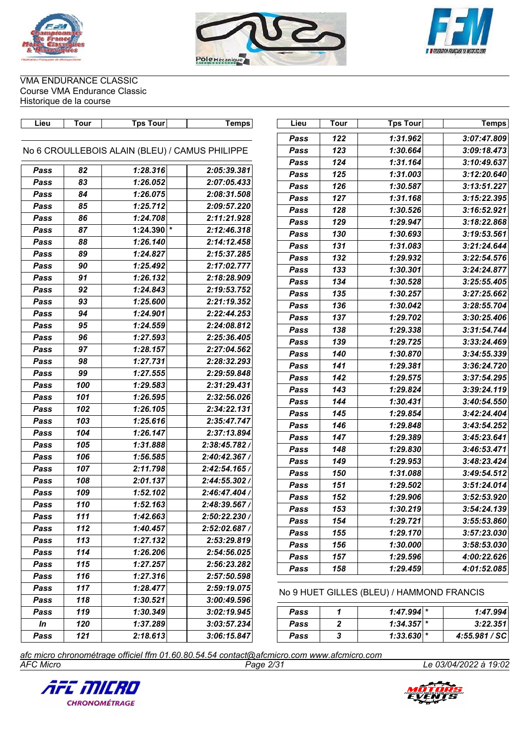VMA ENDURANCE CLASSIC
Course VMA Endurance Classic
Historique de la course

## No 6 CROULLEBOIS ALAIN (BLEU) / CAMUS PHILIPPE

| Lieu | Tour | Tps Tour | | Temps |
|---|---|---|---|---|
| Pass | 82 | 1:28.316 | | 2:05:39.381 |
| Pass | 83 | 1:26.052 | | 2:07:05.433 |
| Pass | 84 | 1:26.075 | | 2:08:31.508 |
| Pass | 85 | 1:25.712 | | 2:09:57.220 |
| Pass | 86 | 1:24.708 | | 2:11:21.928 |
| Pass | 87 | 1:24.390 | * | 2:12:46.318 |
| Pass | 88 | 1:26.140 | | 2:14:12.458 |
| Pass | 89 | 1:24.827 | | 2:15:37.285 |
| Pass | 90 | 1:25.492 | | 2:17:02.777 |
| Pass | 91 | 1:26.132 | | 2:18:28.909 |
| Pass | 92 | 1:24.843 | | 2:19:53.752 |
| Pass | 93 | 1:25.600 | | 2:21:19.352 |
| Pass | 94 | 1:24.901 | | 2:22:44.253 |
| Pass | 95 | 1:24.559 | | 2:24:08.812 |
| Pass | 96 | 1:27.593 | | 2:25:36.405 |
| Pass | 97 | 1:28.157 | | 2:27:04.562 |
| Pass | 98 | 1:27.731 | | 2:28:32.293 |
| Pass | 99 | 1:27.555 | | 2:29:59.848 |
| Pass | 100 | 1:29.583 | | 2:31:29.431 |
| Pass | 101 | 1:26.595 | | 2:32:56.026 |
| Pass | 102 | 1:26.105 | | 2:34:22.131 |
| Pass | 103 | 1:25.616 | | 2:35:47.747 |
| Pass | 104 | 1:26.147 | | 2:37:13.894 |
| Pass | 105 | 1:31.888 | | 2:38:45.782 / |
| Pass | 106 | 1:56.585 | | 2:40:42.367 / |
| Pass | 107 | 2:11.798 | | 2:42:54.165 / |
| Pass | 108 | 2:01.137 | | 2:44:55.302 / |
| Pass | 109 | 1:52.102 | | 2:46:47.404 / |
| Pass | 110 | 1:52.163 | | 2:48:39.567 / |
| Pass | 111 | 1:42.663 | | 2:50:22.230 / |
| Pass | 112 | 1:40.457 | | 2:52:02.687 / |
| Pass | 113 | 1:27.132 | | 2:53:29.819 |
| Pass | 114 | 1:26.206 | | 2:54:56.025 |
| Pass | 115 | 1:27.257 | | 2:56:23.282 |
| Pass | 116 | 1:27.316 | | 2:57:50.598 |
| Pass | 117 | 1:28.477 | | 2:59:19.075 |
| Pass | 118 | 1:30.521 | | 3:00:49.596 |
| Pass | 119 | 1:30.349 | | 3:02:19.945 |
| In | 120 | 1:37.289 | | 3:03:57.234 |
| Pass | 121 | 2:18.613 | | 3:06:15.847 |
| Pass | 122 | 1:31.962 | | 3:07:47.809 |
| Pass | 123 | 1:30.664 | | 3:09:18.473 |
| Pass | 124 | 1:31.164 | | 3:10:49.637 |
| Pass | 125 | 1:31.003 | | 3:12:20.640 |
| Pass | 126 | 1:30.587 | | 3:13:51.227 |
| Pass | 127 | 1:31.168 | | 3:15:22.395 |
| Pass | 128 | 1:30.526 | | 3:16:52.921 |
| Pass | 129 | 1:29.947 | | 3:18:22.868 |
| Pass | 130 | 1:30.693 | | 3:19:53.561 |
| Pass | 131 | 1:31.083 | | 3:21:24.644 |
| Pass | 132 | 1:29.932 | | 3:22:54.576 |
| Pass | 133 | 1:30.301 | | 3:24:24.877 |
| Pass | 134 | 1:30.528 | | 3:25:55.405 |
| Pass | 135 | 1:30.257 | | 3:27:25.662 |
| Pass | 136 | 1:30.042 | | 3:28:55.704 |
| Pass | 137 | 1:29.702 | | 3:30:25.406 |
| Pass | 138 | 1:29.338 | | 3:31:54.744 |
| Pass | 139 | 1:29.725 | | 3:33:24.469 |
| Pass | 140 | 1:30.870 | | 3:34:55.339 |
| Pass | 141 | 1:29.381 | | 3:36:24.720 |
| Pass | 142 | 1:29.575 | | 3:37:54.295 |
| Pass | 143 | 1:29.824 | | 3:39:24.119 |
| Pass | 144 | 1:30.431 | | 3:40:54.550 |
| Pass | 145 | 1:29.854 | | 3:42:24.404 |
| Pass | 146 | 1:29.848 | | 3:43:54.252 |
| Pass | 147 | 1:29.389 | | 3:45:23.641 |
| Pass | 148 | 1:29.830 | | 3:46:53.471 |
| Pass | 149 | 1:29.953 | | 3:48:23.424 |
| Pass | 150 | 1:31.088 | | 3:49:54.512 |
| Pass | 151 | 1:29.502 | | 3:51:24.014 |
| Pass | 152 | 1:29.906 | | 3:52:53.920 |
| Pass | 153 | 1:30.219 | | 3:54:24.139 |
| Pass | 154 | 1:29.721 | | 3:55:53.860 |
| Pass | 155 | 1:29.170 | | 3:57:23.030 |
| Pass | 156 | 1:30.000 | | 3:58:53.030 |
| Pass | 157 | 1:29.596 | | 4:00:22.626 |
| Pass | 158 | 1:29.459 | | 4:01:52.085 |

## No 9 HUET GILLES (BLEU) / HAMMOND FRANCIS

| Lieu | Tour | Tps Tour | | Temps |
|---|---|---|---|---|
| Pass | 1 | 1:47.994 | * | 1:47.994 |
| Pass | 2 | 1:34.357 | * | 3:22.351 |
| Pass | 3 | 1:33.630 | * | 4:55.981 / SC |

afc micro chronométrage officiel ffm 01.60.80.54.54 contact@afcmicro.com www.afcmicro.com
AFC Micro — Le 03/04/2022 à 19:02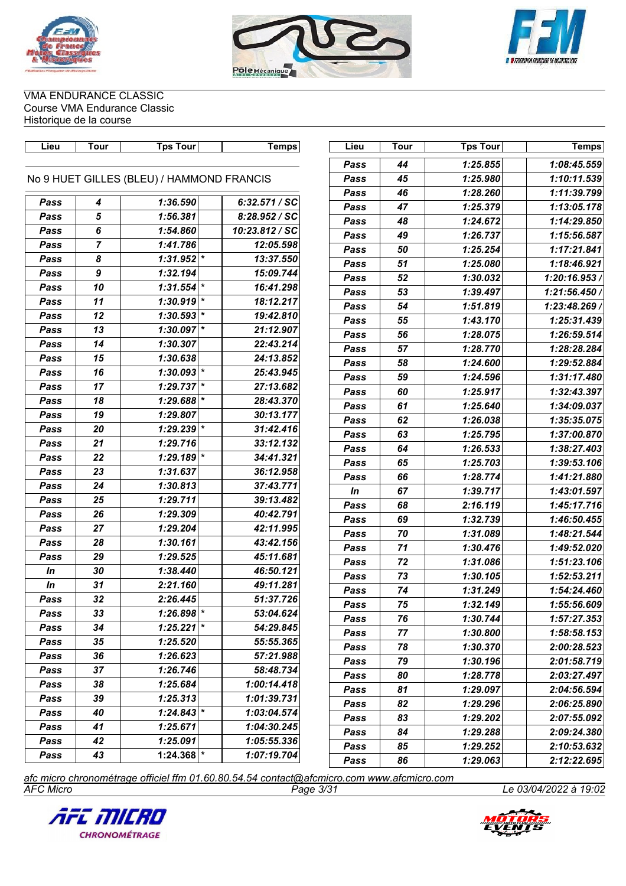VMA ENDURANCE CLASSIC
Course VMA Endurance Classic
Historique de la course

No 9 HUET GILLES (BLEU) / HAMMOND FRANCIS

| Lieu | Tour | Tps Tour | | Temps |
|---|---|---|---|---|
| Pass | 4 | 1:36.590 | | 6:32.571 / SC |
| Pass | 5 | 1:56.381 | | 8:28.952 / SC |
| Pass | 6 | 1:54.860 | | 10:23.812 / SC |
| Pass | 7 | 1:41.786 | | 12:05.598 |
| Pass | 8 | 1:31.952 | * | 13:37.550 |
| Pass | 9 | 1:32.194 | | 15:09.744 |
| Pass | 10 | 1:31.554 | * | 16:41.298 |
| Pass | 11 | 1:30.919 | * | 18:12.217 |
| Pass | 12 | 1:30.593 | * | 19:42.810 |
| Pass | 13 | 1:30.097 | * | 21:12.907 |
| Pass | 14 | 1:30.307 | | 22:43.214 |
| Pass | 15 | 1:30.638 | | 24:13.852 |
| Pass | 16 | 1:30.093 | * | 25:43.945 |
| Pass | 17 | 1:29.737 | * | 27:13.682 |
| Pass | 18 | 1:29.688 | * | 28:43.370 |
| Pass | 19 | 1:29.807 | | 30:13.177 |
| Pass | 20 | 1:29.239 | * | 31:42.416 |
| Pass | 21 | 1:29.716 | | 33:12.132 |
| Pass | 22 | 1:29.189 | * | 34:41.321 |
| Pass | 23 | 1:31.637 | | 36:12.958 |
| Pass | 24 | 1:30.813 | | 37:43.771 |
| Pass | 25 | 1:29.711 | | 39:13.482 |
| Pass | 26 | 1:29.309 | | 40:42.791 |
| Pass | 27 | 1:29.204 | | 42:11.995 |
| Pass | 28 | 1:30.161 | | 43:42.156 |
| Pass | 29 | 1:29.525 | | 45:11.681 |
| In | 30 | 1:38.440 | | 46:50.121 |
| In | 31 | 2:21.160 | | 49:11.281 |
| Pass | 32 | 2:26.445 | | 51:37.726 |
| Pass | 33 | 1:26.898 | * | 53:04.624 |
| Pass | 34 | 1:25.221 | * | 54:29.845 |
| Pass | 35 | 1:25.520 | | 55:55.365 |
| Pass | 36 | 1:26.623 | | 57:21.988 |
| Pass | 37 | 1:26.746 | | 58:48.734 |
| Pass | 38 | 1:25.684 | | 1:00:14.418 |
| Pass | 39 | 1:25.313 | | 1:01:39.731 |
| Pass | 40 | 1:24.843 | * | 1:03:04.574 |
| Pass | 41 | 1:25.671 | | 1:04:30.245 |
| Pass | 42 | 1:25.091 | | 1:05:55.336 |
| Pass | 43 | 1:24.368 | * | 1:07:19.704 |
| Pass | 44 | 1:25.855 | | 1:08:45.559 |
| Pass | 45 | 1:25.980 | | 1:10:11.539 |
| Pass | 46 | 1:28.260 | | 1:11:39.799 |
| Pass | 47 | 1:25.379 | | 1:13:05.178 |
| Pass | 48 | 1:24.672 | | 1:14:29.850 |
| Pass | 49 | 1:26.737 | | 1:15:56.587 |
| Pass | 50 | 1:25.254 | | 1:17:21.841 |
| Pass | 51 | 1:25.080 | | 1:18:46.921 |
| Pass | 52 | 1:30.032 | | 1:20:16.953 / |
| Pass | 53 | 1:39.497 | | 1:21:56.450 / |
| Pass | 54 | 1:51.819 | | 1:23:48.269 / |
| Pass | 55 | 1:43.170 | | 1:25:31.439 |
| Pass | 56 | 1:28.075 | | 1:26:59.514 |
| Pass | 57 | 1:28.770 | | 1:28:28.284 |
| Pass | 58 | 1:24.600 | | 1:29:52.884 |
| Pass | 59 | 1:24.596 | | 1:31:17.480 |
| Pass | 60 | 1:25.917 | | 1:32:43.397 |
| Pass | 61 | 1:25.640 | | 1:34:09.037 |
| Pass | 62 | 1:26.038 | | 1:35:35.075 |
| Pass | 63 | 1:25.795 | | 1:37:00.870 |
| Pass | 64 | 1:26.533 | | 1:38:27.403 |
| Pass | 65 | 1:25.703 | | 1:39:53.106 |
| Pass | 66 | 1:28.774 | | 1:41:21.880 |
| In | 67 | 1:39.717 | | 1:43:01.597 |
| Pass | 68 | 2:16.119 | | 1:45:17.716 |
| Pass | 69 | 1:32.739 | | 1:46:50.455 |
| Pass | 70 | 1:31.089 | | 1:48:21.544 |
| Pass | 71 | 1:30.476 | | 1:49:52.020 |
| Pass | 72 | 1:31.086 | | 1:51:23.106 |
| Pass | 73 | 1:30.105 | | 1:52:53.211 |
| Pass | 74 | 1:31.249 | | 1:54:24.460 |
| Pass | 75 | 1:32.149 | | 1:55:56.609 |
| Pass | 76 | 1:30.744 | | 1:57:27.353 |
| Pass | 77 | 1:30.800 | | 1:58:58.153 |
| Pass | 78 | 1:30.370 | | 2:00:28.523 |
| Pass | 79 | 1:30.196 | | 2:01:58.719 |
| Pass | 80 | 1:28.778 | | 2:03:27.497 |
| Pass | 81 | 1:29.097 | | 2:04:56.594 |
| Pass | 82 | 1:29.296 | | 2:06:25.890 |
| Pass | 83 | 1:29.202 | | 2:07:55.092 |
| Pass | 84 | 1:29.288 | | 2:09:24.380 |
| Pass | 85 | 1:29.252 | | 2:10:53.632 |
| Pass | 86 | 1:29.063 | | 2:12:22.695 |

afc micro chronométrage officiel ffm 01.60.80.54.54 contact@afcmicro.com www.afcmicro.com
AFC Micro — Le 03/04/2022 à 19:02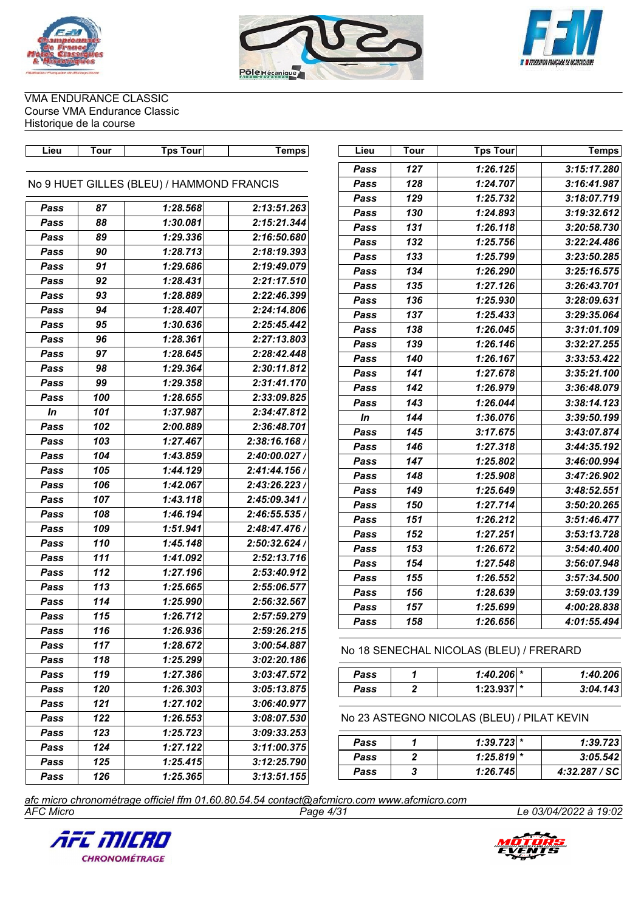VMA ENDURANCE CLASSIC
Course VMA Endurance Classic
Historique de la course

No 9 HUET GILLES (BLEU) / HAMMOND FRANCIS

| Lieu | Tour | Tps Tour | | Temps |
|---|---|---|---|---|
| Pass | 87 | 1:28.568 | | 2:13:51.263 |
| Pass | 88 | 1:30.081 | | 2:15:21.344 |
| Pass | 89 | 1:29.336 | | 2:16:50.680 |
| Pass | 90 | 1:28.713 | | 2:18:19.393 |
| Pass | 91 | 1:29.686 | | 2:19:49.079 |
| Pass | 92 | 1:28.431 | | 2:21:17.510 |
| Pass | 93 | 1:28.889 | | 2:22:46.399 |
| Pass | 94 | 1:28.407 | | 2:24:14.806 |
| Pass | 95 | 1:30.636 | | 2:25:45.442 |
| Pass | 96 | 1:28.361 | | 2:27:13.803 |
| Pass | 97 | 1:28.645 | | 2:28:42.448 |
| Pass | 98 | 1:29.364 | | 2:30:11.812 |
| Pass | 99 | 1:29.358 | | 2:31:41.170 |
| Pass | 100 | 1:28.655 | | 2:33:09.825 |
| In | 101 | 1:37.987 | | 2:34:47.812 |
| Pass | 102 | 2:00.889 | | 2:36:48.701 |
| Pass | 103 | 1:27.467 | | 2:38:16.168 / |
| Pass | 104 | 1:43.859 | | 2:40:00.027 / |
| Pass | 105 | 1:44.129 | | 2:41:44.156 / |
| Pass | 106 | 1:42.067 | | 2:43:26.223 / |
| Pass | 107 | 1:43.118 | | 2:45:09.341 / |
| Pass | 108 | 1:46.194 | | 2:46:55.535 / |
| Pass | 109 | 1:51.941 | | 2:48:47.476 / |
| Pass | 110 | 1:45.148 | | 2:50:32.624 / |
| Pass | 111 | 1:41.092 | | 2:52:13.716 |
| Pass | 112 | 1:27.196 | | 2:53:40.912 |
| Pass | 113 | 1:25.665 | | 2:55:06.577 |
| Pass | 114 | 1:25.990 | | 2:56:32.567 |
| Pass | 115 | 1:26.712 | | 2:57:59.279 |
| Pass | 116 | 1:26.936 | | 2:59:26.215 |
| Pass | 117 | 1:28.672 | | 3:00:54.887 |
| Pass | 118 | 1:25.299 | | 3:02:20.186 |
| Pass | 119 | 1:27.386 | | 3:03:47.572 |
| Pass | 120 | 1:26.303 | | 3:05:13.875 |
| Pass | 121 | 1:27.102 | | 3:06:40.977 |
| Pass | 122 | 1:26.553 | | 3:08:07.530 |
| Pass | 123 | 1:25.723 | | 3:09:33.253 |
| Pass | 124 | 1:27.122 | | 3:11:00.375 |
| Pass | 125 | 1:25.415 | | 3:12:25.790 |
| Pass | 126 | 1:25.365 | | 3:13:51.155 |
| Pass | 127 | 1:26.125 | | 3:15:17.280 |
| Pass | 128 | 1:24.707 | | 3:16:41.987 |
| Pass | 129 | 1:25.732 | | 3:18:07.719 |
| Pass | 130 | 1:24.893 | | 3:19:32.612 |
| Pass | 131 | 1:26.118 | | 3:20:58.730 |
| Pass | 132 | 1:25.756 | | 3:22:24.486 |
| Pass | 133 | 1:25.799 | | 3:23:50.285 |
| Pass | 134 | 1:26.290 | | 3:25:16.575 |
| Pass | 135 | 1:27.126 | | 3:26:43.701 |
| Pass | 136 | 1:25.930 | | 3:28:09.631 |
| Pass | 137 | 1:25.433 | | 3:29:35.064 |
| Pass | 138 | 1:26.045 | | 3:31:01.109 |
| Pass | 139 | 1:26.146 | | 3:32:27.255 |
| Pass | 140 | 1:26.167 | | 3:33:53.422 |
| Pass | 141 | 1:27.678 | | 3:35:21.100 |
| Pass | 142 | 1:26.979 | | 3:36:48.079 |
| Pass | 143 | 1:26.044 | | 3:38:14.123 |
| In | 144 | 1:36.076 | | 3:39:50.199 |
| Pass | 145 | 3:17.675 | | 3:43:07.874 |
| Pass | 146 | 1:27.318 | | 3:44:35.192 |
| Pass | 147 | 1:25.802 | | 3:46:00.994 |
| Pass | 148 | 1:25.908 | | 3:47:26.902 |
| Pass | 149 | 1:25.649 | | 3:48:52.551 |
| Pass | 150 | 1:27.714 | | 3:50:20.265 |
| Pass | 151 | 1:26.212 | | 3:51:46.477 |
| Pass | 152 | 1:27.251 | | 3:53:13.728 |
| Pass | 153 | 1:26.672 | | 3:54:40.400 |
| Pass | 154 | 1:27.548 | | 3:56:07.948 |
| Pass | 155 | 1:26.552 | | 3:57:34.500 |
| Pass | 156 | 1:28.639 | | 3:59:03.139 |
| Pass | 157 | 1:25.699 | | 4:00:28.838 |
| Pass | 158 | 1:26.656 | | 4:01:55.494 |

No 18 SENECHAL NICOLAS (BLEU) / FRERARD

| Lieu | Tour | Tps Tour | | Temps |
|---|---|---|---|---|
| Pass | 1 | 1:40.206 | * | 1:40.206 |
| Pass | 2 | 1:23.937 | * | 3:04.143 |

No 23 ASTEGNO NICOLAS (BLEU) / PILAT KEVIN

| Lieu | Tour | Tps Tour | | Temps |
|---|---|---|---|---|
| Pass | 1 | 1:39.723 | * | 1:39.723 |
| Pass | 2 | 1:25.819 | * | 3:05.542 |
| Pass | 3 | 1:26.745 | | 4:32.287 / SC |

afc micro chronométrage officiel ffm 01.60.80.54.54 contact@afcmicro.com www.afcmicro.com
AFC Micro — Le 03/04/2022 à 19:02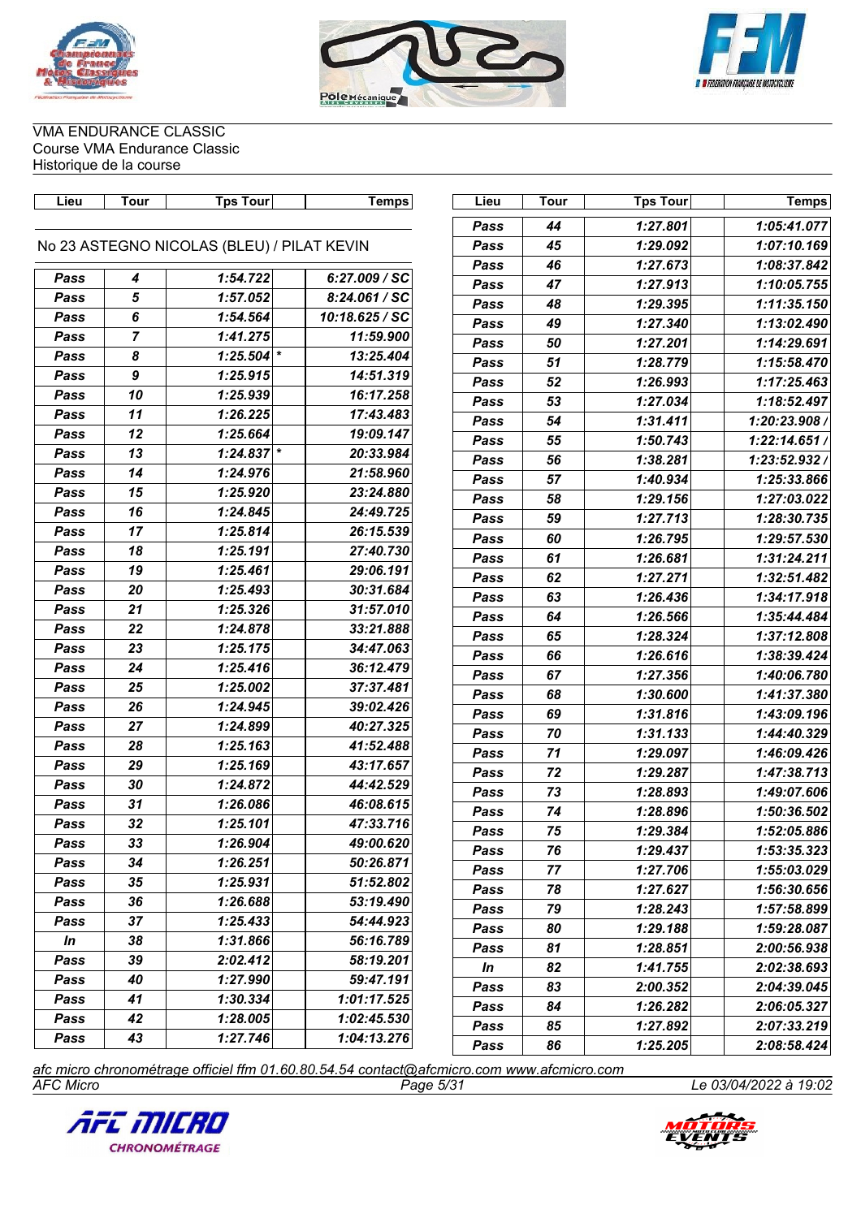VMA ENDURANCE CLASSIC
Course VMA Endurance Classic
Historique de la course

No 23 ASTEGNO NICOLAS (BLEU) / PILAT KEVIN

| Lieu | Tour | Tps Tour | | Temps |
|---|---|---|---|---|
| Pass | 4 | 1:54.722 | | 6:27.009 / SC |
| Pass | 5 | 1:57.052 | | 8:24.061 / SC |
| Pass | 6 | 1:54.564 | | 10:18.625 / SC |
| Pass | 7 | 1:41.275 | | 11:59.900 |
| Pass | 8 | 1:25.504 | * | 13:25.404 |
| Pass | 9 | 1:25.915 | | 14:51.319 |
| Pass | 10 | 1:25.939 | | 16:17.258 |
| Pass | 11 | 1:26.225 | | 17:43.483 |
| Pass | 12 | 1:25.664 | | 19:09.147 |
| Pass | 13 | 1:24.837 | * | 20:33.984 |
| Pass | 14 | 1:24.976 | | 21:58.960 |
| Pass | 15 | 1:25.920 | | 23:24.880 |
| Pass | 16 | 1:24.845 | | 24:49.725 |
| Pass | 17 | 1:25.814 | | 26:15.539 |
| Pass | 18 | 1:25.191 | | 27:40.730 |
| Pass | 19 | 1:25.461 | | 29:06.191 |
| Pass | 20 | 1:25.493 | | 30:31.684 |
| Pass | 21 | 1:25.326 | | 31:57.010 |
| Pass | 22 | 1:24.878 | | 33:21.888 |
| Pass | 23 | 1:25.175 | | 34:47.063 |
| Pass | 24 | 1:25.416 | | 36:12.479 |
| Pass | 25 | 1:25.002 | | 37:37.481 |
| Pass | 26 | 1:24.945 | | 39:02.426 |
| Pass | 27 | 1:24.899 | | 40:27.325 |
| Pass | 28 | 1:25.163 | | 41:52.488 |
| Pass | 29 | 1:25.169 | | 43:17.657 |
| Pass | 30 | 1:24.872 | | 44:42.529 |
| Pass | 31 | 1:26.086 | | 46:08.615 |
| Pass | 32 | 1:25.101 | | 47:33.716 |
| Pass | 33 | 1:26.904 | | 49:00.620 |
| Pass | 34 | 1:26.251 | | 50:26.871 |
| Pass | 35 | 1:25.931 | | 51:52.802 |
| Pass | 36 | 1:26.688 | | 53:19.490 |
| Pass | 37 | 1:25.433 | | 54:44.923 |
| In | 38 | 1:31.866 | | 56:16.789 |
| Pass | 39 | 2:02.412 | | 58:19.201 |
| Pass | 40 | 1:27.990 | | 59:47.191 |
| Pass | 41 | 1:30.334 | | 1:01:17.525 |
| Pass | 42 | 1:28.005 | | 1:02:45.530 |
| Pass | 43 | 1:27.746 | | 1:04:13.276 |
| Pass | 44 | 1:27.801 | | 1:05:41.077 |
| Pass | 45 | 1:29.092 | | 1:07:10.169 |
| Pass | 46 | 1:27.673 | | 1:08:37.842 |
| Pass | 47 | 1:27.913 | | 1:10:05.755 |
| Pass | 48 | 1:29.395 | | 1:11:35.150 |
| Pass | 49 | 1:27.340 | | 1:13:02.490 |
| Pass | 50 | 1:27.201 | | 1:14:29.691 |
| Pass | 51 | 1:28.779 | | 1:15:58.470 |
| Pass | 52 | 1:26.993 | | 1:17:25.463 |
| Pass | 53 | 1:27.034 | | 1:18:52.497 |
| Pass | 54 | 1:31.411 | | 1:20:23.908 / |
| Pass | 55 | 1:50.743 | | 1:22:14.651 / |
| Pass | 56 | 1:38.281 | | 1:23:52.932 / |
| Pass | 57 | 1:40.934 | | 1:25:33.866 |
| Pass | 58 | 1:29.156 | | 1:27:03.022 |
| Pass | 59 | 1:27.713 | | 1:28:30.735 |
| Pass | 60 | 1:26.795 | | 1:29:57.530 |
| Pass | 61 | 1:26.681 | | 1:31:24.211 |
| Pass | 62 | 1:27.271 | | 1:32:51.482 |
| Pass | 63 | 1:26.436 | | 1:34:17.918 |
| Pass | 64 | 1:26.566 | | 1:35:44.484 |
| Pass | 65 | 1:28.324 | | 1:37:12.808 |
| Pass | 66 | 1:26.616 | | 1:38:39.424 |
| Pass | 67 | 1:27.356 | | 1:40:06.780 |
| Pass | 68 | 1:30.600 | | 1:41:37.380 |
| Pass | 69 | 1:31.816 | | 1:43:09.196 |
| Pass | 70 | 1:31.133 | | 1:44:40.329 |
| Pass | 71 | 1:29.097 | | 1:46:09.426 |
| Pass | 72 | 1:29.287 | | 1:47:38.713 |
| Pass | 73 | 1:28.893 | | 1:49:07.606 |
| Pass | 74 | 1:28.896 | | 1:50:36.502 |
| Pass | 75 | 1:29.384 | | 1:52:05.886 |
| Pass | 76 | 1:29.437 | | 1:53:35.323 |
| Pass | 77 | 1:27.706 | | 1:55:03.029 |
| Pass | 78 | 1:27.627 | | 1:56:30.656 |
| Pass | 79 | 1:28.243 | | 1:57:58.899 |
| Pass | 80 | 1:29.188 | | 1:59:28.087 |
| Pass | 81 | 1:28.851 | | 2:00:56.938 |
| In | 82 | 1:41.755 | | 2:02:38.693 |
| Pass | 83 | 2:00.352 | | 2:04:39.045 |
| Pass | 84 | 1:26.282 | | 2:06:05.327 |
| Pass | 85 | 1:27.892 | | 2:07:33.219 |
| Pass | 86 | 1:25.205 | | 2:08:58.424 |

afc micro chronométrage officiel ffm 01.60.80.54.54 contact@afcmicro.com www.afcmicro.com
AFC Micro — Le 03/04/2022 à 19:02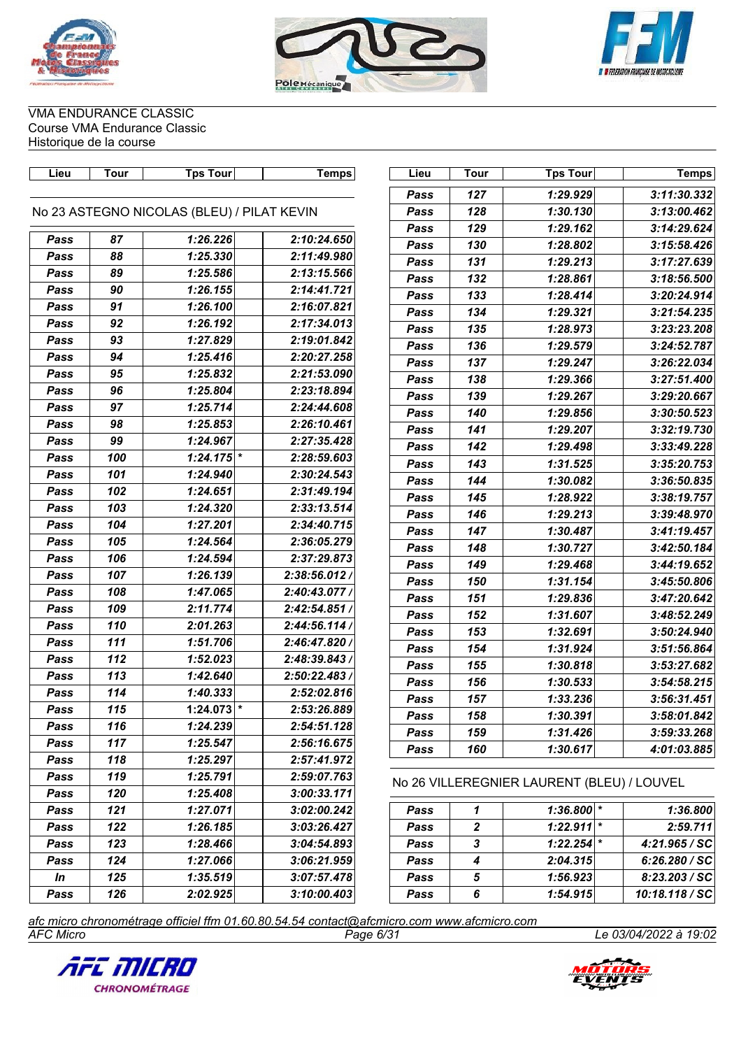VMA ENDURANCE CLASSIC
Course VMA Endurance Classic
Historique de la course

## No 23 ASTEGNO NICOLAS (BLEU) / PILAT KEVIN

| Lieu | Tour | Tps Tour | | Temps |
|---|---|---|---|---|
| Pass | 87 | 1:26.226 | | 2:10:24.650 |
| Pass | 88 | 1:25.330 | | 2:11:49.980 |
| Pass | 89 | 1:25.586 | | 2:13:15.566 |
| Pass | 90 | 1:26.155 | | 2:14:41.721 |
| Pass | 91 | 1:26.100 | | 2:16:07.821 |
| Pass | 92 | 1:26.192 | | 2:17:34.013 |
| Pass | 93 | 1:27.829 | | 2:19:01.842 |
| Pass | 94 | 1:25.416 | | 2:20:27.258 |
| Pass | 95 | 1:25.832 | | 2:21:53.090 |
| Pass | 96 | 1:25.804 | | 2:23:18.894 |
| Pass | 97 | 1:25.714 | | 2:24:44.608 |
| Pass | 98 | 1:25.853 | | 2:26:10.461 |
| Pass | 99 | 1:24.967 | | 2:27:35.428 |
| Pass | 100 | 1:24.175 | * | 2:28:59.603 |
| Pass | 101 | 1:24.940 | | 2:30:24.543 |
| Pass | 102 | 1:24.651 | | 2:31:49.194 |
| Pass | 103 | 1:24.320 | | 2:33:13.514 |
| Pass | 104 | 1:27.201 | | 2:34:40.715 |
| Pass | 105 | 1:24.564 | | 2:36:05.279 |
| Pass | 106 | 1:24.594 | | 2:37:29.873 |
| Pass | 107 | 1:26.139 | | 2:38:56.012 / |
| Pass | 108 | 1:47.065 | | 2:40:43.077 / |
| Pass | 109 | 2:11.774 | | 2:42:54.851 / |
| Pass | 110 | 2:01.263 | | 2:44:56.114 / |
| Pass | 111 | 1:51.706 | | 2:46:47.820 / |
| Pass | 112 | 1:52.023 | | 2:48:39.843 / |
| Pass | 113 | 1:42.640 | | 2:50:22.483 / |
| Pass | 114 | 1:40.333 | | 2:52:02.816 |
| Pass | 115 | 1:24.073 | * | 2:53:26.889 |
| Pass | 116 | 1:24.239 | | 2:54:51.128 |
| Pass | 117 | 1:25.547 | | 2:56:16.675 |
| Pass | 118 | 1:25.297 | | 2:57:41.972 |
| Pass | 119 | 1:25.791 | | 2:59:07.763 |
| Pass | 120 | 1:25.408 | | 3:00:33.171 |
| Pass | 121 | 1:27.071 | | 3:02:00.242 |
| Pass | 122 | 1:26.185 | | 3:03:26.427 |
| Pass | 123 | 1:28.466 | | 3:04:54.893 |
| Pass | 124 | 1:27.066 | | 3:06:21.959 |
| In | 125 | 1:35.519 | | 3:07:57.478 |
| Pass | 126 | 2:02.925 | | 3:10:00.403 |
| Pass | 127 | 1:29.929 | | 3:11:30.332 |
| Pass | 128 | 1:30.130 | | 3:13:00.462 |
| Pass | 129 | 1:29.162 | | 3:14:29.624 |
| Pass | 130 | 1:28.802 | | 3:15:58.426 |
| Pass | 131 | 1:29.213 | | 3:17:27.639 |
| Pass | 132 | 1:28.861 | | 3:18:56.500 |
| Pass | 133 | 1:28.414 | | 3:20:24.914 |
| Pass | 134 | 1:29.321 | | 3:21:54.235 |
| Pass | 135 | 1:28.973 | | 3:23:23.208 |
| Pass | 136 | 1:29.579 | | 3:24:52.787 |
| Pass | 137 | 1:29.247 | | 3:26:22.034 |
| Pass | 138 | 1:29.366 | | 3:27:51.400 |
| Pass | 139 | 1:29.267 | | 3:29:20.667 |
| Pass | 140 | 1:29.856 | | 3:30:50.523 |
| Pass | 141 | 1:29.207 | | 3:32:19.730 |
| Pass | 142 | 1:29.498 | | 3:33:49.228 |
| Pass | 143 | 1:31.525 | | 3:35:20.753 |
| Pass | 144 | 1:30.082 | | 3:36:50.835 |
| Pass | 145 | 1:28.922 | | 3:38:19.757 |
| Pass | 146 | 1:29.213 | | 3:39:48.970 |
| Pass | 147 | 1:30.487 | | 3:41:19.457 |
| Pass | 148 | 1:30.727 | | 3:42:50.184 |
| Pass | 149 | 1:29.468 | | 3:44:19.652 |
| Pass | 150 | 1:31.154 | | 3:45:50.806 |
| Pass | 151 | 1:29.836 | | 3:47:20.642 |
| Pass | 152 | 1:31.607 | | 3:48:52.249 |
| Pass | 153 | 1:32.691 | | 3:50:24.940 |
| Pass | 154 | 1:31.924 | | 3:51:56.864 |
| Pass | 155 | 1:30.818 | | 3:53:27.682 |
| Pass | 156 | 1:30.533 | | 3:54:58.215 |
| Pass | 157 | 1:33.236 | | 3:56:31.451 |
| Pass | 158 | 1:30.391 | | 3:58:01.842 |
| Pass | 159 | 1:31.426 | | 3:59:33.268 |
| Pass | 160 | 1:30.617 | | 4:01:03.885 |

## No 26 VILLEREGNIER LAURENT (BLEU) / LOUVEL

| Lieu | Tour | Tps Tour | | Temps |
|---|---|---|---|---|
| Pass | 1 | 1:36.800 | * | 1:36.800 |
| Pass | 2 | 1:22.911 | * | 2:59.711 |
| Pass | 3 | 1:22.254 | * | 4:21.965 / SC |
| Pass | 4 | 2:04.315 | | 6:26.280 / SC |
| Pass | 5 | 1:56.923 | | 8:23.203 / SC |
| Pass | 6 | 1:54.915 | | 10:18.118 / SC |

afc micro chronométrage officiel ffm 01.60.80.54.54 contact@afcmicro.com www.afcmicro.com
AFC Micro — Le 03/04/2022 à 19:02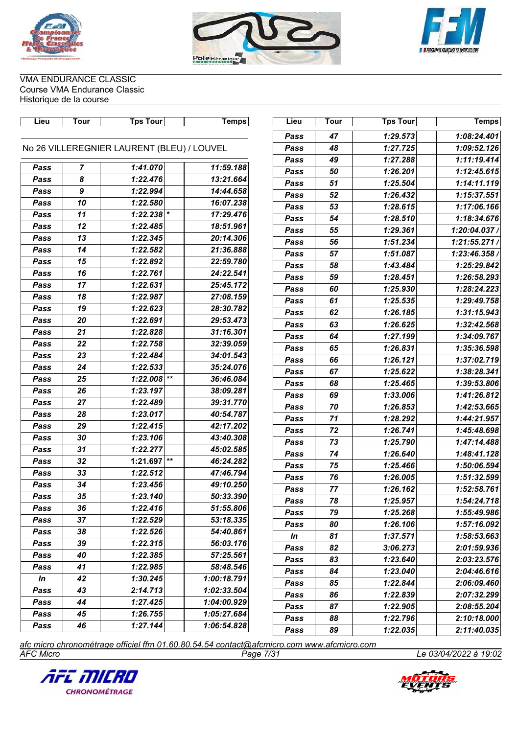VMA ENDURANCE CLASSIC
Course VMA Endurance Classic
Historique de la course

No 26 VILLEREGNIER LAURENT (BLEU) / LOUVEL

| Lieu | Tour | Tps Tour | | Temps |
|---|---|---|---|---|
| Pass | 7 | 1:41.070 | | 11:59.188 |
| Pass | 8 | 1:22.476 | | 13:21.664 |
| Pass | 9 | 1:22.994 | | 14:44.658 |
| Pass | 10 | 1:22.580 | | 16:07.238 |
| Pass | 11 | 1:22.238 | * | 17:29.476 |
| Pass | 12 | 1:22.485 | | 18:51.961 |
| Pass | 13 | 1:22.345 | | 20:14.306 |
| Pass | 14 | 1:22.582 | | 21:36.888 |
| Pass | 15 | 1:22.892 | | 22:59.780 |
| Pass | 16 | 1:22.761 | | 24:22.541 |
| Pass | 17 | 1:22.631 | | 25:45.172 |
| Pass | 18 | 1:22.987 | | 27:08.159 |
| Pass | 19 | 1:22.623 | | 28:30.782 |
| Pass | 20 | 1:22.691 | | 29:53.473 |
| Pass | 21 | 1:22.828 | | 31:16.301 |
| Pass | 22 | 1:22.758 | | 32:39.059 |
| Pass | 23 | 1:22.484 | | 34:01.543 |
| Pass | 24 | 1:22.533 | | 35:24.076 |
| Pass | 25 | 1:22.008 | ** | 36:46.084 |
| Pass | 26 | 1:23.197 | | 38:09.281 |
| Pass | 27 | 1:22.489 | | 39:31.770 |
| Pass | 28 | 1:23.017 | | 40:54.787 |
| Pass | 29 | 1:22.415 | | 42:17.202 |
| Pass | 30 | 1:23.106 | | 43:40.308 |
| Pass | 31 | 1:22.277 | | 45:02.585 |
| Pass | 32 | 1:21.697 | ** | 46:24.282 |
| Pass | 33 | 1:22.512 | | 47:46.794 |
| Pass | 34 | 1:23.456 | | 49:10.250 |
| Pass | 35 | 1:23.140 | | 50:33.390 |
| Pass | 36 | 1:22.416 | | 51:55.806 |
| Pass | 37 | 1:22.529 | | 53:18.335 |
| Pass | 38 | 1:22.526 | | 54:40.861 |
| Pass | 39 | 1:22.315 | | 56:03.176 |
| Pass | 40 | 1:22.385 | | 57:25.561 |
| Pass | 41 | 1:22.985 | | 58:48.546 |
| In | 42 | 1:30.245 | | 1:00:18.791 |
| Pass | 43 | 2:14.713 | | 1:02:33.504 |
| Pass | 44 | 1:27.425 | | 1:04:00.929 |
| Pass | 45 | 1:26.755 | | 1:05:27.684 |
| Pass | 46 | 1:27.144 | | 1:06:54.828 |
| Pass | 47 | 1:29.573 | | 1:08:24.401 |
| Pass | 48 | 1:27.725 | | 1:09:52.126 |
| Pass | 49 | 1:27.288 | | 1:11:19.414 |
| Pass | 50 | 1:26.201 | | 1:12:45.615 |
| Pass | 51 | 1:25.504 | | 1:14:11.119 |
| Pass | 52 | 1:26.432 | | 1:15:37.551 |
| Pass | 53 | 1:28.615 | | 1:17:06.166 |
| Pass | 54 | 1:28.510 | | 1:18:34.676 |
| Pass | 55 | 1:29.361 | | 1:20:04.037 / |
| Pass | 56 | 1:51.234 | | 1:21:55.271 / |
| Pass | 57 | 1:51.087 | | 1:23:46.358 / |
| Pass | 58 | 1:43.484 | | 1:25:29.842 |
| Pass | 59 | 1:28.451 | | 1:26:58.293 |
| Pass | 60 | 1:25.930 | | 1:28:24.223 |
| Pass | 61 | 1:25.535 | | 1:29:49.758 |
| Pass | 62 | 1:26.185 | | 1:31:15.943 |
| Pass | 63 | 1:26.625 | | 1:32:42.568 |
| Pass | 64 | 1:27.199 | | 1:34:09.767 |
| Pass | 65 | 1:26.831 | | 1:35:36.598 |
| Pass | 66 | 1:26.121 | | 1:37:02.719 |
| Pass | 67 | 1:25.622 | | 1:38:28.341 |
| Pass | 68 | 1:25.465 | | 1:39:53.806 |
| Pass | 69 | 1:33.006 | | 1:41:26.812 |
| Pass | 70 | 1:26.853 | | 1:42:53.665 |
| Pass | 71 | 1:28.292 | | 1:44:21.957 |
| Pass | 72 | 1:26.741 | | 1:45:48.698 |
| Pass | 73 | 1:25.790 | | 1:47:14.488 |
| Pass | 74 | 1:26.640 | | 1:48:41.128 |
| Pass | 75 | 1:25.466 | | 1:50:06.594 |
| Pass | 76 | 1:26.005 | | 1:51:32.599 |
| Pass | 77 | 1:26.162 | | 1:52:58.761 |
| Pass | 78 | 1:25.957 | | 1:54:24.718 |
| Pass | 79 | 1:25.268 | | 1:55:49.986 |
| Pass | 80 | 1:26.106 | | 1:57:16.092 |
| In | 81 | 1:37.571 | | 1:58:53.663 |
| Pass | 82 | 3:06.273 | | 2:01:59.936 |
| Pass | 83 | 1:23.640 | | 2:03:23.576 |
| Pass | 84 | 1:23.040 | | 2:04:46.616 |
| Pass | 85 | 1:22.844 | | 2:06:09.460 |
| Pass | 86 | 1:22.839 | | 2:07:32.299 |
| Pass | 87 | 1:22.905 | | 2:08:55.204 |
| Pass | 88 | 1:22.796 | | 2:10:18.000 |
| Pass | 89 | 1:22.035 | | 2:11:40.035 |

afc micro chronométrage officiel ffm 01.60.80.54.54 contact@afcmicro.com www.afcmicro.com
AFC Micro — Le 03/04/2022 à 19:02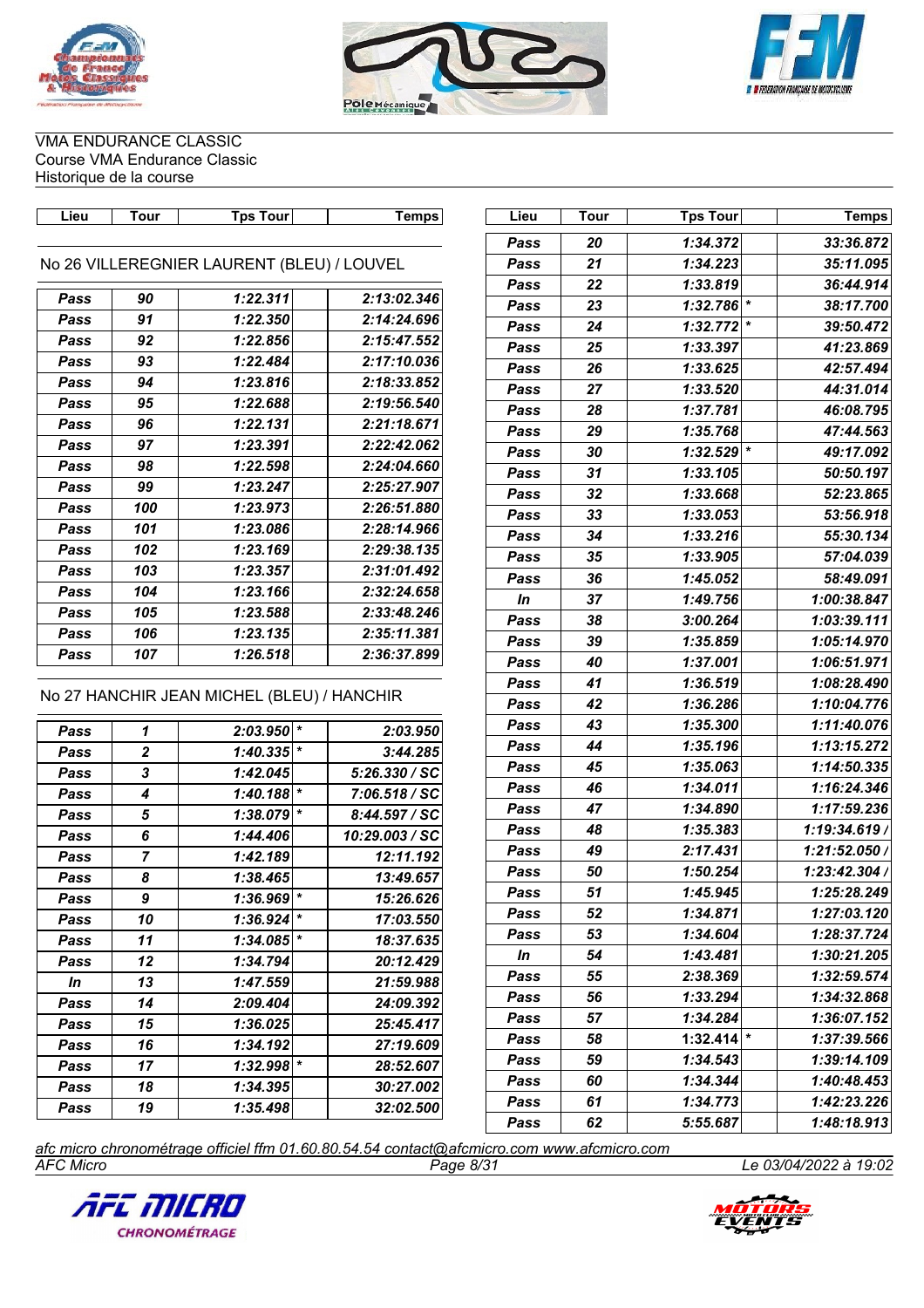VMA ENDURANCE CLASSIC
Course VMA Endurance Classic
Historique de la course

| Lieu | Tour | Tps Tour | | Temps |
|---|---|---|---|---|
| **No 26 VILLEREGNIER LAURENT (BLEU) / LOUVEL** | | | | |
| Pass | 90 | 1:22.311 | | 2:13:02.346 |
| Pass | 91 | 1:22.350 | | 2:14:24.696 |
| Pass | 92 | 1:22.856 | | 2:15:47.552 |
| Pass | 93 | 1:22.484 | | 2:17:10.036 |
| Pass | 94 | 1:23.816 | | 2:18:33.852 |
| Pass | 95 | 1:22.688 | | 2:19:56.540 |
| Pass | 96 | 1:22.131 | | 2:21:18.671 |
| Pass | 97 | 1:23.391 | | 2:22:42.062 |
| Pass | 98 | 1:22.598 | | 2:24:04.660 |
| Pass | 99 | 1:23.247 | | 2:25:27.907 |
| Pass | 100 | 1:23.973 | | 2:26:51.880 |
| Pass | 101 | 1:23.086 | | 2:28:14.966 |
| Pass | 102 | 1:23.169 | | 2:29:38.135 |
| Pass | 103 | 1:23.357 | | 2:31:01.492 |
| Pass | 104 | 1:23.166 | | 2:32:24.658 |
| Pass | 105 | 1:23.588 | | 2:33:48.246 |
| Pass | 106 | 1:23.135 | | 2:35:11.381 |
| Pass | 107 | 1:26.518 | | 2:36:37.899 |
| **No 27 HANCHIR JEAN MICHEL (BLEU) / HANCHIR** | | | | |
| Pass | 1 | 2:03.950 | * | 2:03.950 |
| Pass | 2 | 1:40.335 | * | 3:44.285 |
| Pass | 3 | 1:42.045 | | 5:26.330 / SC |
| Pass | 4 | 1:40.188 | * | 7:06.518 / SC |
| Pass | 5 | 1:38.079 | * | 8:44.597 / SC |
| Pass | 6 | 1:44.406 | | 10:29.003 / SC |
| Pass | 7 | 1:42.189 | | 12:11.192 |
| Pass | 8 | 1:38.465 | | 13:49.657 |
| Pass | 9 | 1:36.969 | * | 15:26.626 |
| Pass | 10 | 1:36.924 | * | 17:03.550 |
| Pass | 11 | 1:34.085 | * | 18:37.635 |
| Pass | 12 | 1:34.794 | | 20:12.429 |
| In | 13 | 1:47.559 | | 21:59.988 |
| Pass | 14 | 2:09.404 | | 24:09.392 |
| Pass | 15 | 1:36.025 | | 25:45.417 |
| Pass | 16 | 1:34.192 | | 27:19.609 |
| Pass | 17 | 1:32.998 | * | 28:52.607 |
| Pass | 18 | 1:34.395 | | 30:27.002 |
| Pass | 19 | 1:35.498 | | 32:02.500 |
| Pass | 20 | 1:34.372 | | 33:36.872 |
| Pass | 21 | 1:34.223 | | 35:11.095 |
| Pass | 22 | 1:33.819 | | 36:44.914 |
| Pass | 23 | 1:32.786 | * | 38:17.700 |
| Pass | 24 | 1:32.772 | * | 39:50.472 |
| Pass | 25 | 1:33.397 | | 41:23.869 |
| Pass | 26 | 1:33.625 | | 42:57.494 |
| Pass | 27 | 1:33.520 | | 44:31.014 |
| Pass | 28 | 1:37.781 | | 46:08.795 |
| Pass | 29 | 1:35.768 | | 47:44.563 |
| Pass | 30 | 1:32.529 | * | 49:17.092 |
| Pass | 31 | 1:33.105 | | 50:50.197 |
| Pass | 32 | 1:33.668 | | 52:23.865 |
| Pass | 33 | 1:33.053 | | 53:56.918 |
| Pass | 34 | 1:33.216 | | 55:30.134 |
| Pass | 35 | 1:33.905 | | 57:04.039 |
| Pass | 36 | 1:45.052 | | 58:49.091 |
| In | 37 | 1:49.756 | | 1:00:38.847 |
| Pass | 38 | 3:00.264 | | 1:03:39.111 |
| Pass | 39 | 1:35.859 | | 1:05:14.970 |
| Pass | 40 | 1:37.001 | | 1:06:51.971 |
| Pass | 41 | 1:36.519 | | 1:08:28.490 |
| Pass | 42 | 1:36.286 | | 1:10:04.776 |
| Pass | 43 | 1:35.300 | | 1:11:40.076 |
| Pass | 44 | 1:35.196 | | 1:13:15.272 |
| Pass | 45 | 1:35.063 | | 1:14:50.335 |
| Pass | 46 | 1:34.011 | | 1:16:24.346 |
| Pass | 47 | 1:34.890 | | 1:17:59.236 |
| Pass | 48 | 1:35.383 | | 1:19:34.619 / |
| Pass | 49 | 2:17.431 | | 1:21:52.050 / |
| Pass | 50 | 1:50.254 | | 1:23:42.304 / |
| Pass | 51 | 1:45.945 | | 1:25:28.249 |
| Pass | 52 | 1:34.871 | | 1:27:03.120 |
| Pass | 53 | 1:34.604 | | 1:28:37.724 |
| In | 54 | 1:43.481 | | 1:30:21.205 |
| Pass | 55 | 2:38.369 | | 1:32:59.574 |
| Pass | 56 | 1:33.294 | | 1:34:32.868 |
| Pass | 57 | 1:34.284 | | 1:36:07.152 |
| Pass | 58 | 1:32.414 | * | 1:37:39.566 |
| Pass | 59 | 1:34.543 | | 1:39:14.109 |
| Pass | 60 | 1:34.344 | | 1:40:48.453 |
| Pass | 61 | 1:34.773 | | 1:42:23.226 |
| Pass | 62 | 5:55.687 | | 1:48:18.913 |

afc micro chronométrage officiel ffm 01.60.80.54.54 contact@afcmicro.com www.afcmicro.com
AFC Micro — Le 03/04/2022 à 19:02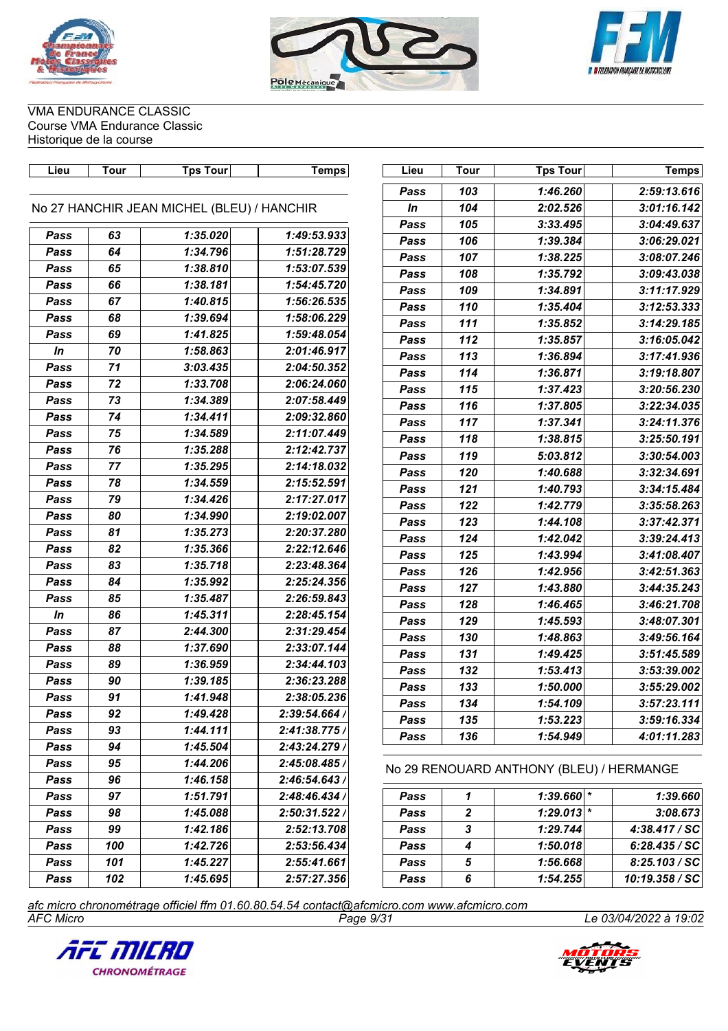VMA ENDURANCE CLASSIC
Course VMA Endurance Classic
Historique de la course

## No 27 HANCHIR JEAN MICHEL (BLEU) / HANCHIR

| Lieu | Tour | Tps Tour | | Temps |
|---|---|---|---|---|
| Pass | 63 | 1:35.020 | | 1:49:53.933 |
| Pass | 64 | 1:34.796 | | 1:51:28.729 |
| Pass | 65 | 1:38.810 | | 1:53:07.539 |
| Pass | 66 | 1:38.181 | | 1:54:45.720 |
| Pass | 67 | 1:40.815 | | 1:56:26.535 |
| Pass | 68 | 1:39.694 | | 1:58:06.229 |
| Pass | 69 | 1:41.825 | | 1:59:48.054 |
| In | 70 | 1:58.863 | | 2:01:46.917 |
| Pass | 71 | 3:03.435 | | 2:04:50.352 |
| Pass | 72 | 1:33.708 | | 2:06:24.060 |
| Pass | 73 | 1:34.389 | | 2:07:58.449 |
| Pass | 74 | 1:34.411 | | 2:09:32.860 |
| Pass | 75 | 1:34.589 | | 2:11:07.449 |
| Pass | 76 | 1:35.288 | | 2:12:42.737 |
| Pass | 77 | 1:35.295 | | 2:14:18.032 |
| Pass | 78 | 1:34.559 | | 2:15:52.591 |
| Pass | 79 | 1:34.426 | | 2:17:27.017 |
| Pass | 80 | 1:34.990 | | 2:19:02.007 |
| Pass | 81 | 1:35.273 | | 2:20:37.280 |
| Pass | 82 | 1:35.366 | | 2:22:12.646 |
| Pass | 83 | 1:35.718 | | 2:23:48.364 |
| Pass | 84 | 1:35.992 | | 2:25:24.356 |
| Pass | 85 | 1:35.487 | | 2:26:59.843 |
| In | 86 | 1:45.311 | | 2:28:45.154 |
| Pass | 87 | 2:44.300 | | 2:31:29.454 |
| Pass | 88 | 1:37.690 | | 2:33:07.144 |
| Pass | 89 | 1:36.959 | | 2:34:44.103 |
| Pass | 90 | 1:39.185 | | 2:36:23.288 |
| Pass | 91 | 1:41.948 | | 2:38:05.236 |
| Pass | 92 | 1:49.428 | | 2:39:54.664 / |
| Pass | 93 | 1:44.111 | | 2:41:38.775 / |
| Pass | 94 | 1:45.504 | | 2:43:24.279 / |
| Pass | 95 | 1:44.206 | | 2:45:08.485 / |
| Pass | 96 | 1:46.158 | | 2:46:54.643 / |
| Pass | 97 | 1:51.791 | | 2:48:46.434 / |
| Pass | 98 | 1:45.088 | | 2:50:31.522 / |
| Pass | 99 | 1:42.186 | | 2:52:13.708 |
| Pass | 100 | 1:42.726 | | 2:53:56.434 |
| Pass | 101 | 1:45.227 | | 2:55:41.661 |
| Pass | 102 | 1:45.695 | | 2:57:27.356 |
| Pass | 103 | 1:46.260 | | 2:59:13.616 |
| In | 104 | 2:02.526 | | 3:01:16.142 |
| Pass | 105 | 3:33.495 | | 3:04:49.637 |
| Pass | 106 | 1:39.384 | | 3:06:29.021 |
| Pass | 107 | 1:38.225 | | 3:08:07.246 |
| Pass | 108 | 1:35.792 | | 3:09:43.038 |
| Pass | 109 | 1:34.891 | | 3:11:17.929 |
| Pass | 110 | 1:35.404 | | 3:12:53.333 |
| Pass | 111 | 1:35.852 | | 3:14:29.185 |
| Pass | 112 | 1:35.857 | | 3:16:05.042 |
| Pass | 113 | 1:36.894 | | 3:17:41.936 |
| Pass | 114 | 1:36.871 | | 3:19:18.807 |
| Pass | 115 | 1:37.423 | | 3:20:56.230 |
| Pass | 116 | 1:37.805 | | 3:22:34.035 |
| Pass | 117 | 1:37.341 | | 3:24:11.376 |
| Pass | 118 | 1:38.815 | | 3:25:50.191 |
| Pass | 119 | 5:03.812 | | 3:30:54.003 |
| Pass | 120 | 1:40.688 | | 3:32:34.691 |
| Pass | 121 | 1:40.793 | | 3:34:15.484 |
| Pass | 122 | 1:42.779 | | 3:35:58.263 |
| Pass | 123 | 1:44.108 | | 3:37:42.371 |
| Pass | 124 | 1:42.042 | | 3:39:24.413 |
| Pass | 125 | 1:43.994 | | 3:41:08.407 |
| Pass | 126 | 1:42.956 | | 3:42:51.363 |
| Pass | 127 | 1:43.880 | | 3:44:35.243 |
| Pass | 128 | 1:46.465 | | 3:46:21.708 |
| Pass | 129 | 1:45.593 | | 3:48:07.301 |
| Pass | 130 | 1:48.863 | | 3:49:56.164 |
| Pass | 131 | 1:49.425 | | 3:51:45.589 |
| Pass | 132 | 1:53.413 | | 3:53:39.002 |
| Pass | 133 | 1:50.000 | | 3:55:29.002 |
| Pass | 134 | 1:54.109 | | 3:57:23.111 |
| Pass | 135 | 1:53.223 | | 3:59:16.334 |
| Pass | 136 | 1:54.949 | | 4:01:11.283 |

## No 29 RENOUARD ANTHONY (BLEU) / HERMANGE

| Lieu | Tour | Tps Tour | | Temps |
|---|---|---|---|---|
| Pass | 1 | 1:39.660 | * | 1:39.660 |
| Pass | 2 | 1:29.013 | * | 3:08.673 |
| Pass | 3 | 1:29.744 | | 4:38.417 / SC |
| Pass | 4 | 1:50.018 | | 6:28.435 / SC |
| Pass | 5 | 1:56.668 | | 8:25.103 / SC |
| Pass | 6 | 1:54.255 | | 10:19.358 / SC |

afc micro chronométrage officiel ffm 01.60.80.54.54 contact@afcmicro.com www.afcmicro.com
AFC Micro — Le 03/04/2022 à 19:02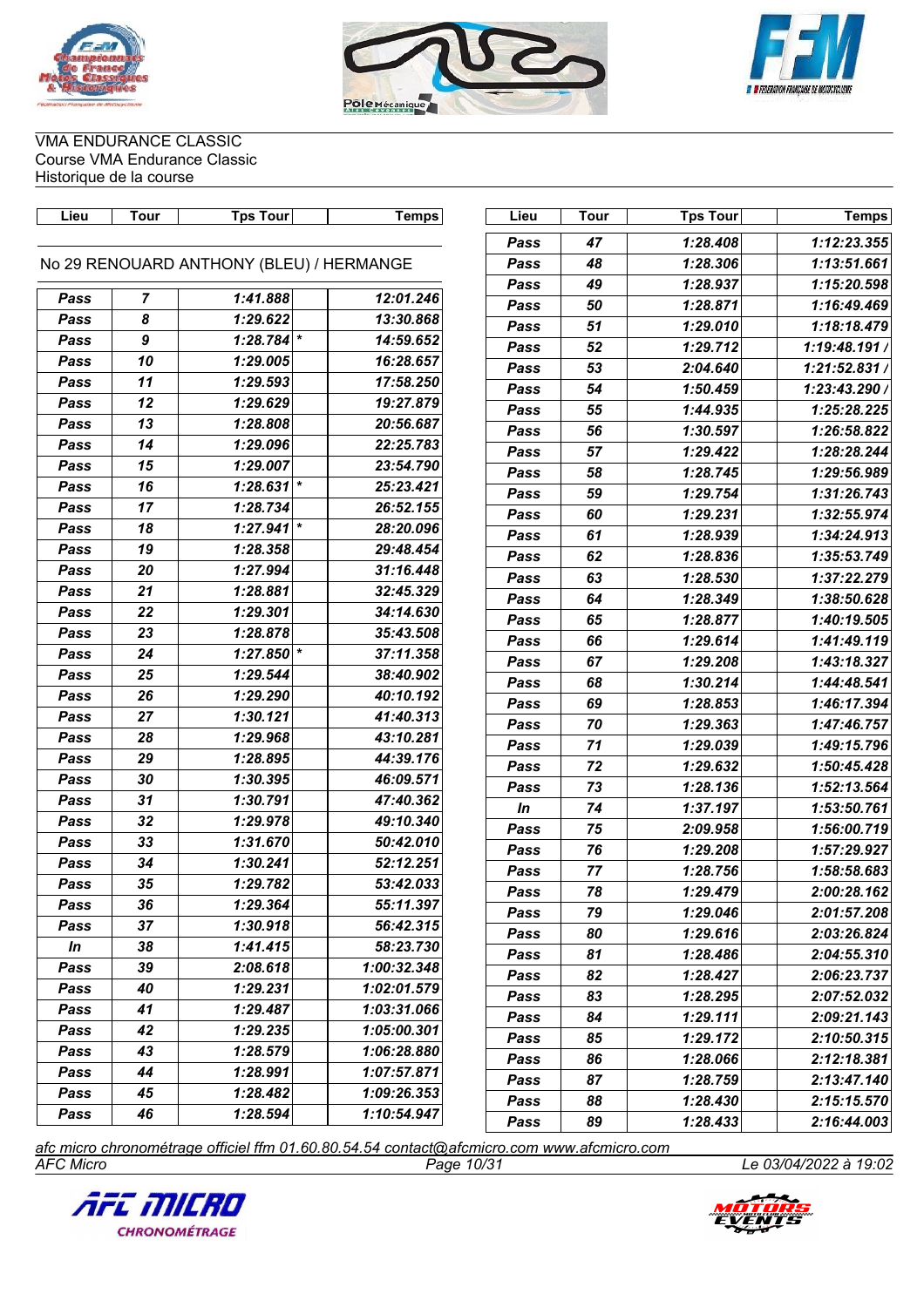VMA ENDURANCE CLASSIC
Course VMA Endurance Classic
Historique de la course

No 29 RENOUARD ANTHONY (BLEU) / HERMANGE

| Lieu | Tour | Tps Tour | | Temps |
|---|---|---|---|---|
| Pass | 7 | 1:41.888 | | 12:01.246 |
| Pass | 8 | 1:29.622 | | 13:30.868 |
| Pass | 9 | 1:28.784 | * | 14:59.652 |
| Pass | 10 | 1:29.005 | | 16:28.657 |
| Pass | 11 | 1:29.593 | | 17:58.250 |
| Pass | 12 | 1:29.629 | | 19:27.879 |
| Pass | 13 | 1:28.808 | | 20:56.687 |
| Pass | 14 | 1:29.096 | | 22:25.783 |
| Pass | 15 | 1:29.007 | | 23:54.790 |
| Pass | 16 | 1:28.631 | * | 25:23.421 |
| Pass | 17 | 1:28.734 | | 26:52.155 |
| Pass | 18 | 1:27.941 | * | 28:20.096 |
| Pass | 19 | 1:28.358 | | 29:48.454 |
| Pass | 20 | 1:27.994 | | 31:16.448 |
| Pass | 21 | 1:28.881 | | 32:45.329 |
| Pass | 22 | 1:29.301 | | 34:14.630 |
| Pass | 23 | 1:28.878 | | 35:43.508 |
| Pass | 24 | 1:27.850 | * | 37:11.358 |
| Pass | 25 | 1:29.544 | | 38:40.902 |
| Pass | 26 | 1:29.290 | | 40:10.192 |
| Pass | 27 | 1:30.121 | | 41:40.313 |
| Pass | 28 | 1:29.968 | | 43:10.281 |
| Pass | 29 | 1:28.895 | | 44:39.176 |
| Pass | 30 | 1:30.395 | | 46:09.571 |
| Pass | 31 | 1:30.791 | | 47:40.362 |
| Pass | 32 | 1:29.978 | | 49:10.340 |
| Pass | 33 | 1:31.670 | | 50:42.010 |
| Pass | 34 | 1:30.241 | | 52:12.251 |
| Pass | 35 | 1:29.782 | | 53:42.033 |
| Pass | 36 | 1:29.364 | | 55:11.397 |
| Pass | 37 | 1:30.918 | | 56:42.315 |
| In | 38 | 1:41.415 | | 58:23.730 |
| Pass | 39 | 2:08.618 | | 1:00:32.348 |
| Pass | 40 | 1:29.231 | | 1:02:01.579 |
| Pass | 41 | 1:29.487 | | 1:03:31.066 |
| Pass | 42 | 1:29.235 | | 1:05:00.301 |
| Pass | 43 | 1:28.579 | | 1:06:28.880 |
| Pass | 44 | 1:28.991 | | 1:07:57.871 |
| Pass | 45 | 1:28.482 | | 1:09:26.353 |
| Pass | 46 | 1:28.594 | | 1:10:54.947 |
| Pass | 47 | 1:28.408 | | 1:12:23.355 |
| Pass | 48 | 1:28.306 | | 1:13:51.661 |
| Pass | 49 | 1:28.937 | | 1:15:20.598 |
| Pass | 50 | 1:28.871 | | 1:16:49.469 |
| Pass | 51 | 1:29.010 | | 1:18:18.479 |
| Pass | 52 | 1:29.712 | | 1:19:48.191 / |
| Pass | 53 | 2:04.640 | | 1:21:52.831 / |
| Pass | 54 | 1:50.459 | | 1:23:43.290 / |
| Pass | 55 | 1:44.935 | | 1:25:28.225 |
| Pass | 56 | 1:30.597 | | 1:26:58.822 |
| Pass | 57 | 1:29.422 | | 1:28:28.244 |
| Pass | 58 | 1:28.745 | | 1:29:56.989 |
| Pass | 59 | 1:29.754 | | 1:31:26.743 |
| Pass | 60 | 1:29.231 | | 1:32:55.974 |
| Pass | 61 | 1:28.939 | | 1:34:24.913 |
| Pass | 62 | 1:28.836 | | 1:35:53.749 |
| Pass | 63 | 1:28.530 | | 1:37:22.279 |
| Pass | 64 | 1:28.349 | | 1:38:50.628 |
| Pass | 65 | 1:28.877 | | 1:40:19.505 |
| Pass | 66 | 1:29.614 | | 1:41:49.119 |
| Pass | 67 | 1:29.208 | | 1:43:18.327 |
| Pass | 68 | 1:30.214 | | 1:44:48.541 |
| Pass | 69 | 1:28.853 | | 1:46:17.394 |
| Pass | 70 | 1:29.363 | | 1:47:46.757 |
| Pass | 71 | 1:29.039 | | 1:49:15.796 |
| Pass | 72 | 1:29.632 | | 1:50:45.428 |
| Pass | 73 | 1:28.136 | | 1:52:13.564 |
| In | 74 | 1:37.197 | | 1:53:50.761 |
| Pass | 75 | 2:09.958 | | 1:56:00.719 |
| Pass | 76 | 1:29.208 | | 1:57:29.927 |
| Pass | 77 | 1:28.756 | | 1:58:58.683 |
| Pass | 78 | 1:29.479 | | 2:00:28.162 |
| Pass | 79 | 1:29.046 | | 2:01:57.208 |
| Pass | 80 | 1:29.616 | | 2:03:26.824 |
| Pass | 81 | 1:28.486 | | 2:04:55.310 |
| Pass | 82 | 1:28.427 | | 2:06:23.737 |
| Pass | 83 | 1:28.295 | | 2:07:52.032 |
| Pass | 84 | 1:29.111 | | 2:09:21.143 |
| Pass | 85 | 1:29.172 | | 2:10:50.315 |
| Pass | 86 | 1:28.066 | | 2:12:18.381 |
| Pass | 87 | 1:28.759 | | 2:13:47.140 |
| Pass | 88 | 1:28.430 | | 2:15:15.570 |
| Pass | 89 | 1:28.433 | | 2:16:44.003 |

afc micro chronométrage officiel ffm 01.60.80.54.54 contact@afcmicro.com www.afcmicro.com
AFC Micro — Le 03/04/2022 à 19:02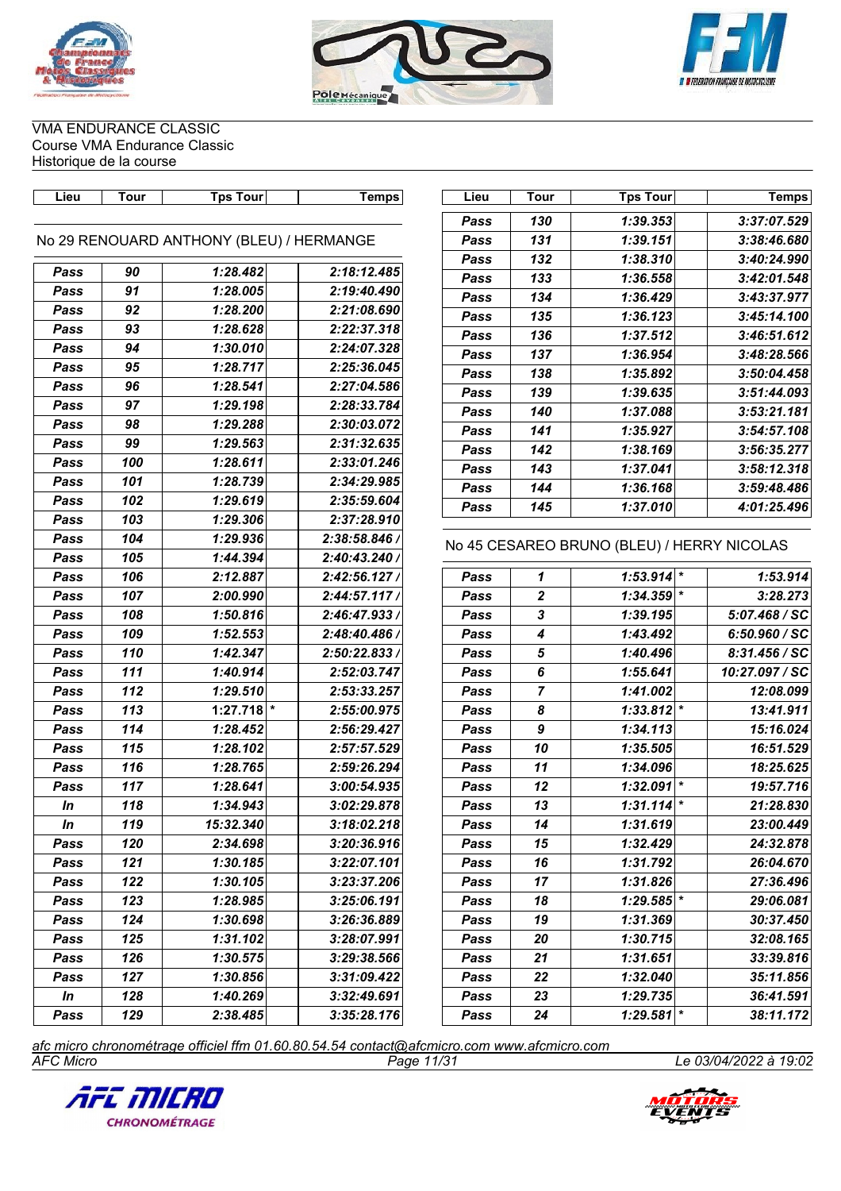VMA ENDURANCE CLASSIC
Course VMA Endurance Classic
Historique de la course

No 29 RENOUARD ANTHONY (BLEU) / HERMANGE

| Lieu | Tour | Tps Tour | | Temps |
|---|---|---|---|---|
| Pass | 90 | 1:28.482 | | 2:18:12.485 |
| Pass | 91 | 1:28.005 | | 2:19:40.490 |
| Pass | 92 | 1:28.200 | | 2:21:08.690 |
| Pass | 93 | 1:28.628 | | 2:22:37.318 |
| Pass | 94 | 1:30.010 | | 2:24:07.328 |
| Pass | 95 | 1:28.717 | | 2:25:36.045 |
| Pass | 96 | 1:28.541 | | 2:27:04.586 |
| Pass | 97 | 1:29.198 | | 2:28:33.784 |
| Pass | 98 | 1:29.288 | | 2:30:03.072 |
| Pass | 99 | 1:29.563 | | 2:31:32.635 |
| Pass | 100 | 1:28.611 | | 2:33:01.246 |
| Pass | 101 | 1:28.739 | | 2:34:29.985 |
| Pass | 102 | 1:29.619 | | 2:35:59.604 |
| Pass | 103 | 1:29.306 | | 2:37:28.910 |
| Pass | 104 | 1:29.936 | | 2:38:58.846 / |
| Pass | 105 | 1:44.394 | | 2:40:43.240 / |
| Pass | 106 | 2:12.887 | | 2:42:56.127 / |
| Pass | 107 | 2:00.990 | | 2:44:57.117 / |
| Pass | 108 | 1:50.816 | | 2:46:47.933 / |
| Pass | 109 | 1:52.553 | | 2:48:40.486 / |
| Pass | 110 | 1:42.347 | | 2:50:22.833 / |
| Pass | 111 | 1:40.914 | | 2:52:03.747 |
| Pass | 112 | 1:29.510 | | 2:53:33.257 |
| Pass | 113 | 1:27.718 | * | 2:55:00.975 |
| Pass | 114 | 1:28.452 | | 2:56:29.427 |
| Pass | 115 | 1:28.102 | | 2:57:57.529 |
| Pass | 116 | 1:28.765 | | 2:59:26.294 |
| Pass | 117 | 1:28.641 | | 3:00:54.935 |
| In | 118 | 1:34.943 | | 3:02:29.878 |
| In | 119 | 15:32.340 | | 3:18:02.218 |
| Pass | 120 | 2:34.698 | | 3:20:36.916 |
| Pass | 121 | 1:30.185 | | 3:22:07.101 |
| Pass | 122 | 1:30.105 | | 3:23:37.206 |
| Pass | 123 | 1:28.985 | | 3:25:06.191 |
| Pass | 124 | 1:30.698 | | 3:26:36.889 |
| Pass | 125 | 1:31.102 | | 3:28:07.991 |
| Pass | 126 | 1:30.575 | | 3:29:38.566 |
| Pass | 127 | 1:30.856 | | 3:31:09.422 |
| In | 128 | 1:40.269 | | 3:32:49.691 |
| Pass | 129 | 2:38.485 | | 3:35:28.176 |
| Pass | 130 | 1:39.353 | | 3:37:07.529 |
| Pass | 131 | 1:39.151 | | 3:38:46.680 |
| Pass | 132 | 1:38.310 | | 3:40:24.990 |
| Pass | 133 | 1:36.558 | | 3:42:01.548 |
| Pass | 134 | 1:36.429 | | 3:43:37.977 |
| Pass | 135 | 1:36.123 | | 3:45:14.100 |
| Pass | 136 | 1:37.512 | | 3:46:51.612 |
| Pass | 137 | 1:36.954 | | 3:48:28.566 |
| Pass | 138 | 1:35.892 | | 3:50:04.458 |
| Pass | 139 | 1:39.635 | | 3:51:44.093 |
| Pass | 140 | 1:37.088 | | 3:53:21.181 |
| Pass | 141 | 1:35.927 | | 3:54:57.108 |
| Pass | 142 | 1:38.169 | | 3:56:35.277 |
| Pass | 143 | 1:37.041 | | 3:58:12.318 |
| Pass | 144 | 1:36.168 | | 3:59:48.486 |
| Pass | 145 | 1:37.010 | | 4:01:25.496 |

No 45 CESAREO BRUNO (BLEU) / HERRY NICOLAS

| Lieu | Tour | Tps Tour | | Temps |
|---|---|---|---|---|
| Pass | 1 | 1:53.914 | * | 1:53.914 |
| Pass | 2 | 1:34.359 | * | 3:28.273 |
| Pass | 3 | 1:39.195 | | 5:07.468 / SC |
| Pass | 4 | 1:43.492 | | 6:50.960 / SC |
| Pass | 5 | 1:40.496 | | 8:31.456 / SC |
| Pass | 6 | 1:55.641 | | 10:27.097 / SC |
| Pass | 7 | 1:41.002 | | 12:08.099 |
| Pass | 8 | 1:33.812 | * | 13:41.911 |
| Pass | 9 | 1:34.113 | | 15:16.024 |
| Pass | 10 | 1:35.505 | | 16:51.529 |
| Pass | 11 | 1:34.096 | | 18:25.625 |
| Pass | 12 | 1:32.091 | * | 19:57.716 |
| Pass | 13 | 1:31.114 | * | 21:28.830 |
| Pass | 14 | 1:31.619 | | 23:00.449 |
| Pass | 15 | 1:32.429 | | 24:32.878 |
| Pass | 16 | 1:31.792 | | 26:04.670 |
| Pass | 17 | 1:31.826 | | 27:36.496 |
| Pass | 18 | 1:29.585 | * | 29:06.081 |
| Pass | 19 | 1:31.369 | | 30:37.450 |
| Pass | 20 | 1:30.715 | | 32:08.165 |
| Pass | 21 | 1:31.651 | | 33:39.816 |
| Pass | 22 | 1:32.040 | | 35:11.856 |
| Pass | 23 | 1:29.735 | | 36:41.591 |
| Pass | 24 | 1:29.581 | * | 38:11.172 |

*afc micro chronométrage officiel ffm 01.60.80.54.54 contact@afcmicro.com www.afcmicro.com*
*AFC Micro* — *Le 03/04/2022 à 19:02*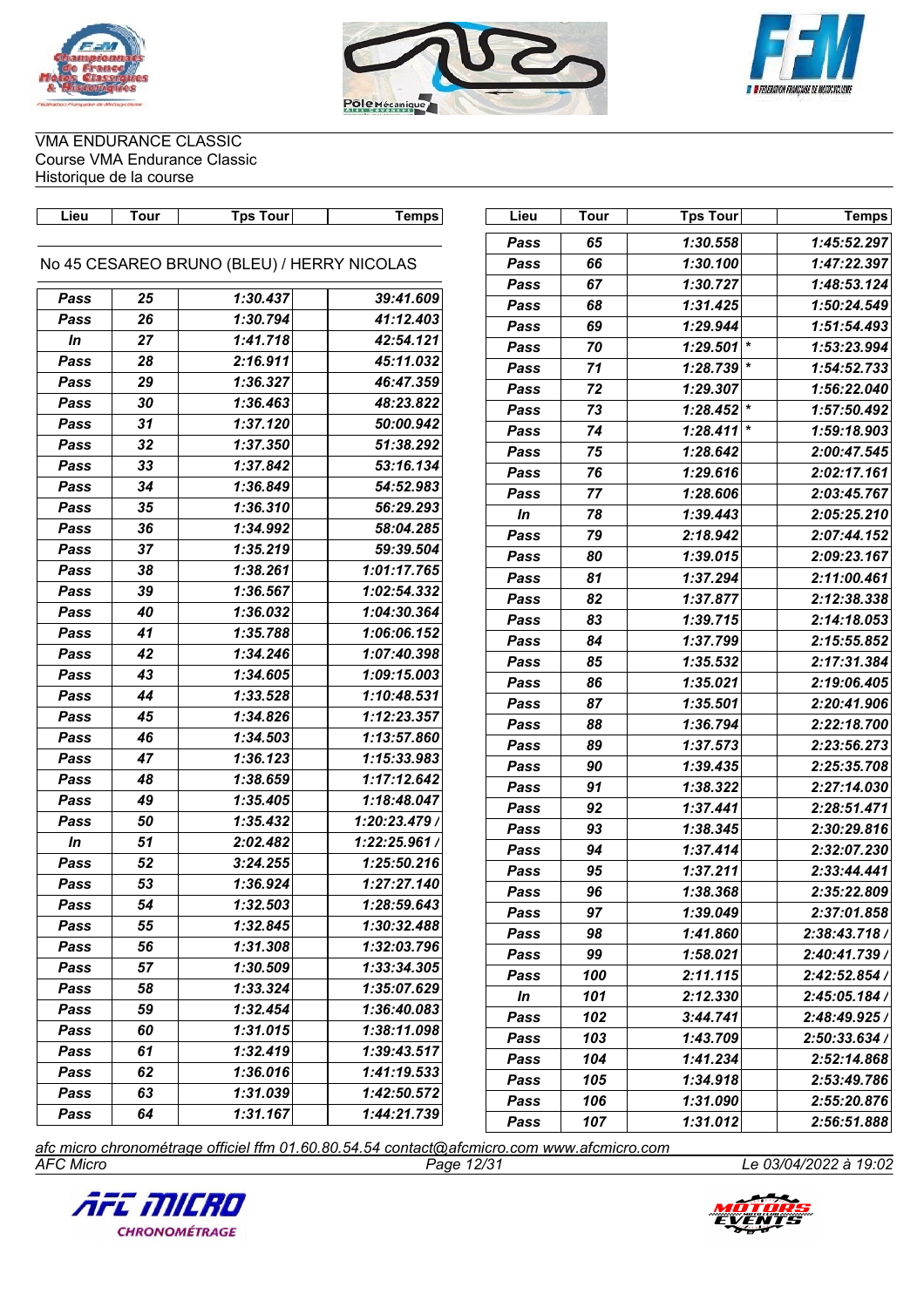VMA ENDURANCE CLASSIC
Course VMA Endurance Classic
Historique de la course

No 45 CESAREO BRUNO (BLEU) / HERRY NICOLAS

| Lieu | Tour | Tps Tour | | Temps |
|---|---|---|---|---|
| Pass | 25 | 1:30.437 | | 39:41.609 |
| Pass | 26 | 1:30.794 | | 41:12.403 |
| In | 27 | 1:41.718 | | 42:54.121 |
| Pass | 28 | 2:16.911 | | 45:11.032 |
| Pass | 29 | 1:36.327 | | 46:47.359 |
| Pass | 30 | 1:36.463 | | 48:23.822 |
| Pass | 31 | 1:37.120 | | 50:00.942 |
| Pass | 32 | 1:37.350 | | 51:38.292 |
| Pass | 33 | 1:37.842 | | 53:16.134 |
| Pass | 34 | 1:36.849 | | 54:52.983 |
| Pass | 35 | 1:36.310 | | 56:29.293 |
| Pass | 36 | 1:34.992 | | 58:04.285 |
| Pass | 37 | 1:35.219 | | 59:39.504 |
| Pass | 38 | 1:38.261 | | 1:01:17.765 |
| Pass | 39 | 1:36.567 | | 1:02:54.332 |
| Pass | 40 | 1:36.032 | | 1:04:30.364 |
| Pass | 41 | 1:35.788 | | 1:06:06.152 |
| Pass | 42 | 1:34.246 | | 1:07:40.398 |
| Pass | 43 | 1:34.605 | | 1:09:15.003 |
| Pass | 44 | 1:33.528 | | 1:10:48.531 |
| Pass | 45 | 1:34.826 | | 1:12:23.357 |
| Pass | 46 | 1:34.503 | | 1:13:57.860 |
| Pass | 47 | 1:36.123 | | 1:15:33.983 |
| Pass | 48 | 1:38.659 | | 1:17:12.642 |
| Pass | 49 | 1:35.405 | | 1:18:48.047 |
| Pass | 50 | 1:35.432 | | 1:20:23.479 / |
| In | 51 | 2:02.482 | | 1:22:25.961 / |
| Pass | 52 | 3:24.255 | | 1:25:50.216 |
| Pass | 53 | 1:36.924 | | 1:27:27.140 |
| Pass | 54 | 1:32.503 | | 1:28:59.643 |
| Pass | 55 | 1:32.845 | | 1:30:32.488 |
| Pass | 56 | 1:31.308 | | 1:32:03.796 |
| Pass | 57 | 1:30.509 | | 1:33:34.305 |
| Pass | 58 | 1:33.324 | | 1:35:07.629 |
| Pass | 59 | 1:32.454 | | 1:36:40.083 |
| Pass | 60 | 1:31.015 | | 1:38:11.098 |
| Pass | 61 | 1:32.419 | | 1:39:43.517 |
| Pass | 62 | 1:36.016 | | 1:41:19.533 |
| Pass | 63 | 1:31.039 | | 1:42:50.572 |
| Pass | 64 | 1:31.167 | | 1:44:21.739 |
| Pass | 65 | 1:30.558 | | 1:45:52.297 |
| Pass | 66 | 1:30.100 | | 1:47:22.397 |
| Pass | 67 | 1:30.727 | | 1:48:53.124 |
| Pass | 68 | 1:31.425 | | 1:50:24.549 |
| Pass | 69 | 1:29.944 | | 1:51:54.493 |
| Pass | 70 | 1:29.501 | * | 1:53:23.994 |
| Pass | 71 | 1:28.739 | * | 1:54:52.733 |
| Pass | 72 | 1:29.307 | | 1:56:22.040 |
| Pass | 73 | 1:28.452 | * | 1:57:50.492 |
| Pass | 74 | 1:28.411 | * | 1:59:18.903 |
| Pass | 75 | 1:28.642 | | 2:00:47.545 |
| Pass | 76 | 1:29.616 | | 2:02:17.161 |
| Pass | 77 | 1:28.606 | | 2:03:45.767 |
| In | 78 | 1:39.443 | | 2:05:25.210 |
| Pass | 79 | 2:18.942 | | 2:07:44.152 |
| Pass | 80 | 1:39.015 | | 2:09:23.167 |
| Pass | 81 | 1:37.294 | | 2:11:00.461 |
| Pass | 82 | 1:37.877 | | 2:12:38.338 |
| Pass | 83 | 1:39.715 | | 2:14:18.053 |
| Pass | 84 | 1:37.799 | | 2:15:55.852 |
| Pass | 85 | 1:35.532 | | 2:17:31.384 |
| Pass | 86 | 1:35.021 | | 2:19:06.405 |
| Pass | 87 | 1:35.501 | | 2:20:41.906 |
| Pass | 88 | 1:36.794 | | 2:22:18.700 |
| Pass | 89 | 1:37.573 | | 2:23:56.273 |
| Pass | 90 | 1:39.435 | | 2:25:35.708 |
| Pass | 91 | 1:38.322 | | 2:27:14.030 |
| Pass | 92 | 1:37.441 | | 2:28:51.471 |
| Pass | 93 | 1:38.345 | | 2:30:29.816 |
| Pass | 94 | 1:37.414 | | 2:32:07.230 |
| Pass | 95 | 1:37.211 | | 2:33:44.441 |
| Pass | 96 | 1:38.368 | | 2:35:22.809 |
| Pass | 97 | 1:39.049 | | 2:37:01.858 |
| Pass | 98 | 1:41.860 | | 2:38:43.718 / |
| Pass | 99 | 1:58.021 | | 2:40:41.739 / |
| Pass | 100 | 2:11.115 | | 2:42:52.854 / |
| In | 101 | 2:12.330 | | 2:45:05.184 / |
| Pass | 102 | 3:44.741 | | 2:48:49.925 / |
| Pass | 103 | 1:43.709 | | 2:50:33.634 / |
| Pass | 104 | 1:41.234 | | 2:52:14.868 |
| Pass | 105 | 1:34.918 | | 2:53:49.786 |
| Pass | 106 | 1:31.090 | | 2:55:20.876 |
| Pass | 107 | 1:31.012 | | 2:56:51.888 |

afc micro chronométrage officiel ffm 01.60.80.54.54 contact@afcmicro.com www.afcmicro.com
AFC Micro — Le 03/04/2022 à 19:02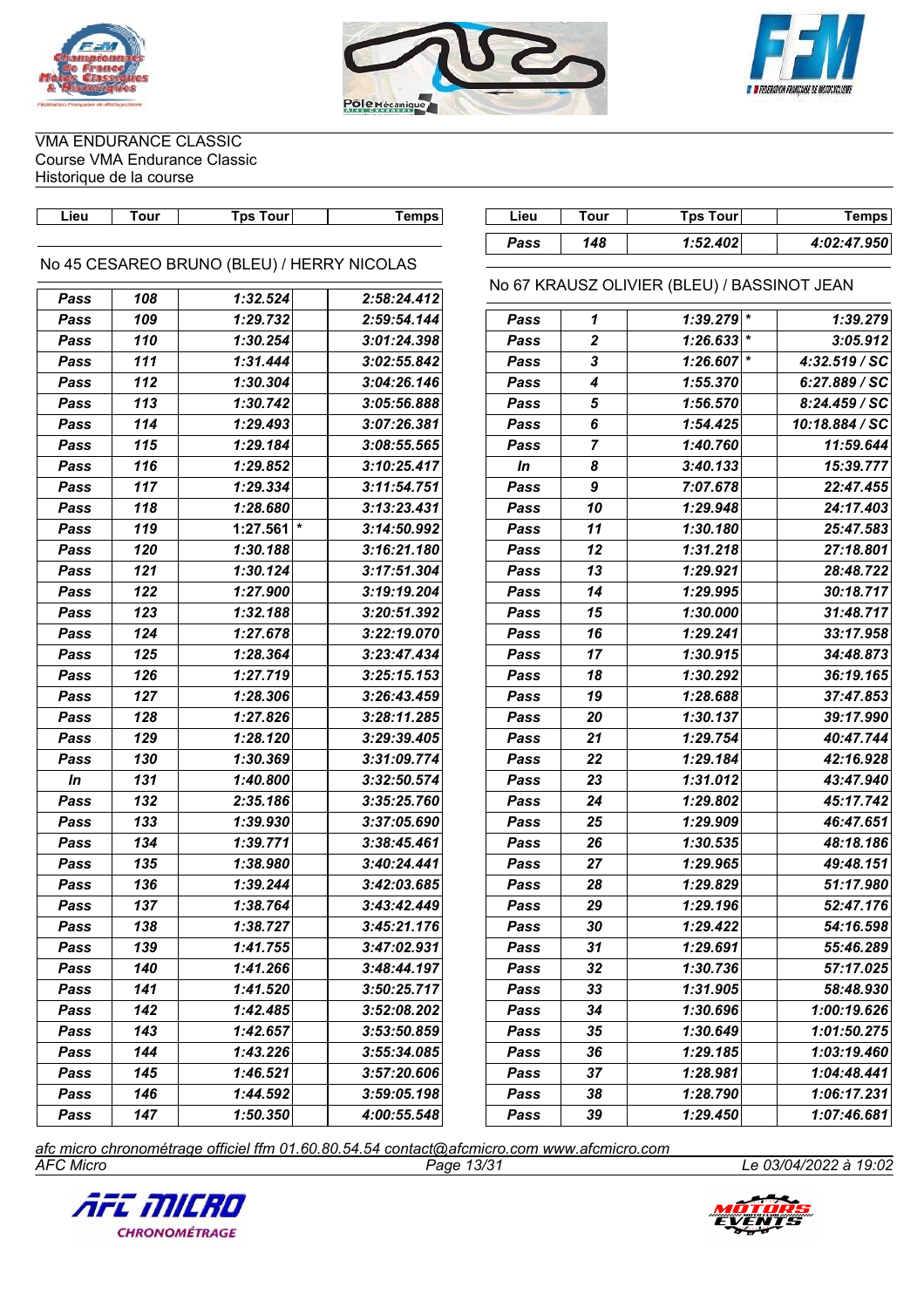VMA ENDURANCE CLASSIC
Course VMA Endurance Classic
Historique de la course

No 45 CESAREO BRUNO (BLEU) / HERRY NICOLAS

| Lieu | Tour | Tps Tour | | Temps |
|---|---|---|---|---|
| Pass | 108 | 1:32.524 | | 2:58:24.412 |
| Pass | 109 | 1:29.732 | | 2:59:54.144 |
| Pass | 110 | 1:30.254 | | 3:01:24.398 |
| Pass | 111 | 1:31.444 | | 3:02:55.842 |
| Pass | 112 | 1:30.304 | | 3:04:26.146 |
| Pass | 113 | 1:30.742 | | 3:05:56.888 |
| Pass | 114 | 1:29.493 | | 3:07:26.381 |
| Pass | 115 | 1:29.184 | | 3:08:55.565 |
| Pass | 116 | 1:29.852 | | 3:10:25.417 |
| Pass | 117 | 1:29.334 | | 3:11:54.751 |
| Pass | 118 | 1:28.680 | | 3:13:23.431 |
| Pass | 119 | 1:27.561 | * | 3:14:50.992 |
| Pass | 120 | 1:30.188 | | 3:16:21.180 |
| Pass | 121 | 1:30.124 | | 3:17:51.304 |
| Pass | 122 | 1:27.900 | | 3:19:19.204 |
| Pass | 123 | 1:32.188 | | 3:20:51.392 |
| Pass | 124 | 1:27.678 | | 3:22:19.070 |
| Pass | 125 | 1:28.364 | | 3:23:47.434 |
| Pass | 126 | 1:27.719 | | 3:25:15.153 |
| Pass | 127 | 1:28.306 | | 3:26:43.459 |
| Pass | 128 | 1:27.826 | | 3:28:11.285 |
| Pass | 129 | 1:28.120 | | 3:29:39.405 |
| Pass | 130 | 1:30.369 | | 3:31:09.774 |
| In | 131 | 1:40.800 | | 3:32:50.574 |
| Pass | 132 | 2:35.186 | | 3:35:25.760 |
| Pass | 133 | 1:39.930 | | 3:37:05.690 |
| Pass | 134 | 1:39.771 | | 3:38:45.461 |
| Pass | 135 | 1:38.980 | | 3:40:24.441 |
| Pass | 136 | 1:39.244 | | 3:42:03.685 |
| Pass | 137 | 1:38.764 | | 3:43:42.449 |
| Pass | 138 | 1:38.727 | | 3:45:21.176 |
| Pass | 139 | 1:41.755 | | 3:47:02.931 |
| Pass | 140 | 1:41.266 | | 3:48:44.197 |
| Pass | 141 | 1:41.520 | | 3:50:25.717 |
| Pass | 142 | 1:42.485 | | 3:52:08.202 |
| Pass | 143 | 1:42.657 | | 3:53:50.859 |
| Pass | 144 | 1:43.226 | | 3:55:34.085 |
| Pass | 145 | 1:46.521 | | 3:57:20.606 |
| Pass | 146 | 1:44.592 | | 3:59:05.198 |
| Pass | 147 | 1:50.350 | | 4:00:55.548 |
| Pass | 148 | 1:52.402 | | 4:02:47.950 |

No 67 KRAUSZ OLIVIER (BLEU) / BASSINOT JEAN

| Lieu | Tour | Tps Tour | | Temps |
|---|---|---|---|---|
| Pass | 1 | 1:39.279 | * | 1:39.279 |
| Pass | 2 | 1:26.633 | * | 3:05.912 |
| Pass | 3 | 1:26.607 | * | 4:32.519 / SC |
| Pass | 4 | 1:55.370 | | 6:27.889 / SC |
| Pass | 5 | 1:56.570 | | 8:24.459 / SC |
| Pass | 6 | 1:54.425 | | 10:18.884 / SC |
| Pass | 7 | 1:40.760 | | 11:59.644 |
| In | 8 | 3:40.133 | | 15:39.777 |
| Pass | 9 | 7:07.678 | | 22:47.455 |
| Pass | 10 | 1:29.948 | | 24:17.403 |
| Pass | 11 | 1:30.180 | | 25:47.583 |
| Pass | 12 | 1:31.218 | | 27:18.801 |
| Pass | 13 | 1:29.921 | | 28:48.722 |
| Pass | 14 | 1:29.995 | | 30:18.717 |
| Pass | 15 | 1:30.000 | | 31:48.717 |
| Pass | 16 | 1:29.241 | | 33:17.958 |
| Pass | 17 | 1:30.915 | | 34:48.873 |
| Pass | 18 | 1:30.292 | | 36:19.165 |
| Pass | 19 | 1:28.688 | | 37:47.853 |
| Pass | 20 | 1:30.137 | | 39:17.990 |
| Pass | 21 | 1:29.754 | | 40:47.744 |
| Pass | 22 | 1:29.184 | | 42:16.928 |
| Pass | 23 | 1:31.012 | | 43:47.940 |
| Pass | 24 | 1:29.802 | | 45:17.742 |
| Pass | 25 | 1:29.909 | | 46:47.651 |
| Pass | 26 | 1:30.535 | | 48:18.186 |
| Pass | 27 | 1:29.965 | | 49:48.151 |
| Pass | 28 | 1:29.829 | | 51:17.980 |
| Pass | 29 | 1:29.196 | | 52:47.176 |
| Pass | 30 | 1:29.422 | | 54:16.598 |
| Pass | 31 | 1:29.691 | | 55:46.289 |
| Pass | 32 | 1:30.736 | | 57:17.025 |
| Pass | 33 | 1:31.905 | | 58:48.930 |
| Pass | 34 | 1:30.696 | | 1:00:19.626 |
| Pass | 35 | 1:30.649 | | 1:01:50.275 |
| Pass | 36 | 1:29.185 | | 1:03:19.460 |
| Pass | 37 | 1:28.981 | | 1:04:48.441 |
| Pass | 38 | 1:28.790 | | 1:06:17.231 |
| Pass | 39 | 1:29.450 | | 1:07:46.681 |

afc micro chronométrage officiel ffm 01.60.80.54.54 contact@afcmicro.com www.afcmicro.com
AFC Micro — Le 03/04/2022 à 19:02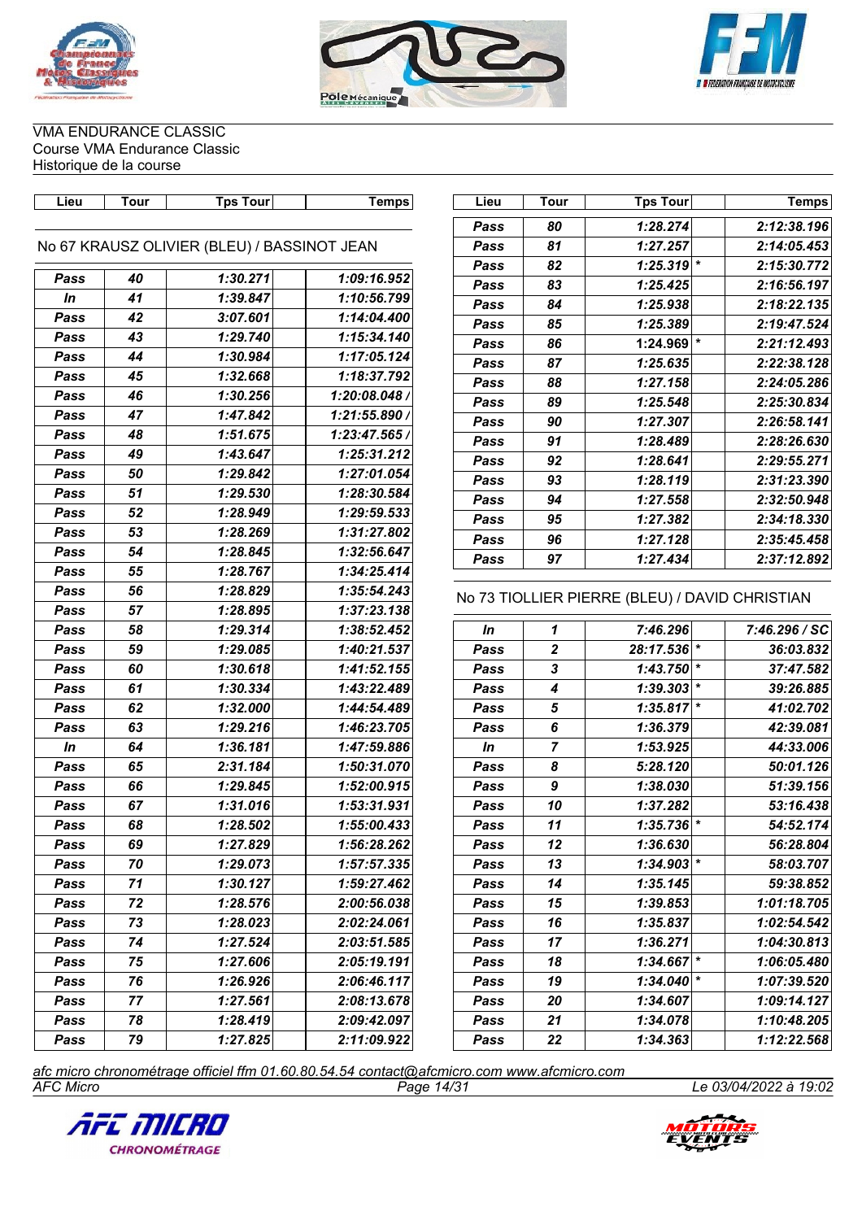VMA ENDURANCE CLASSIC
Course VMA Endurance Classic
Historique de la course

No 67 KRAUSZ OLIVIER (BLEU) / BASSINOT JEAN

| Lieu | Tour | Tps Tour | | Temps |
|---|---|---|---|---|
| Pass | 40 | 1:30.271 | | 1:09:16.952 |
| In | 41 | 1:39.847 | | 1:10:56.799 |
| Pass | 42 | 3:07.601 | | 1:14:04.400 |
| Pass | 43 | 1:29.740 | | 1:15:34.140 |
| Pass | 44 | 1:30.984 | | 1:17:05.124 |
| Pass | 45 | 1:32.668 | | 1:18:37.792 |
| Pass | 46 | 1:30.256 | | 1:20:08.048 / |
| Pass | 47 | 1:47.842 | | 1:21:55.890 / |
| Pass | 48 | 1:51.675 | | 1:23:47.565 / |
| Pass | 49 | 1:43.647 | | 1:25:31.212 |
| Pass | 50 | 1:29.842 | | 1:27:01.054 |
| Pass | 51 | 1:29.530 | | 1:28:30.584 |
| Pass | 52 | 1:28.949 | | 1:29:59.533 |
| Pass | 53 | 1:28.269 | | 1:31:27.802 |
| Pass | 54 | 1:28.845 | | 1:32:56.647 |
| Pass | 55 | 1:28.767 | | 1:34:25.414 |
| Pass | 56 | 1:28.829 | | 1:35:54.243 |
| Pass | 57 | 1:28.895 | | 1:37:23.138 |
| Pass | 58 | 1:29.314 | | 1:38:52.452 |
| Pass | 59 | 1:29.085 | | 1:40:21.537 |
| Pass | 60 | 1:30.618 | | 1:41:52.155 |
| Pass | 61 | 1:30.334 | | 1:43:22.489 |
| Pass | 62 | 1:32.000 | | 1:44:54.489 |
| Pass | 63 | 1:29.216 | | 1:46:23.705 |
| In | 64 | 1:36.181 | | 1:47:59.886 |
| Pass | 65 | 2:31.184 | | 1:50:31.070 |
| Pass | 66 | 1:29.845 | | 1:52:00.915 |
| Pass | 67 | 1:31.016 | | 1:53:31.931 |
| Pass | 68 | 1:28.502 | | 1:55:00.433 |
| Pass | 69 | 1:27.829 | | 1:56:28.262 |
| Pass | 70 | 1:29.073 | | 1:57:57.335 |
| Pass | 71 | 1:30.127 | | 1:59:27.462 |
| Pass | 72 | 1:28.576 | | 2:00:56.038 |
| Pass | 73 | 1:28.023 | | 2:02:24.061 |
| Pass | 74 | 1:27.524 | | 2:03:51.585 |
| Pass | 75 | 1:27.606 | | 2:05:19.191 |
| Pass | 76 | 1:26.926 | | 2:06:46.117 |
| Pass | 77 | 1:27.561 | | 2:08:13.678 |
| Pass | 78 | 1:28.419 | | 2:09:42.097 |
| Pass | 79 | 1:27.825 | | 2:11:09.922 |
| Pass | 80 | 1:28.274 | | 2:12:38.196 |
| Pass | 81 | 1:27.257 | | 2:14:05.453 |
| Pass | 82 | 1:25.319 | * | 2:15:30.772 |
| Pass | 83 | 1:25.425 | | 2:16:56.197 |
| Pass | 84 | 1:25.938 | | 2:18:22.135 |
| Pass | 85 | 1:25.389 | | 2:19:47.524 |
| Pass | 86 | 1:24.969 | * | 2:21:12.493 |
| Pass | 87 | 1:25.635 | | 2:22:38.128 |
| Pass | 88 | 1:27.158 | | 2:24:05.286 |
| Pass | 89 | 1:25.548 | | 2:25:30.834 |
| Pass | 90 | 1:27.307 | | 2:26:58.141 |
| Pass | 91 | 1:28.489 | | 2:28:26.630 |
| Pass | 92 | 1:28.641 | | 2:29:55.271 |
| Pass | 93 | 1:28.119 | | 2:31:23.390 |
| Pass | 94 | 1:27.558 | | 2:32:50.948 |
| Pass | 95 | 1:27.382 | | 2:34:18.330 |
| Pass | 96 | 1:27.128 | | 2:35:45.458 |
| Pass | 97 | 1:27.434 | | 2:37:12.892 |

No 73 TIOLLIER PIERRE (BLEU) / DAVID CHRISTIAN

| Lieu | Tour | Tps Tour | | Temps |
|---|---|---|---|---|
| In | 1 | 7:46.296 | | 7:46.296 / SC |
| Pass | 2 | 28:17.536 | * | 36:03.832 |
| Pass | 3 | 1:43.750 | * | 37:47.582 |
| Pass | 4 | 1:39.303 | * | 39:26.885 |
| Pass | 5 | 1:35.817 | * | 41:02.702 |
| Pass | 6 | 1:36.379 | | 42:39.081 |
| In | 7 | 1:53.925 | | 44:33.006 |
| Pass | 8 | 5:28.120 | | 50:01.126 |
| Pass | 9 | 1:38.030 | | 51:39.156 |
| Pass | 10 | 1:37.282 | | 53:16.438 |
| Pass | 11 | 1:35.736 | * | 54:52.174 |
| Pass | 12 | 1:36.630 | | 56:28.804 |
| Pass | 13 | 1:34.903 | * | 58:03.707 |
| Pass | 14 | 1:35.145 | | 59:38.852 |
| Pass | 15 | 1:39.853 | | 1:01:18.705 |
| Pass | 16 | 1:35.837 | | 1:02:54.542 |
| Pass | 17 | 1:36.271 | | 1:04:30.813 |
| Pass | 18 | 1:34.667 | * | 1:06:05.480 |
| Pass | 19 | 1:34.040 | * | 1:07:39.520 |
| Pass | 20 | 1:34.607 | | 1:09:14.127 |
| Pass | 21 | 1:34.078 | | 1:10:48.205 |
| Pass | 22 | 1:34.363 | | 1:12:22.568 |

afc micro chronométrage officiel ffm 01.60.80.54.54 contact@afcmicro.com www.afcmicro.com
AFC Micro — Le 03/04/2022 à 19:02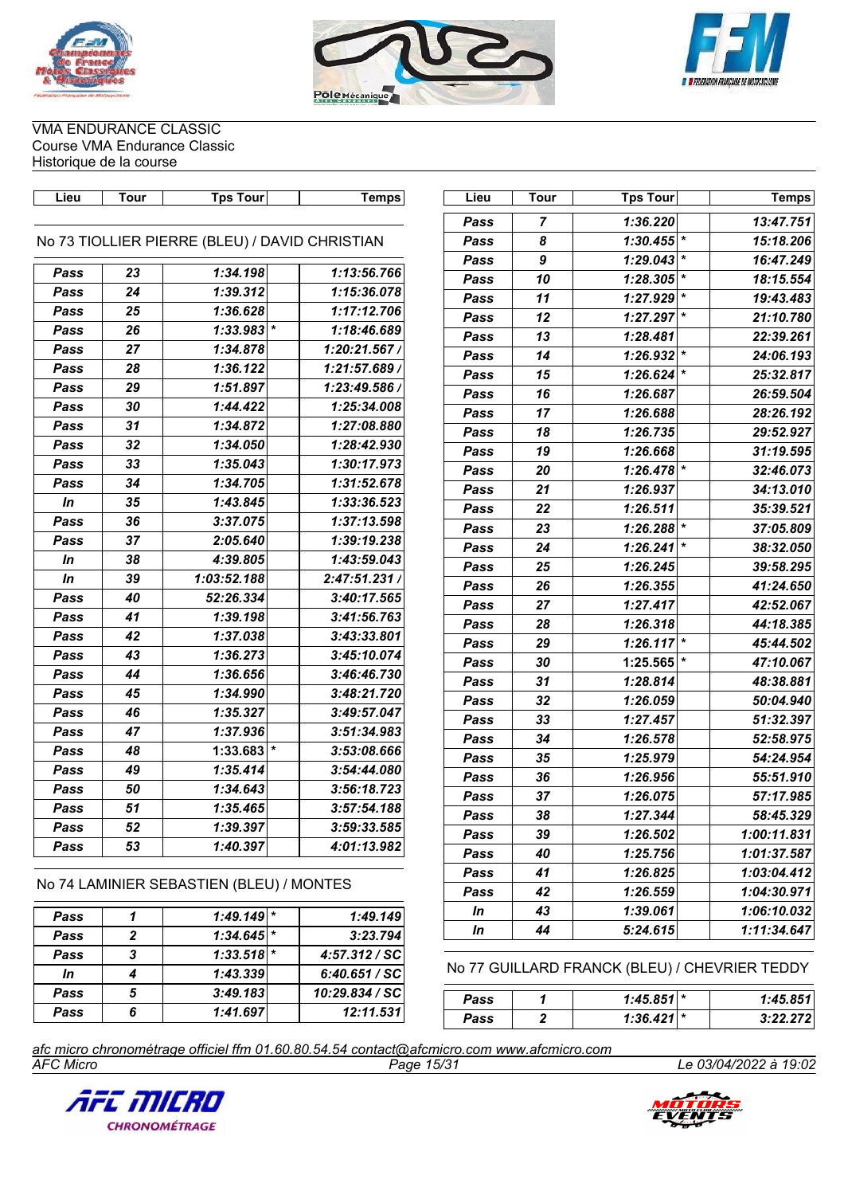VMA ENDURANCE CLASSIC
Course VMA Endurance Classic
Historique de la course

| Lieu | Tour | Tps Tour | | Temps |
|---|---|---|---|---|

### No 73 TIOLLIER PIERRE (BLEU) / DAVID CHRISTIAN

| Lieu | Tour | Tps Tour | | Temps |
|---|---|---|---|---|
| Pass | 23 | 1:34.198 | | 1:13:56.766 |
| Pass | 24 | 1:39.312 | | 1:15:36.078 |
| Pass | 25 | 1:36.628 | | 1:17:12.706 |
| Pass | 26 | 1:33.983 | * | 1:18:46.689 |
| Pass | 27 | 1:34.878 | | 1:20:21.567 / |
| Pass | 28 | 1:36.122 | | 1:21:57.689 / |
| Pass | 29 | 1:51.897 | | 1:23:49.586 / |
| Pass | 30 | 1:44.422 | | 1:25:34.008 |
| Pass | 31 | 1:34.872 | | 1:27:08.880 |
| Pass | 32 | 1:34.050 | | 1:28:42.930 |
| Pass | 33 | 1:35.043 | | 1:30:17.973 |
| Pass | 34 | 1:34.705 | | 1:31:52.678 |
| In | 35 | 1:43.845 | | 1:33:36.523 |
| Pass | 36 | 3:37.075 | | 1:37:13.598 |
| Pass | 37 | 2:05.640 | | 1:39:19.238 |
| In | 38 | 4:39.805 | | 1:43:59.043 |
| In | 39 | 1:03:52.188 | | 2:47:51.231 / |
| Pass | 40 | 52:26.334 | | 3:40:17.565 |
| Pass | 41 | 1:39.198 | | 3:41:56.763 |
| Pass | 42 | 1:37.038 | | 3:43:33.801 |
| Pass | 43 | 1:36.273 | | 3:45:10.074 |
| Pass | 44 | 1:36.656 | | 3:46:46.730 |
| Pass | 45 | 1:34.990 | | 3:48:21.720 |
| Pass | 46 | 1:35.327 | | 3:49:57.047 |
| Pass | 47 | 1:37.936 | | 3:51:34.983 |
| Pass | 48 | 1:33.683 | * | 3:53:08.666 |
| Pass | 49 | 1:35.414 | | 3:54:44.080 |
| Pass | 50 | 1:34.643 | | 3:56:18.723 |
| Pass | 51 | 1:35.465 | | 3:57:54.188 |
| Pass | 52 | 1:39.397 | | 3:59:33.585 |
| Pass | 53 | 1:40.397 | | 4:01:13.982 |

### No 74 LAMINIER SEBASTIEN (BLEU) / MONTES

| Lieu | Tour | Tps Tour | | Temps |
|---|---|---|---|---|
| Pass | 1 | 1:49.149 | * | 1:49.149 |
| Pass | 2 | 1:34.645 | * | 3:23.794 |
| Pass | 3 | 1:33.518 | * | 4:57.312 / SC |
| In | 4 | 1:43.339 | | 6:40.651 / SC |
| Pass | 5 | 3:49.183 | | 10:29.834 / SC |
| Pass | 6 | 1:41.697 | | 12:11.531 |
| Pass | 7 | 1:36.220 | | 13:47.751 |
| Pass | 8 | 1:30.455 | * | 15:18.206 |
| Pass | 9 | 1:29.043 | * | 16:47.249 |
| Pass | 10 | 1:28.305 | * | 18:15.554 |
| Pass | 11 | 1:27.929 | * | 19:43.483 |
| Pass | 12 | 1:27.297 | * | 21:10.780 |
| Pass | 13 | 1:28.481 | | 22:39.261 |
| Pass | 14 | 1:26.932 | * | 24:06.193 |
| Pass | 15 | 1:26.624 | * | 25:32.817 |
| Pass | 16 | 1:26.687 | | 26:59.504 |
| Pass | 17 | 1:26.688 | | 28:26.192 |
| Pass | 18 | 1:26.735 | | 29:52.927 |
| Pass | 19 | 1:26.668 | | 31:19.595 |
| Pass | 20 | 1:26.478 | * | 32:46.073 |
| Pass | 21 | 1:26.937 | | 34:13.010 |
| Pass | 22 | 1:26.511 | | 35:39.521 |
| Pass | 23 | 1:26.288 | * | 37:05.809 |
| Pass | 24 | 1:26.241 | * | 38:32.050 |
| Pass | 25 | 1:26.245 | | 39:58.295 |
| Pass | 26 | 1:26.355 | | 41:24.650 |
| Pass | 27 | 1:27.417 | | 42:52.067 |
| Pass | 28 | 1:26.318 | | 44:18.385 |
| Pass | 29 | 1:26.117 | * | 45:44.502 |
| Pass | 30 | 1:25.565 | * | 47:10.067 |
| Pass | 31 | 1:28.814 | | 48:38.881 |
| Pass | 32 | 1:26.059 | | 50:04.940 |
| Pass | 33 | 1:27.457 | | 51:32.397 |
| Pass | 34 | 1:26.578 | | 52:58.975 |
| Pass | 35 | 1:25.979 | | 54:24.954 |
| Pass | 36 | 1:26.956 | | 55:51.910 |
| Pass | 37 | 1:26.075 | | 57:17.985 |
| Pass | 38 | 1:27.344 | | 58:45.329 |
| Pass | 39 | 1:26.502 | | 1:00:11.831 |
| Pass | 40 | 1:25.756 | | 1:01:37.587 |
| Pass | 41 | 1:26.825 | | 1:03:04.412 |
| Pass | 42 | 1:26.559 | | 1:04:30.971 |
| In | 43 | 1:39.061 | | 1:06:10.032 |
| In | 44 | 5:24.615 | | 1:11:34.647 |

### No 77 GUILLARD FRANCK (BLEU) / CHEVRIER TEDDY

| Lieu | Tour | Tps Tour | | Temps |
|---|---|---|---|---|
| Pass | 1 | 1:45.851 | * | 1:45.851 |
| Pass | 2 | 1:36.421 | * | 3:22.272 |

afc micro chronométrage officiel ffm 01.60.80.54.54 contact@afcmicro.com www.afcmicro.com
AFC Micro — Le 03/04/2022 à 19:02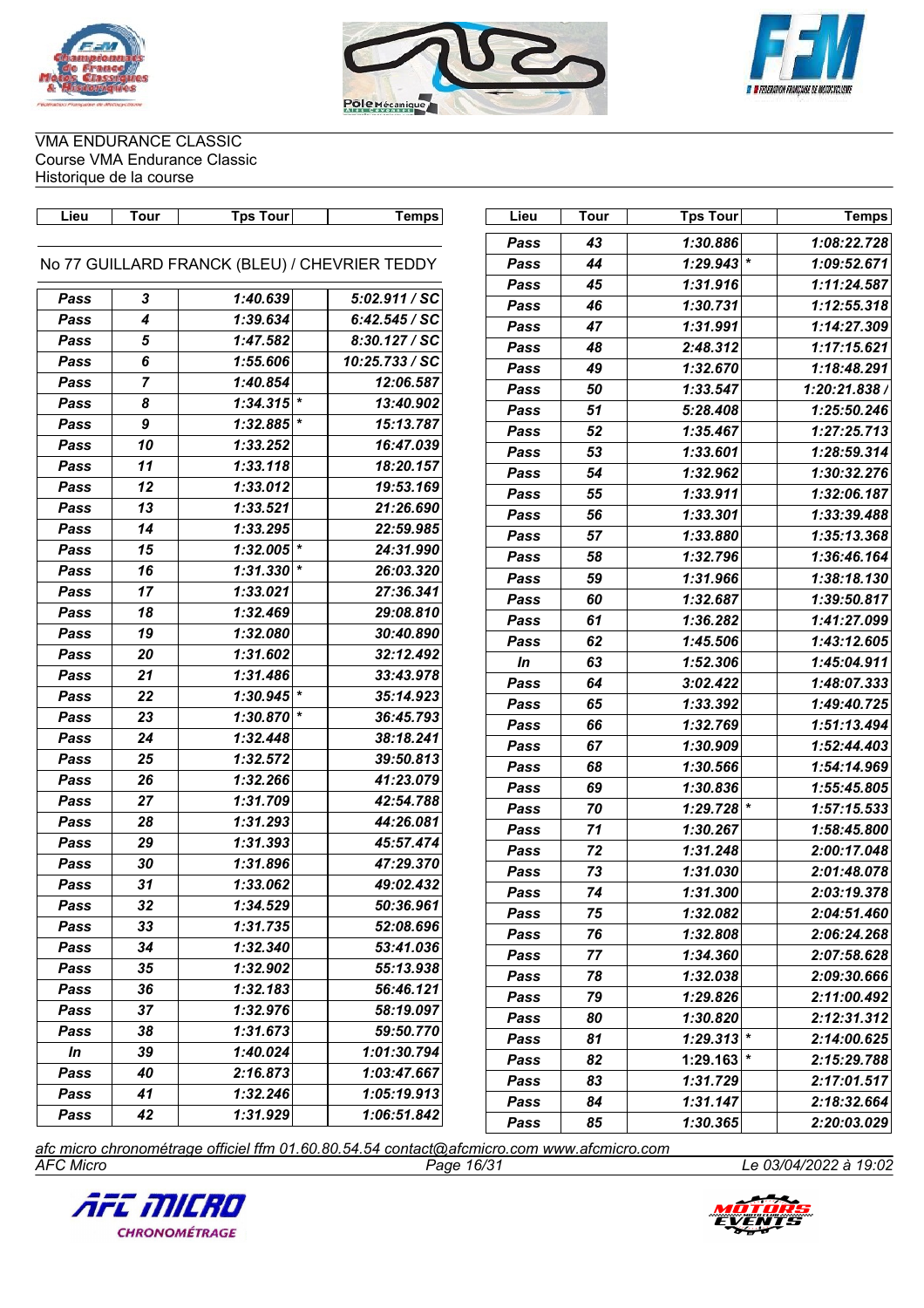VMA ENDURANCE CLASSIC
Course VMA Endurance Classic
Historique de la course

No 77 GUILLARD FRANCK (BLEU) / CHEVRIER TEDDY

| Lieu | Tour | Tps Tour | | Temps |
|---|---|---|---|---|
| Pass | 3 | 1:40.639 | | 5:02.911 / SC |
| Pass | 4 | 1:39.634 | | 6:42.545 / SC |
| Pass | 5 | 1:47.582 | | 8:30.127 / SC |
| Pass | 6 | 1:55.606 | | 10:25.733 / SC |
| Pass | 7 | 1:40.854 | | 12:06.587 |
| Pass | 8 | 1:34.315 | * | 13:40.902 |
| Pass | 9 | 1:32.885 | * | 15:13.787 |
| Pass | 10 | 1:33.252 | | 16:47.039 |
| Pass | 11 | 1:33.118 | | 18:20.157 |
| Pass | 12 | 1:33.012 | | 19:53.169 |
| Pass | 13 | 1:33.521 | | 21:26.690 |
| Pass | 14 | 1:33.295 | | 22:59.985 |
| Pass | 15 | 1:32.005 | * | 24:31.990 |
| Pass | 16 | 1:31.330 | * | 26:03.320 |
| Pass | 17 | 1:33.021 | | 27:36.341 |
| Pass | 18 | 1:32.469 | | 29:08.810 |
| Pass | 19 | 1:32.080 | | 30:40.890 |
| Pass | 20 | 1:31.602 | | 32:12.492 |
| Pass | 21 | 1:31.486 | | 33:43.978 |
| Pass | 22 | 1:30.945 | * | 35:14.923 |
| Pass | 23 | 1:30.870 | * | 36:45.793 |
| Pass | 24 | 1:32.448 | | 38:18.241 |
| Pass | 25 | 1:32.572 | | 39:50.813 |
| Pass | 26 | 1:32.266 | | 41:23.079 |
| Pass | 27 | 1:31.709 | | 42:54.788 |
| Pass | 28 | 1:31.293 | | 44:26.081 |
| Pass | 29 | 1:31.393 | | 45:57.474 |
| Pass | 30 | 1:31.896 | | 47:29.370 |
| Pass | 31 | 1:33.062 | | 49:02.432 |
| Pass | 32 | 1:34.529 | | 50:36.961 |
| Pass | 33 | 1:31.735 | | 52:08.696 |
| Pass | 34 | 1:32.340 | | 53:41.036 |
| Pass | 35 | 1:32.902 | | 55:13.938 |
| Pass | 36 | 1:32.183 | | 56:46.121 |
| Pass | 37 | 1:32.976 | | 58:19.097 |
| Pass | 38 | 1:31.673 | | 59:50.770 |
| In | 39 | 1:40.024 | | 1:01:30.794 |
| Pass | 40 | 2:16.873 | | 1:03:47.667 |
| Pass | 41 | 1:32.246 | | 1:05:19.913 |
| Pass | 42 | 1:31.929 | | 1:06:51.842 |
| Pass | 43 | 1:30.886 | | 1:08:22.728 |
| Pass | 44 | 1:29.943 | * | 1:09:52.671 |
| Pass | 45 | 1:31.916 | | 1:11:24.587 |
| Pass | 46 | 1:30.731 | | 1:12:55.318 |
| Pass | 47 | 1:31.991 | | 1:14:27.309 |
| Pass | 48 | 2:48.312 | | 1:17:15.621 |
| Pass | 49 | 1:32.670 | | 1:18:48.291 |
| Pass | 50 | 1:33.547 | | 1:20:21.838 / |
| Pass | 51 | 5:28.408 | | 1:25:50.246 |
| Pass | 52 | 1:35.467 | | 1:27:25.713 |
| Pass | 53 | 1:33.601 | | 1:28:59.314 |
| Pass | 54 | 1:32.962 | | 1:30:32.276 |
| Pass | 55 | 1:33.911 | | 1:32:06.187 |
| Pass | 56 | 1:33.301 | | 1:33:39.488 |
| Pass | 57 | 1:33.880 | | 1:35:13.368 |
| Pass | 58 | 1:32.796 | | 1:36:46.164 |
| Pass | 59 | 1:31.966 | | 1:38:18.130 |
| Pass | 60 | 1:32.687 | | 1:39:50.817 |
| Pass | 61 | 1:36.282 | | 1:41:27.099 |
| Pass | 62 | 1:45.506 | | 1:43:12.605 |
| In | 63 | 1:52.306 | | 1:45:04.911 |
| Pass | 64 | 3:02.422 | | 1:48:07.333 |
| Pass | 65 | 1:33.392 | | 1:49:40.725 |
| Pass | 66 | 1:32.769 | | 1:51:13.494 |
| Pass | 67 | 1:30.909 | | 1:52:44.403 |
| Pass | 68 | 1:30.566 | | 1:54:14.969 |
| Pass | 69 | 1:30.836 | | 1:55:45.805 |
| Pass | 70 | 1:29.728 | * | 1:57:15.533 |
| Pass | 71 | 1:30.267 | | 1:58:45.800 |
| Pass | 72 | 1:31.248 | | 2:00:17.048 |
| Pass | 73 | 1:31.030 | | 2:01:48.078 |
| Pass | 74 | 1:31.300 | | 2:03:19.378 |
| Pass | 75 | 1:32.082 | | 2:04:51.460 |
| Pass | 76 | 1:32.808 | | 2:06:24.268 |
| Pass | 77 | 1:34.360 | | 2:07:58.628 |
| Pass | 78 | 1:32.038 | | 2:09:30.666 |
| Pass | 79 | 1:29.826 | | 2:11:00.492 |
| Pass | 80 | 1:30.820 | | 2:12:31.312 |
| Pass | 81 | 1:29.313 | * | 2:14:00.625 |
| Pass | 82 | 1:29.163 | * | 2:15:29.788 |
| Pass | 83 | 1:31.729 | | 2:17:01.517 |
| Pass | 84 | 1:31.147 | | 2:18:32.664 |
| Pass | 85 | 1:30.365 | | 2:20:03.029 |

afc micro chronométrage officiel ffm 01.60.80.54.54 contact@afcmicro.com www.afcmicro.com
AFC Micro — Le 03/04/2022 à 19:02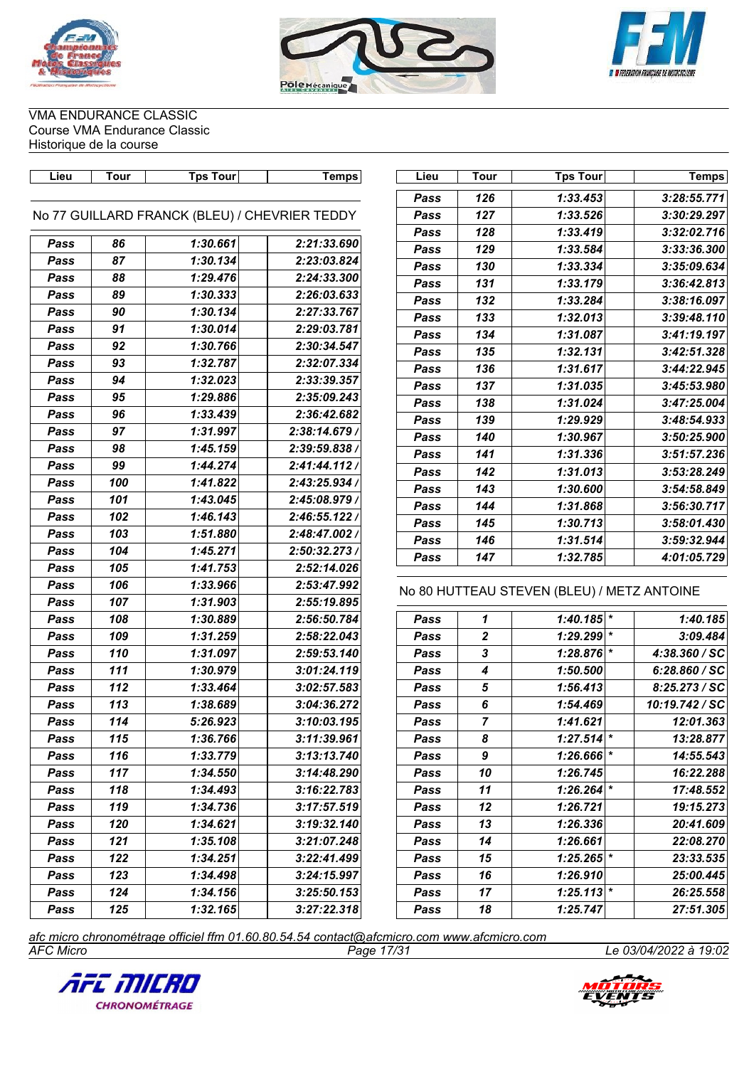VMA ENDURANCE CLASSIC
Course VMA Endurance Classic
Historique de la course

## No 77 GUILLARD FRANCK (BLEU) / CHEVRIER TEDDY

| Lieu | Tour | Tps Tour | | Temps |
|---|---|---|---|---|
| Pass | 86 | 1:30.661 | | 2:21:33.690 |
| Pass | 87 | 1:30.134 | | 2:23:03.824 |
| Pass | 88 | 1:29.476 | | 2:24:33.300 |
| Pass | 89 | 1:30.333 | | 2:26:03.633 |
| Pass | 90 | 1:30.134 | | 2:27:33.767 |
| Pass | 91 | 1:30.014 | | 2:29:03.781 |
| Pass | 92 | 1:30.766 | | 2:30:34.547 |
| Pass | 93 | 1:32.787 | | 2:32:07.334 |
| Pass | 94 | 1:32.023 | | 2:33:39.357 |
| Pass | 95 | 1:29.886 | | 2:35:09.243 |
| Pass | 96 | 1:33.439 | | 2:36:42.682 |
| Pass | 97 | 1:31.997 | | 2:38:14.679 / |
| Pass | 98 | 1:45.159 | | 2:39:59.838 / |
| Pass | 99 | 1:44.274 | | 2:41:44.112 / |
| Pass | 100 | 1:41.822 | | 2:43:25.934 / |
| Pass | 101 | 1:43.045 | | 2:45:08.979 / |
| Pass | 102 | 1:46.143 | | 2:46:55.122 / |
| Pass | 103 | 1:51.880 | | 2:48:47.002 / |
| Pass | 104 | 1:45.271 | | 2:50:32.273 / |
| Pass | 105 | 1:41.753 | | 2:52:14.026 |
| Pass | 106 | 1:33.966 | | 2:53:47.992 |
| Pass | 107 | 1:31.903 | | 2:55:19.895 |
| Pass | 108 | 1:30.889 | | 2:56:50.784 |
| Pass | 109 | 1:31.259 | | 2:58:22.043 |
| Pass | 110 | 1:31.097 | | 2:59:53.140 |
| Pass | 111 | 1:30.979 | | 3:01:24.119 |
| Pass | 112 | 1:33.464 | | 3:02:57.583 |
| Pass | 113 | 1:38.689 | | 3:04:36.272 |
| Pass | 114 | 5:26.923 | | 3:10:03.195 |
| Pass | 115 | 1:36.766 | | 3:11:39.961 |
| Pass | 116 | 1:33.779 | | 3:13:13.740 |
| Pass | 117 | 1:34.550 | | 3:14:48.290 |
| Pass | 118 | 1:34.493 | | 3:16:22.783 |
| Pass | 119 | 1:34.736 | | 3:17:57.519 |
| Pass | 120 | 1:34.621 | | 3:19:32.140 |
| Pass | 121 | 1:35.108 | | 3:21:07.248 |
| Pass | 122 | 1:34.251 | | 3:22:41.499 |
| Pass | 123 | 1:34.498 | | 3:24:15.997 |
| Pass | 124 | 1:34.156 | | 3:25:50.153 |
| Pass | 125 | 1:32.165 | | 3:27:22.318 |
| Pass | 126 | 1:33.453 | | 3:28:55.771 |
| Pass | 127 | 1:33.526 | | 3:30:29.297 |
| Pass | 128 | 1:33.419 | | 3:32:02.716 |
| Pass | 129 | 1:33.584 | | 3:33:36.300 |
| Pass | 130 | 1:33.334 | | 3:35:09.634 |
| Pass | 131 | 1:33.179 | | 3:36:42.813 |
| Pass | 132 | 1:33.284 | | 3:38:16.097 |
| Pass | 133 | 1:32.013 | | 3:39:48.110 |
| Pass | 134 | 1:31.087 | | 3:41:19.197 |
| Pass | 135 | 1:32.131 | | 3:42:51.328 |
| Pass | 136 | 1:31.617 | | 3:44:22.945 |
| Pass | 137 | 1:31.035 | | 3:45:53.980 |
| Pass | 138 | 1:31.024 | | 3:47:25.004 |
| Pass | 139 | 1:29.929 | | 3:48:54.933 |
| Pass | 140 | 1:30.967 | | 3:50:25.900 |
| Pass | 141 | 1:31.336 | | 3:51:57.236 |
| Pass | 142 | 1:31.013 | | 3:53:28.249 |
| Pass | 143 | 1:30.600 | | 3:54:58.849 |
| Pass | 144 | 1:31.868 | | 3:56:30.717 |
| Pass | 145 | 1:30.713 | | 3:58:01.430 |
| Pass | 146 | 1:31.514 | | 3:59:32.944 |
| Pass | 147 | 1:32.785 | | 4:01:05.729 |

## No 80 HUTTEAU STEVEN (BLEU) / METZ ANTOINE

| Lieu | Tour | Tps Tour | | Temps |
|---|---|---|---|---|
| Pass | 1 | 1:40.185 | * | 1:40.185 |
| Pass | 2 | 1:29.299 | * | 3:09.484 |
| Pass | 3 | 1:28.876 | * | 4:38.360 / SC |
| Pass | 4 | 1:50.500 | | 6:28.860 / SC |
| Pass | 5 | 1:56.413 | | 8:25.273 / SC |
| Pass | 6 | 1:54.469 | | 10:19.742 / SC |
| Pass | 7 | 1:41.621 | | 12:01.363 |
| Pass | 8 | 1:27.514 | * | 13:28.877 |
| Pass | 9 | 1:26.666 | * | 14:55.543 |
| Pass | 10 | 1:26.745 | | 16:22.288 |
| Pass | 11 | 1:26.264 | * | 17:48.552 |
| Pass | 12 | 1:26.721 | | 19:15.273 |
| Pass | 13 | 1:26.336 | | 20:41.609 |
| Pass | 14 | 1:26.661 | | 22:08.270 |
| Pass | 15 | 1:25.265 | * | 23:33.535 |
| Pass | 16 | 1:26.910 | | 25:00.445 |
| Pass | 17 | 1:25.113 | * | 26:25.558 |
| Pass | 18 | 1:25.747 | | 27:51.305 |

*afc micro chronométrage officiel ffm 01.60.80.54.54 contact@afcmicro.com www.afcmicro.com*
*AFC Micro* — *Le 03/04/2022 à 19:02*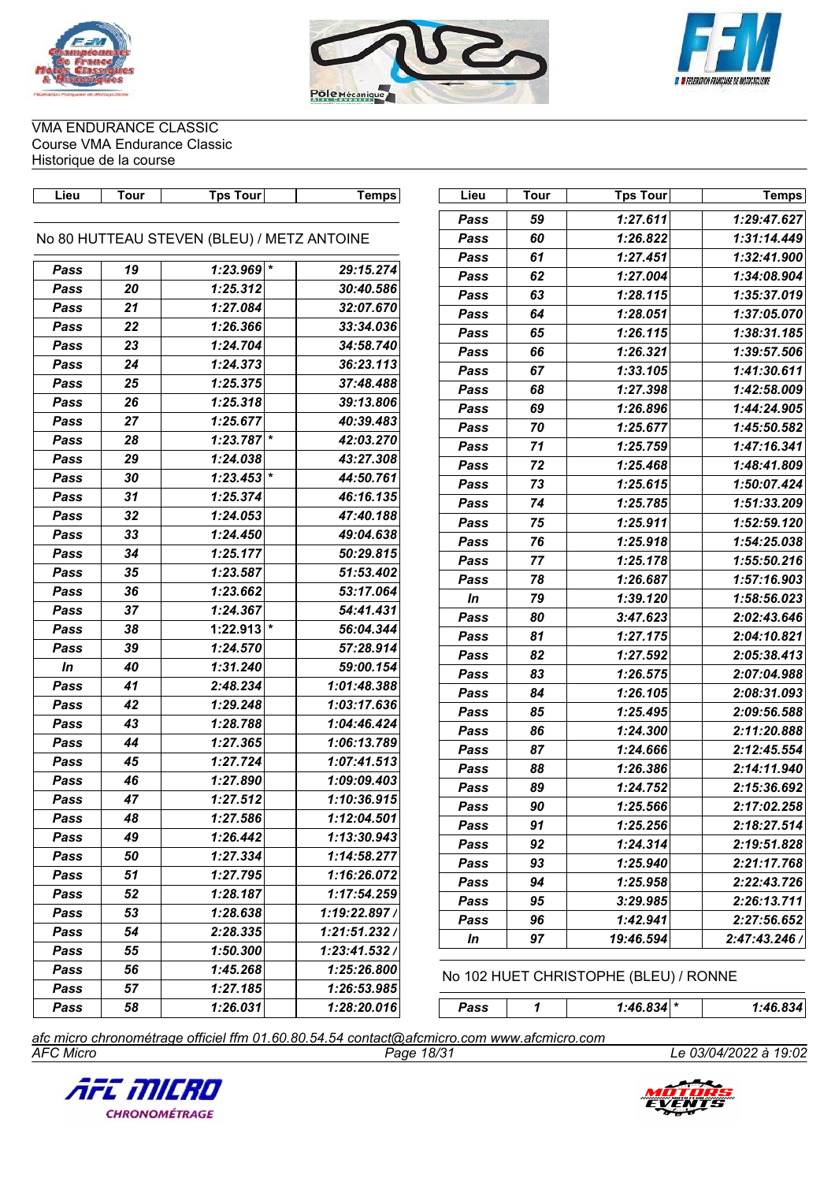VMA ENDURANCE CLASSIC
Course VMA Endurance Classic
Historique de la course

No 80 HUTTEAU STEVEN (BLEU) / METZ ANTOINE

| Lieu | Tour | Tps Tour | | Temps |
|---|---|---|---|---|
| Pass | 19 | 1:23.969 | * | 29:15.274 |
| Pass | 20 | 1:25.312 | | 30:40.586 |
| Pass | 21 | 1:27.084 | | 32:07.670 |
| Pass | 22 | 1:26.366 | | 33:34.036 |
| Pass | 23 | 1:24.704 | | 34:58.740 |
| Pass | 24 | 1:24.373 | | 36:23.113 |
| Pass | 25 | 1:25.375 | | 37:48.488 |
| Pass | 26 | 1:25.318 | | 39:13.806 |
| Pass | 27 | 1:25.677 | | 40:39.483 |
| Pass | 28 | 1:23.787 | * | 42:03.270 |
| Pass | 29 | 1:24.038 | | 43:27.308 |
| Pass | 30 | 1:23.453 | * | 44:50.761 |
| Pass | 31 | 1:25.374 | | 46:16.135 |
| Pass | 32 | 1:24.053 | | 47:40.188 |
| Pass | 33 | 1:24.450 | | 49:04.638 |
| Pass | 34 | 1:25.177 | | 50:29.815 |
| Pass | 35 | 1:23.587 | | 51:53.402 |
| Pass | 36 | 1:23.662 | | 53:17.064 |
| Pass | 37 | 1:24.367 | | 54:41.431 |
| Pass | 38 | 1:22.913 | * | 56:04.344 |
| Pass | 39 | 1:24.570 | | 57:28.914 |
| In | 40 | 1:31.240 | | 59:00.154 |
| Pass | 41 | 2:48.234 | | 1:01:48.388 |
| Pass | 42 | 1:29.248 | | 1:03:17.636 |
| Pass | 43 | 1:28.788 | | 1:04:46.424 |
| Pass | 44 | 1:27.365 | | 1:06:13.789 |
| Pass | 45 | 1:27.724 | | 1:07:41.513 |
| Pass | 46 | 1:27.890 | | 1:09:09.403 |
| Pass | 47 | 1:27.512 | | 1:10:36.915 |
| Pass | 48 | 1:27.586 | | 1:12:04.501 |
| Pass | 49 | 1:26.442 | | 1:13:30.943 |
| Pass | 50 | 1:27.334 | | 1:14:58.277 |
| Pass | 51 | 1:27.795 | | 1:16:26.072 |
| Pass | 52 | 1:28.187 | | 1:17:54.259 |
| Pass | 53 | 1:28.638 | | 1:19:22.897 / |
| Pass | 54 | 2:28.335 | | 1:21:51.232 / |
| Pass | 55 | 1:50.300 | | 1:23:41.532 / |
| Pass | 56 | 1:45.268 | | 1:25:26.800 |
| Pass | 57 | 1:27.185 | | 1:26:53.985 |
| Pass | 58 | 1:26.031 | | 1:28:20.016 |
| Pass | 59 | 1:27.611 | | 1:29:47.627 |
| Pass | 60 | 1:26.822 | | 1:31:14.449 |
| Pass | 61 | 1:27.451 | | 1:32:41.900 |
| Pass | 62 | 1:27.004 | | 1:34:08.904 |
| Pass | 63 | 1:28.115 | | 1:35:37.019 |
| Pass | 64 | 1:28.051 | | 1:37:05.070 |
| Pass | 65 | 1:26.115 | | 1:38:31.185 |
| Pass | 66 | 1:26.321 | | 1:39:57.506 |
| Pass | 67 | 1:33.105 | | 1:41:30.611 |
| Pass | 68 | 1:27.398 | | 1:42:58.009 |
| Pass | 69 | 1:26.896 | | 1:44:24.905 |
| Pass | 70 | 1:25.677 | | 1:45:50.582 |
| Pass | 71 | 1:25.759 | | 1:47:16.341 |
| Pass | 72 | 1:25.468 | | 1:48:41.809 |
| Pass | 73 | 1:25.615 | | 1:50:07.424 |
| Pass | 74 | 1:25.785 | | 1:51:33.209 |
| Pass | 75 | 1:25.911 | | 1:52:59.120 |
| Pass | 76 | 1:25.918 | | 1:54:25.038 |
| Pass | 77 | 1:25.178 | | 1:55:50.216 |
| Pass | 78 | 1:26.687 | | 1:57:16.903 |
| In | 79 | 1:39.120 | | 1:58:56.023 |
| Pass | 80 | 3:47.623 | | 2:02:43.646 |
| Pass | 81 | 1:27.175 | | 2:04:10.821 |
| Pass | 82 | 1:27.592 | | 2:05:38.413 |
| Pass | 83 | 1:26.575 | | 2:07:04.988 |
| Pass | 84 | 1:26.105 | | 2:08:31.093 |
| Pass | 85 | 1:25.495 | | 2:09:56.588 |
| Pass | 86 | 1:24.300 | | 2:11:20.888 |
| Pass | 87 | 1:24.666 | | 2:12:45.554 |
| Pass | 88 | 1:26.386 | | 2:14:11.940 |
| Pass | 89 | 1:24.752 | | 2:15:36.692 |
| Pass | 90 | 1:25.566 | | 2:17:02.258 |
| Pass | 91 | 1:25.256 | | 2:18:27.514 |
| Pass | 92 | 1:24.314 | | 2:19:51.828 |
| Pass | 93 | 1:25.940 | | 2:21:17.768 |
| Pass | 94 | 1:25.958 | | 2:22:43.726 |
| Pass | 95 | 3:29.985 | | 2:26:13.711 |
| Pass | 96 | 1:42.941 | | 2:27:56.652 |
| In | 97 | 19:46.594 | | 2:47:43.246 / |

No 102 HUET CHRISTOPHE (BLEU) / RONNE

| Lieu | Tour | Tps Tour | | Temps |
|---|---|---|---|---|
| Pass | 1 | 1:46.834 | * | 1:46.834 |

afc micro chronométrage officiel ffm 01.60.80.54.54 contact@afcmicro.com www.afcmicro.com
AFC Micro — Le 03/04/2022 à 19:02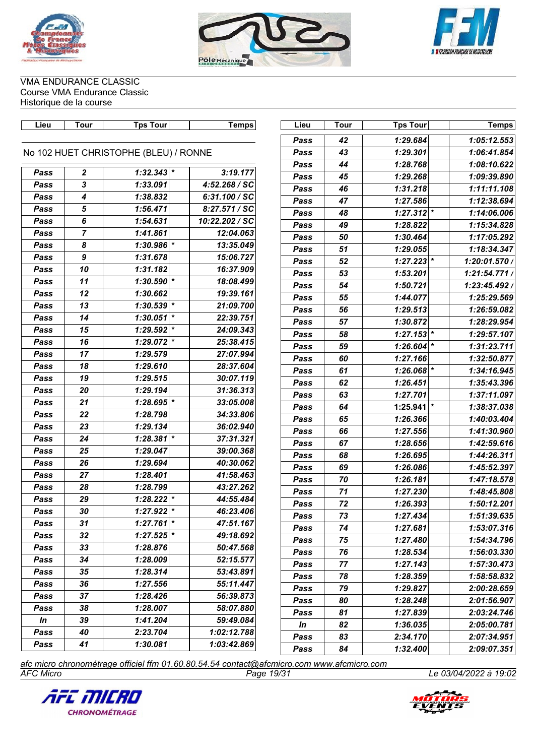VMA ENDURANCE CLASSIC
Course VMA Endurance Classic
Historique de la course

No 102 HUET CHRISTOPHE (BLEU) / RONNE

| Lieu | Tour | Tps Tour | | Temps |
|---|---|---|---|---|
| Pass | 2 | 1:32.343 | * | 3:19.177 |
| Pass | 3 | 1:33.091 | | 4:52.268 / SC |
| Pass | 4 | 1:38.832 | | 6:31.100 / SC |
| Pass | 5 | 1:56.471 | | 8:27.571 / SC |
| Pass | 6 | 1:54.631 | | 10:22.202 / SC |
| Pass | 7 | 1:41.861 | | 12:04.063 |
| Pass | 8 | 1:30.986 | * | 13:35.049 |
| Pass | 9 | 1:31.678 | | 15:06.727 |
| Pass | 10 | 1:31.182 | | 16:37.909 |
| Pass | 11 | 1:30.590 | * | 18:08.499 |
| Pass | 12 | 1:30.662 | | 19:39.161 |
| Pass | 13 | 1:30.539 | * | 21:09.700 |
| Pass | 14 | 1:30.051 | * | 22:39.751 |
| Pass | 15 | 1:29.592 | * | 24:09.343 |
| Pass | 16 | 1:29.072 | * | 25:38.415 |
| Pass | 17 | 1:29.579 | | 27:07.994 |
| Pass | 18 | 1:29.610 | | 28:37.604 |
| Pass | 19 | 1:29.515 | | 30:07.119 |
| Pass | 20 | 1:29.194 | | 31:36.313 |
| Pass | 21 | 1:28.695 | * | 33:05.008 |
| Pass | 22 | 1:28.798 | | 34:33.806 |
| Pass | 23 | 1:29.134 | | 36:02.940 |
| Pass | 24 | 1:28.381 | * | 37:31.321 |
| Pass | 25 | 1:29.047 | | 39:00.368 |
| Pass | 26 | 1:29.694 | | 40:30.062 |
| Pass | 27 | 1:28.401 | | 41:58.463 |
| Pass | 28 | 1:28.799 | | 43:27.262 |
| Pass | 29 | 1:28.222 | * | 44:55.484 |
| Pass | 30 | 1:27.922 | * | 46:23.406 |
| Pass | 31 | 1:27.761 | * | 47:51.167 |
| Pass | 32 | 1:27.525 | * | 49:18.692 |
| Pass | 33 | 1:28.876 | | 50:47.568 |
| Pass | 34 | 1:28.009 | | 52:15.577 |
| Pass | 35 | 1:28.314 | | 53:43.891 |
| Pass | 36 | 1:27.556 | | 55:11.447 |
| Pass | 37 | 1:28.426 | | 56:39.873 |
| Pass | 38 | 1:28.007 | | 58:07.880 |
| In | 39 | 1:41.204 | | 59:49.084 |
| Pass | 40 | 2:23.704 | | 1:02:12.788 |
| Pass | 41 | 1:30.081 | | 1:03:42.869 |
| Pass | 42 | 1:29.684 | | 1:05:12.553 |
| Pass | 43 | 1:29.301 | | 1:06:41.854 |
| Pass | 44 | 1:28.768 | | 1:08:10.622 |
| Pass | 45 | 1:29.268 | | 1:09:39.890 |
| Pass | 46 | 1:31.218 | | 1:11:11.108 |
| Pass | 47 | 1:27.586 | | 1:12:38.694 |
| Pass | 48 | 1:27.312 | * | 1:14:06.006 |
| Pass | 49 | 1:28.822 | | 1:15:34.828 |
| Pass | 50 | 1:30.464 | | 1:17:05.292 |
| Pass | 51 | 1:29.055 | | 1:18:34.347 |
| Pass | 52 | 1:27.223 | * | 1:20:01.570 / |
| Pass | 53 | 1:53.201 | | 1:21:54.771 / |
| Pass | 54 | 1:50.721 | | 1:23:45.492 / |
| Pass | 55 | 1:44.077 | | 1:25:29.569 |
| Pass | 56 | 1:29.513 | | 1:26:59.082 |
| Pass | 57 | 1:30.872 | | 1:28:29.954 |
| Pass | 58 | 1:27.153 | * | 1:29:57.107 |
| Pass | 59 | 1:26.604 | * | 1:31:23.711 |
| Pass | 60 | 1:27.166 | | 1:32:50.877 |
| Pass | 61 | 1:26.068 | * | 1:34:16.945 |
| Pass | 62 | 1:26.451 | | 1:35:43.396 |
| Pass | 63 | 1:27.701 | | 1:37:11.097 |
| Pass | 64 | 1:25.941 | * | 1:38:37.038 |
| Pass | 65 | 1:26.366 | | 1:40:03.404 |
| Pass | 66 | 1:27.556 | | 1:41:30.960 |
| Pass | 67 | 1:28.656 | | 1:42:59.616 |
| Pass | 68 | 1:26.695 | | 1:44:26.311 |
| Pass | 69 | 1:26.086 | | 1:45:52.397 |
| Pass | 70 | 1:26.181 | | 1:47:18.578 |
| Pass | 71 | 1:27.230 | | 1:48:45.808 |
| Pass | 72 | 1:26.393 | | 1:50:12.201 |
| Pass | 73 | 1:27.434 | | 1:51:39.635 |
| Pass | 74 | 1:27.681 | | 1:53:07.316 |
| Pass | 75 | 1:27.480 | | 1:54:34.796 |
| Pass | 76 | 1:28.534 | | 1:56:03.330 |
| Pass | 77 | 1:27.143 | | 1:57:30.473 |
| Pass | 78 | 1:28.359 | | 1:58:58.832 |
| Pass | 79 | 1:29.827 | | 2:00:28.659 |
| Pass | 80 | 1:28.248 | | 2:01:56.907 |
| Pass | 81 | 1:27.839 | | 2:03:24.746 |
| In | 82 | 1:36.035 | | 2:05:00.781 |
| Pass | 83 | 2:34.170 | | 2:07:34.951 |
| Pass | 84 | 1:32.400 | | 2:09:07.351 |

afc micro chronométrage officiel ffm 01.60.80.54.54 contact@afcmicro.com www.afcmicro.com
AFC Micro — Le 03/04/2022 à 19:02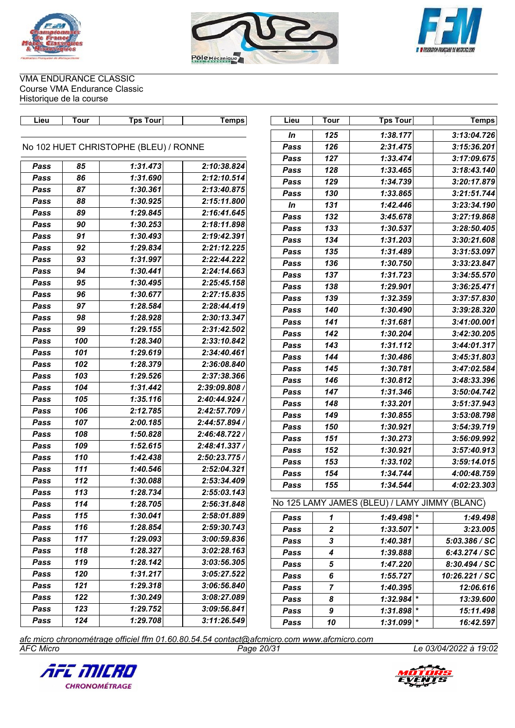VMA ENDURANCE CLASSIC
Course VMA Endurance Classic
Historique de la course

No 102 HUET CHRISTOPHE (BLEU) / RONNE

| Lieu | Tour | Tps Tour | | Temps |
|---|---|---|---|---|
| Pass | 85 | 1:31.473 | | 2:10:38.824 |
| Pass | 86 | 1:31.690 | | 2:12:10.514 |
| Pass | 87 | 1:30.361 | | 2:13:40.875 |
| Pass | 88 | 1:30.925 | | 2:15:11.800 |
| Pass | 89 | 1:29.845 | | 2:16:41.645 |
| Pass | 90 | 1:30.253 | | 2:18:11.898 |
| Pass | 91 | 1:30.493 | | 2:19:42.391 |
| Pass | 92 | 1:29.834 | | 2:21:12.225 |
| Pass | 93 | 1:31.997 | | 2:22:44.222 |
| Pass | 94 | 1:30.441 | | 2:24:14.663 |
| Pass | 95 | 1:30.495 | | 2:25:45.158 |
| Pass | 96 | 1:30.677 | | 2:27:15.835 |
| Pass | 97 | 1:28.584 | | 2:28:44.419 |
| Pass | 98 | 1:28.928 | | 2:30:13.347 |
| Pass | 99 | 1:29.155 | | 2:31:42.502 |
| Pass | 100 | 1:28.340 | | 2:33:10.842 |
| Pass | 101 | 1:29.619 | | 2:34:40.461 |
| Pass | 102 | 1:28.379 | | 2:36:08.840 |
| Pass | 103 | 1:29.526 | | 2:37:38.366 |
| Pass | 104 | 1:31.442 | | 2:39:09.808 / |
| Pass | 105 | 1:35.116 | | 2:40:44.924 / |
| Pass | 106 | 2:12.785 | | 2:42:57.709 / |
| Pass | 107 | 2:00.185 | | 2:44:57.894 / |
| Pass | 108 | 1:50.828 | | 2:46:48.722 / |
| Pass | 109 | 1:52.615 | | 2:48:41.337 / |
| Pass | 110 | 1:42.438 | | 2:50:23.775 / |
| Pass | 111 | 1:40.546 | | 2:52:04.321 |
| Pass | 112 | 1:30.088 | | 2:53:34.409 |
| Pass | 113 | 1:28.734 | | 2:55:03.143 |
| Pass | 114 | 1:28.705 | | 2:56:31.848 |
| Pass | 115 | 1:30.041 | | 2:58:01.889 |
| Pass | 116 | 1:28.854 | | 2:59:30.743 |
| Pass | 117 | 1:29.093 | | 3:00:59.836 |
| Pass | 118 | 1:28.327 | | 3:02:28.163 |
| Pass | 119 | 1:28.142 | | 3:03:56.305 |
| Pass | 120 | 1:31.217 | | 3:05:27.522 |
| Pass | 121 | 1:29.318 | | 3:06:56.840 |
| Pass | 122 | 1:30.249 | | 3:08:27.089 |
| Pass | 123 | 1:29.752 | | 3:09:56.841 |
| Pass | 124 | 1:29.708 | | 3:11:26.549 |
| In | 125 | 1:38.177 | | 3:13:04.726 |
| Pass | 126 | 2:31.475 | | 3:15:36.201 |
| Pass | 127 | 1:33.474 | | 3:17:09.675 |
| Pass | 128 | 1:33.465 | | 3:18:43.140 |
| Pass | 129 | 1:34.739 | | 3:20:17.879 |
| Pass | 130 | 1:33.865 | | 3:21:51.744 |
| In | 131 | 1:42.446 | | 3:23:34.190 |
| Pass | 132 | 3:45.678 | | 3:27:19.868 |
| Pass | 133 | 1:30.537 | | 3:28:50.405 |
| Pass | 134 | 1:31.203 | | 3:30:21.608 |
| Pass | 135 | 1:31.489 | | 3:31:53.097 |
| Pass | 136 | 1:30.750 | | 3:33:23.847 |
| Pass | 137 | 1:31.723 | | 3:34:55.570 |
| Pass | 138 | 1:29.901 | | 3:36:25.471 |
| Pass | 139 | 1:32.359 | | 3:37:57.830 |
| Pass | 140 | 1:30.490 | | 3:39:28.320 |
| Pass | 141 | 1:31.681 | | 3:41:00.001 |
| Pass | 142 | 1:30.204 | | 3:42:30.205 |
| Pass | 143 | 1:31.112 | | 3:44:01.317 |
| Pass | 144 | 1:30.486 | | 3:45:31.803 |
| Pass | 145 | 1:30.781 | | 3:47:02.584 |
| Pass | 146 | 1:30.812 | | 3:48:33.396 |
| Pass | 147 | 1:31.346 | | 3:50:04.742 |
| Pass | 148 | 1:33.201 | | 3:51:37.943 |
| Pass | 149 | 1:30.855 | | 3:53:08.798 |
| Pass | 150 | 1:30.921 | | 3:54:39.719 |
| Pass | 151 | 1:30.273 | | 3:56:09.992 |
| Pass | 152 | 1:30.921 | | 3:57:40.913 |
| Pass | 153 | 1:33.102 | | 3:59:14.015 |
| Pass | 154 | 1:34.744 | | 4:00:48.759 |
| Pass | 155 | 1:34.544 | | 4:02:23.303 |

No 125 LAMY JAMES (BLEU) / LAMY JIMMY (BLANC)

| Lieu | Tour | Tps Tour | | Temps |
|---|---|---|---|---|
| Pass | 1 | 1:49.498 | * | 1:49.498 |
| Pass | 2 | 1:33.507 | * | 3:23.005 |
| Pass | 3 | 1:40.381 | | 5:03.386 / SC |
| Pass | 4 | 1:39.888 | | 6:43.274 / SC |
| Pass | 5 | 1:47.220 | | 8:30.494 / SC |
| Pass | 6 | 1:55.727 | | 10:26.221 / SC |
| Pass | 7 | 1:40.395 | | 12:06.616 |
| Pass | 8 | 1:32.984 | * | 13:39.600 |
| Pass | 9 | 1:31.898 | * | 15:11.498 |
| Pass | 10 | 1:31.099 | * | 16:42.597 |

afc micro chronométrage officiel ffm 01.60.80.54.54 contact@afcmicro.com www.afcmicro.com
AFC Micro — Le 03/04/2022 à 19:02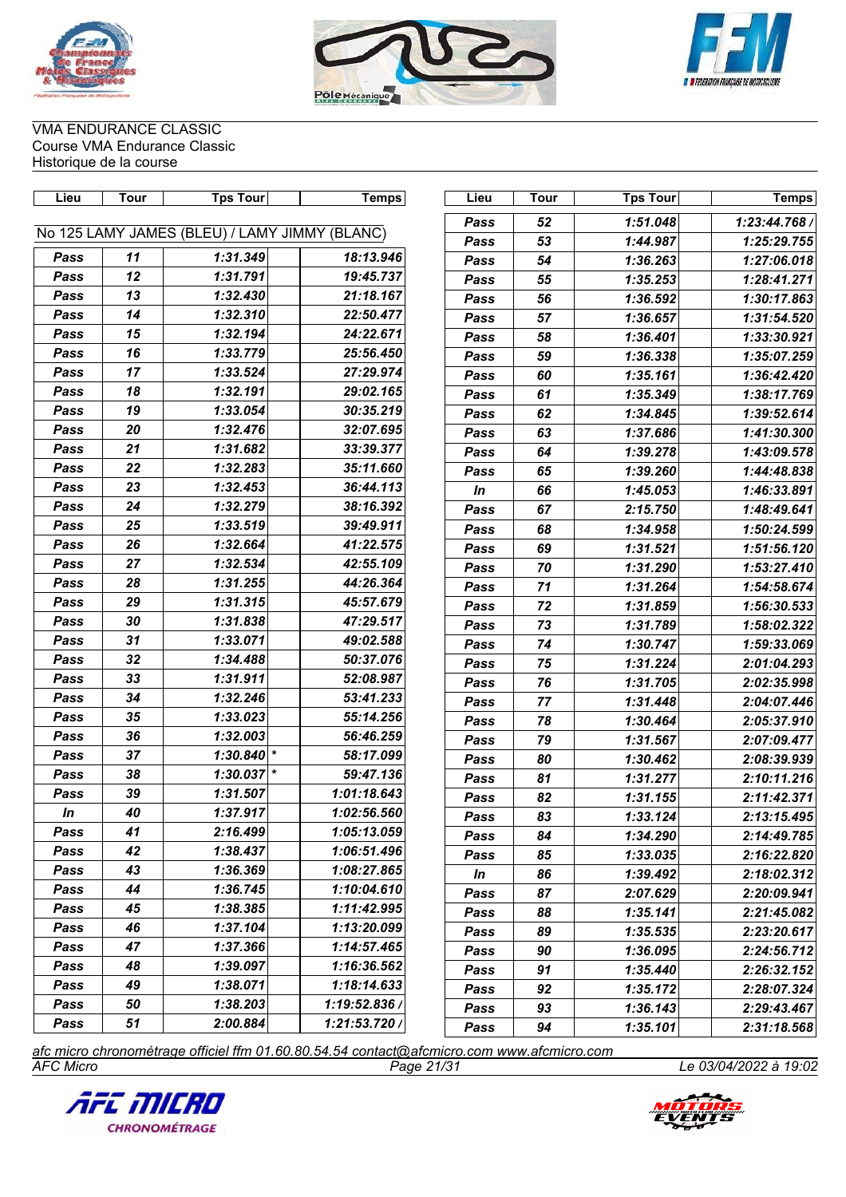VMA ENDURANCE CLASSIC
Course VMA Endurance Classic
Historique de la course

No 125 LAMY JAMES (BLEU) / LAMY JIMMY (BLANC)

| Lieu | Tour | Tps Tour | | Temps |
|---|---|---|---|---|
| Pass | 11 | 1:31.349 | | 18:13.946 |
| Pass | 12 | 1:31.791 | | 19:45.737 |
| Pass | 13 | 1:32.430 | | 21:18.167 |
| Pass | 14 | 1:32.310 | | 22:50.477 |
| Pass | 15 | 1:32.194 | | 24:22.671 |
| Pass | 16 | 1:33.779 | | 25:56.450 |
| Pass | 17 | 1:33.524 | | 27:29.974 |
| Pass | 18 | 1:32.191 | | 29:02.165 |
| Pass | 19 | 1:33.054 | | 30:35.219 |
| Pass | 20 | 1:32.476 | | 32:07.695 |
| Pass | 21 | 1:31.682 | | 33:39.377 |
| Pass | 22 | 1:32.283 | | 35:11.660 |
| Pass | 23 | 1:32.453 | | 36:44.113 |
| Pass | 24 | 1:32.279 | | 38:16.392 |
| Pass | 25 | 1:33.519 | | 39:49.911 |
| Pass | 26 | 1:32.664 | | 41:22.575 |
| Pass | 27 | 1:32.534 | | 42:55.109 |
| Pass | 28 | 1:31.255 | | 44:26.364 |
| Pass | 29 | 1:31.315 | | 45:57.679 |
| Pass | 30 | 1:31.838 | | 47:29.517 |
| Pass | 31 | 1:33.071 | | 49:02.588 |
| Pass | 32 | 1:34.488 | | 50:37.076 |
| Pass | 33 | 1:31.911 | | 52:08.987 |
| Pass | 34 | 1:32.246 | | 53:41.233 |
| Pass | 35 | 1:33.023 | | 55:14.256 |
| Pass | 36 | 1:32.003 | | 56:46.259 |
| Pass | 37 | 1:30.840 | * | 58:17.099 |
| Pass | 38 | 1:30.037 | * | 59:47.136 |
| Pass | 39 | 1:31.507 | | 1:01:18.643 |
| In | 40 | 1:37.917 | | 1:02:56.560 |
| Pass | 41 | 2:16.499 | | 1:05:13.059 |
| Pass | 42 | 1:38.437 | | 1:06:51.496 |
| Pass | 43 | 1:36.369 | | 1:08:27.865 |
| Pass | 44 | 1:36.745 | | 1:10:04.610 |
| Pass | 45 | 1:38.385 | | 1:11:42.995 |
| Pass | 46 | 1:37.104 | | 1:13:20.099 |
| Pass | 47 | 1:37.366 | | 1:14:57.465 |
| Pass | 48 | 1:39.097 | | 1:16:36.562 |
| Pass | 49 | 1:38.071 | | 1:18:14.633 |
| Pass | 50 | 1:38.203 | | 1:19:52.836 / |
| Pass | 51 | 2:00.884 | | 1:21:53.720 / |
| Pass | 52 | 1:51.048 | | 1:23:44.768 / |
| Pass | 53 | 1:44.987 | | 1:25:29.755 |
| Pass | 54 | 1:36.263 | | 1:27:06.018 |
| Pass | 55 | 1:35.253 | | 1:28:41.271 |
| Pass | 56 | 1:36.592 | | 1:30:17.863 |
| Pass | 57 | 1:36.657 | | 1:31:54.520 |
| Pass | 58 | 1:36.401 | | 1:33:30.921 |
| Pass | 59 | 1:36.338 | | 1:35:07.259 |
| Pass | 60 | 1:35.161 | | 1:36:42.420 |
| Pass | 61 | 1:35.349 | | 1:38:17.769 |
| Pass | 62 | 1:34.845 | | 1:39:52.614 |
| Pass | 63 | 1:37.686 | | 1:41:30.300 |
| Pass | 64 | 1:39.278 | | 1:43:09.578 |
| Pass | 65 | 1:39.260 | | 1:44:48.838 |
| In | 66 | 1:45.053 | | 1:46:33.891 |
| Pass | 67 | 2:15.750 | | 1:48:49.641 |
| Pass | 68 | 1:34.958 | | 1:50:24.599 |
| Pass | 69 | 1:31.521 | | 1:51:56.120 |
| Pass | 70 | 1:31.290 | | 1:53:27.410 |
| Pass | 71 | 1:31.264 | | 1:54:58.674 |
| Pass | 72 | 1:31.859 | | 1:56:30.533 |
| Pass | 73 | 1:31.789 | | 1:58:02.322 |
| Pass | 74 | 1:30.747 | | 1:59:33.069 |
| Pass | 75 | 1:31.224 | | 2:01:04.293 |
| Pass | 76 | 1:31.705 | | 2:02:35.998 |
| Pass | 77 | 1:31.448 | | 2:04:07.446 |
| Pass | 78 | 1:30.464 | | 2:05:37.910 |
| Pass | 79 | 1:31.567 | | 2:07:09.477 |
| Pass | 80 | 1:30.462 | | 2:08:39.939 |
| Pass | 81 | 1:31.277 | | 2:10:11.216 |
| Pass | 82 | 1:31.155 | | 2:11:42.371 |
| Pass | 83 | 1:33.124 | | 2:13:15.495 |
| Pass | 84 | 1:34.290 | | 2:14:49.785 |
| Pass | 85 | 1:33.035 | | 2:16:22.820 |
| In | 86 | 1:39.492 | | 2:18:02.312 |
| Pass | 87 | 2:07.629 | | 2:20:09.941 |
| Pass | 88 | 1:35.141 | | 2:21:45.082 |
| Pass | 89 | 1:35.535 | | 2:23:20.617 |
| Pass | 90 | 1:36.095 | | 2:24:56.712 |
| Pass | 91 | 1:35.440 | | 2:26:32.152 |
| Pass | 92 | 1:35.172 | | 2:28:07.324 |
| Pass | 93 | 1:36.143 | | 2:29:43.467 |
| Pass | 94 | 1:35.101 | | 2:31:18.568 |

afc micro chronométrage officiel ffm 01.60.80.54.54 contact@afcmicro.com www.afcmicro.com
AFC Micro — Le 03/04/2022 à 19:02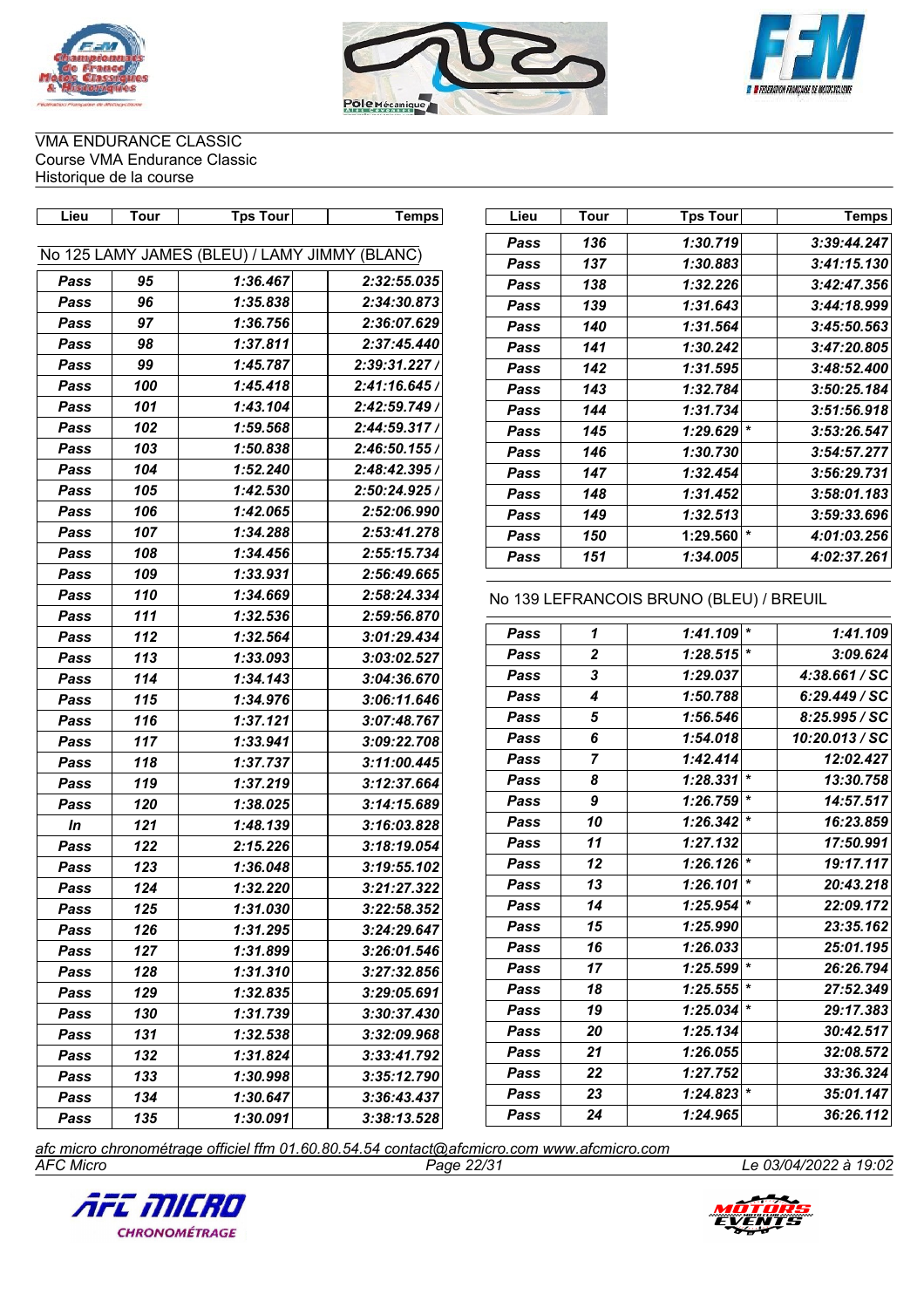VMA ENDURANCE CLASSIC
Course VMA Endurance Classic
Historique de la course

No 125 LAMY JAMES (BLEU) / LAMY JIMMY (BLANC)

| Lieu | Tour | Tps Tour | | Temps |
|---|---|---|---|---|
| Pass | 95 | 1:36.467 | | 2:32:55.035 |
| Pass | 96 | 1:35.838 | | 2:34:30.873 |
| Pass | 97 | 1:36.756 | | 2:36:07.629 |
| Pass | 98 | 1:37.811 | | 2:37:45.440 |
| Pass | 99 | 1:45.787 | | 2:39:31.227 / |
| Pass | 100 | 1:45.418 | | 2:41:16.645 / |
| Pass | 101 | 1:43.104 | | 2:42:59.749 / |
| Pass | 102 | 1:59.568 | | 2:44:59.317 / |
| Pass | 103 | 1:50.838 | | 2:46:50.155 / |
| Pass | 104 | 1:52.240 | | 2:48:42.395 / |
| Pass | 105 | 1:42.530 | | 2:50:24.925 / |
| Pass | 106 | 1:42.065 | | 2:52:06.990 |
| Pass | 107 | 1:34.288 | | 2:53:41.278 |
| Pass | 108 | 1:34.456 | | 2:55:15.734 |
| Pass | 109 | 1:33.931 | | 2:56:49.665 |
| Pass | 110 | 1:34.669 | | 2:58:24.334 |
| Pass | 111 | 1:32.536 | | 2:59:56.870 |
| Pass | 112 | 1:32.564 | | 3:01:29.434 |
| Pass | 113 | 1:33.093 | | 3:03:02.527 |
| Pass | 114 | 1:34.143 | | 3:04:36.670 |
| Pass | 115 | 1:34.976 | | 3:06:11.646 |
| Pass | 116 | 1:37.121 | | 3:07:48.767 |
| Pass | 117 | 1:33.941 | | 3:09:22.708 |
| Pass | 118 | 1:37.737 | | 3:11:00.445 |
| Pass | 119 | 1:37.219 | | 3:12:37.664 |
| Pass | 120 | 1:38.025 | | 3:14:15.689 |
| In | 121 | 1:48.139 | | 3:16:03.828 |
| Pass | 122 | 2:15.226 | | 3:18:19.054 |
| Pass | 123 | 1:36.048 | | 3:19:55.102 |
| Pass | 124 | 1:32.220 | | 3:21:27.322 |
| Pass | 125 | 1:31.030 | | 3:22:58.352 |
| Pass | 126 | 1:31.295 | | 3:24:29.647 |
| Pass | 127 | 1:31.899 | | 3:26:01.546 |
| Pass | 128 | 1:31.310 | | 3:27:32.856 |
| Pass | 129 | 1:32.835 | | 3:29:05.691 |
| Pass | 130 | 1:31.739 | | 3:30:37.430 |
| Pass | 131 | 1:32.538 | | 3:32:09.968 |
| Pass | 132 | 1:31.824 | | 3:33:41.792 |
| Pass | 133 | 1:30.998 | | 3:35:12.790 |
| Pass | 134 | 1:30.647 | | 3:36:43.437 |
| Pass | 135 | 1:30.091 | | 3:38:13.528 |
| Pass | 136 | 1:30.719 | | 3:39:44.247 |
| Pass | 137 | 1:30.883 | | 3:41:15.130 |
| Pass | 138 | 1:32.226 | | 3:42:47.356 |
| Pass | 139 | 1:31.643 | | 3:44:18.999 |
| Pass | 140 | 1:31.564 | | 3:45:50.563 |
| Pass | 141 | 1:30.242 | | 3:47:20.805 |
| Pass | 142 | 1:31.595 | | 3:48:52.400 |
| Pass | 143 | 1:32.784 | | 3:50:25.184 |
| Pass | 144 | 1:31.734 | | 3:51:56.918 |
| Pass | 145 | 1:29.629 | * | 3:53:26.547 |
| Pass | 146 | 1:30.730 | | 3:54:57.277 |
| Pass | 147 | 1:32.454 | | 3:56:29.731 |
| Pass | 148 | 1:31.452 | | 3:58:01.183 |
| Pass | 149 | 1:32.513 | | 3:59:33.696 |
| Pass | 150 | 1:29.560 | * | 4:01:03.256 |
| Pass | 151 | 1:34.005 | | 4:02:37.261 |

No 139 LEFRANCOIS BRUNO (BLEU) / BREUIL

| Lieu | Tour | Tps Tour | | Temps |
|---|---|---|---|---|
| Pass | 1 | 1:41.109 | * | 1:41.109 |
| Pass | 2 | 1:28.515 | * | 3:09.624 |
| Pass | 3 | 1:29.037 | | 4:38.661 / SC |
| Pass | 4 | 1:50.788 | | 6:29.449 / SC |
| Pass | 5 | 1:56.546 | | 8:25.995 / SC |
| Pass | 6 | 1:54.018 | | 10:20.013 / SC |
| Pass | 7 | 1:42.414 | | 12:02.427 |
| Pass | 8 | 1:28.331 | * | 13:30.758 |
| Pass | 9 | 1:26.759 | * | 14:57.517 |
| Pass | 10 | 1:26.342 | * | 16:23.859 |
| Pass | 11 | 1:27.132 | | 17:50.991 |
| Pass | 12 | 1:26.126 | * | 19:17.117 |
| Pass | 13 | 1:26.101 | * | 20:43.218 |
| Pass | 14 | 1:25.954 | * | 22:09.172 |
| Pass | 15 | 1:25.990 | | 23:35.162 |
| Pass | 16 | 1:26.033 | | 25:01.195 |
| Pass | 17 | 1:25.599 | * | 26:26.794 |
| Pass | 18 | 1:25.555 | * | 27:52.349 |
| Pass | 19 | 1:25.034 | * | 29:17.383 |
| Pass | 20 | 1:25.134 | | 30:42.517 |
| Pass | 21 | 1:26.055 | | 32:08.572 |
| Pass | 22 | 1:27.752 | | 33:36.324 |
| Pass | 23 | 1:24.823 | * | 35:01.147 |
| Pass | 24 | 1:24.965 | | 36:26.112 |

afc micro chronométrage officiel ffm 01.60.80.54.54 contact@afcmicro.com www.afcmicro.com
AFC Micro — Le 03/04/2022 à 19:02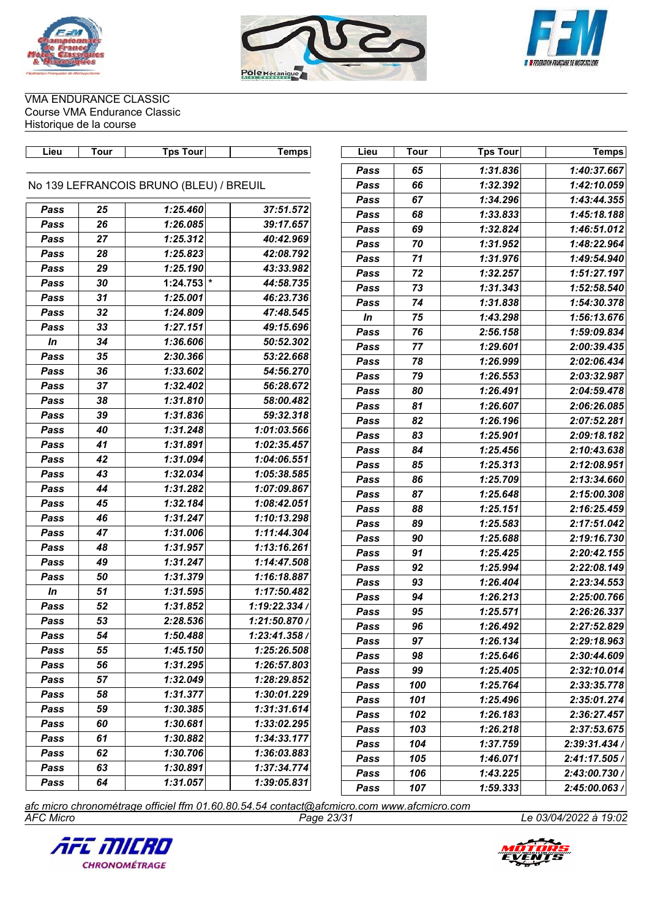VMA ENDURANCE CLASSIC
Course VMA Endurance Classic
Historique de la course

## No 139 LEFRANCOIS BRUNO (BLEU) / BREUIL

| Lieu | Tour | Tps Tour | | Temps |
|---|---|---|---|---|
| *Pass* | *25* | *1:25.460* | | *37:51.572* |
| *Pass* | *26* | *1:26.085* | | *39:17.657* |
| *Pass* | *27* | *1:25.312* | | *40:42.969* |
| *Pass* | *28* | *1:25.823* | | *42:08.792* |
| *Pass* | *29* | *1:25.190* | | *43:33.982* |
| *Pass* | *30* | 1:24.753 | * | *44:58.735* |
| *Pass* | *31* | *1:25.001* | | *46:23.736* |
| *Pass* | *32* | *1:24.809* | | *47:48.545* |
| *Pass* | *33* | *1:27.151* | | *49:15.696* |
| *In* | *34* | *1:36.606* | | *50:52.302* |
| *Pass* | *35* | *2:30.366* | | *53:22.668* |
| *Pass* | *36* | *1:33.602* | | *54:56.270* |
| *Pass* | *37* | *1:32.402* | | *56:28.672* |
| *Pass* | *38* | *1:31.810* | | *58:00.482* |
| *Pass* | *39* | *1:31.836* | | *59:32.318* |
| *Pass* | *40* | *1:31.248* | | *1:01:03.566* |
| *Pass* | *41* | *1:31.891* | | *1:02:35.457* |
| *Pass* | *42* | *1:31.094* | | *1:04:06.551* |
| *Pass* | *43* | *1:32.034* | | *1:05:38.585* |
| *Pass* | *44* | *1:31.282* | | *1:07:09.867* |
| *Pass* | *45* | *1:32.184* | | *1:08:42.051* |
| *Pass* | *46* | *1:31.247* | | *1:10:13.298* |
| *Pass* | *47* | *1:31.006* | | *1:11:44.304* |
| *Pass* | *48* | *1:31.957* | | *1:13:16.261* |
| *Pass* | *49* | *1:31.247* | | *1:14:47.508* |
| *Pass* | *50* | *1:31.379* | | *1:16:18.887* |
| *In* | *51* | *1:31.595* | | *1:17:50.482* |
| *Pass* | *52* | *1:31.852* | | *1:19:22.334 /* |
| *Pass* | *53* | *2:28.536* | | *1:21:50.870 /* |
| *Pass* | *54* | *1:50.488* | | *1:23:41.358 /* |
| *Pass* | *55* | *1:45.150* | | *1:25:26.508* |
| *Pass* | *56* | *1:31.295* | | *1:26:57.803* |
| *Pass* | *57* | *1:32.049* | | *1:28:29.852* |
| *Pass* | *58* | *1:31.377* | | *1:30:01.229* |
| *Pass* | *59* | *1:30.385* | | *1:31:31.614* |
| *Pass* | *60* | *1:30.681* | | *1:33:02.295* |
| *Pass* | *61* | *1:30.882* | | *1:34:33.177* |
| *Pass* | *62* | *1:30.706* | | *1:36:03.883* |
| *Pass* | *63* | *1:30.891* | | *1:37:34.774* |
| *Pass* | *64* | *1:31.057* | | *1:39:05.831* |
| *Pass* | *65* | *1:31.836* | | *1:40:37.667* |
| *Pass* | *66* | *1:32.392* | | *1:42:10.059* |
| *Pass* | *67* | *1:34.296* | | *1:43:44.355* |
| *Pass* | *68* | *1:33.833* | | *1:45:18.188* |
| *Pass* | *69* | *1:32.824* | | *1:46:51.012* |
| *Pass* | *70* | *1:31.952* | | *1:48:22.964* |
| *Pass* | *71* | *1:31.976* | | *1:49:54.940* |
| *Pass* | *72* | *1:32.257* | | *1:51:27.197* |
| *Pass* | *73* | *1:31.343* | | *1:52:58.540* |
| *Pass* | *74* | *1:31.838* | | *1:54:30.378* |
| *In* | *75* | *1:43.298* | | *1:56:13.676* |
| *Pass* | *76* | *2:56.158* | | *1:59:09.834* |
| *Pass* | *77* | *1:29.601* | | *2:00:39.435* |
| *Pass* | *78* | *1:26.999* | | *2:02:06.434* |
| *Pass* | *79* | *1:26.553* | | *2:03:32.987* |
| *Pass* | *80* | *1:26.491* | | *2:04:59.478* |
| *Pass* | *81* | *1:26.607* | | *2:06:26.085* |
| *Pass* | *82* | *1:26.196* | | *2:07:52.281* |
| *Pass* | *83* | *1:25.901* | | *2:09:18.182* |
| *Pass* | *84* | *1:25.456* | | *2:10:43.638* |
| *Pass* | *85* | *1:25.313* | | *2:12:08.951* |
| *Pass* | *86* | *1:25.709* | | *2:13:34.660* |
| *Pass* | *87* | *1:25.648* | | *2:15:00.308* |
| *Pass* | *88* | *1:25.151* | | *2:16:25.459* |
| *Pass* | *89* | *1:25.583* | | *2:17:51.042* |
| *Pass* | *90* | *1:25.688* | | *2:19:16.730* |
| *Pass* | *91* | *1:25.425* | | *2:20:42.155* |
| *Pass* | *92* | *1:25.994* | | *2:22:08.149* |
| *Pass* | *93* | *1:26.404* | | *2:23:34.553* |
| *Pass* | *94* | *1:26.213* | | *2:25:00.766* |
| *Pass* | *95* | *1:25.571* | | *2:26:26.337* |
| *Pass* | *96* | *1:26.492* | | *2:27:52.829* |
| *Pass* | *97* | *1:26.134* | | *2:29:18.963* |
| *Pass* | *98* | *1:25.646* | | *2:30:44.609* |
| *Pass* | *99* | *1:25.405* | | *2:32:10.014* |
| *Pass* | *100* | *1:25.764* | | *2:33:35.778* |
| *Pass* | *101* | *1:25.496* | | *2:35:01.274* |
| *Pass* | *102* | *1:26.183* | | *2:36:27.457* |
| *Pass* | *103* | *1:26.218* | | *2:37:53.675* |
| *Pass* | *104* | *1:37.759* | | *2:39:31.434 /* |
| *Pass* | *105* | *1:46.071* | | *2:41:17.505 /* |
| *Pass* | *106* | *1:43.225* | | *2:43:00.730 /* |
| *Pass* | *107* | *1:59.333* | | *2:45:00.063 /* |

*afc micro chronométrage officiel ffm 01.60.80.54.54 contact@afcmicro.com www.afcmicro.com*
*AFC Micro* *Le 03/04/2022 à 19:02*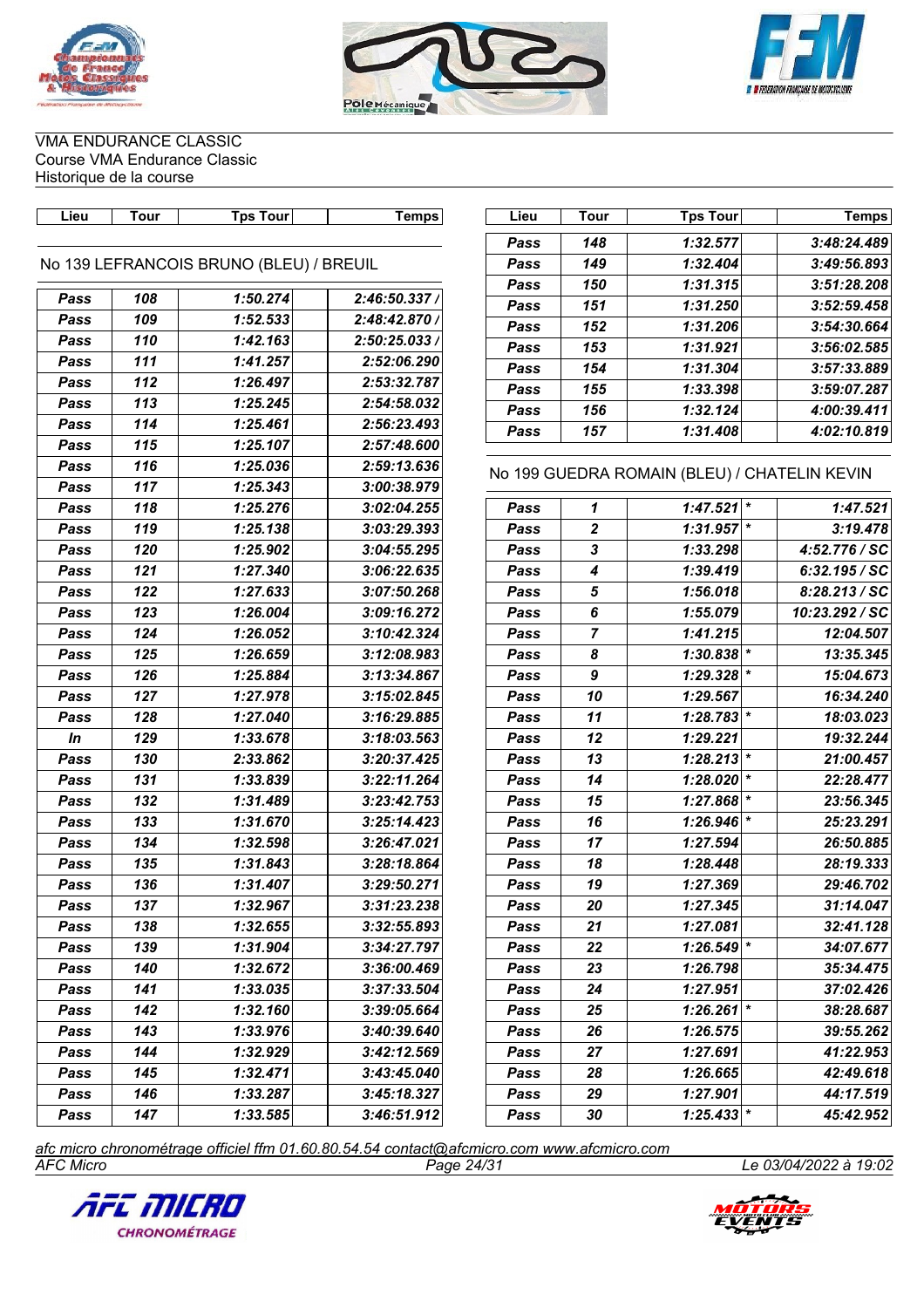VMA ENDURANCE CLASSIC
Course VMA Endurance Classic
Historique de la course

No 139 LEFRANCOIS BRUNO (BLEU) / BREUIL

| Lieu | Tour | Tps Tour | | Temps |
|---|---|---|---|---|
| Pass | 108 | 1:50.274 | | 2:46:50.337 / |
| Pass | 109 | 1:52.533 | | 2:48:42.870 / |
| Pass | 110 | 1:42.163 | | 2:50:25.033 / |
| Pass | 111 | 1:41.257 | | 2:52:06.290 |
| Pass | 112 | 1:26.497 | | 2:53:32.787 |
| Pass | 113 | 1:25.245 | | 2:54:58.032 |
| Pass | 114 | 1:25.461 | | 2:56:23.493 |
| Pass | 115 | 1:25.107 | | 2:57:48.600 |
| Pass | 116 | 1:25.036 | | 2:59:13.636 |
| Pass | 117 | 1:25.343 | | 3:00:38.979 |
| Pass | 118 | 1:25.276 | | 3:02:04.255 |
| Pass | 119 | 1:25.138 | | 3:03:29.393 |
| Pass | 120 | 1:25.902 | | 3:04:55.295 |
| Pass | 121 | 1:27.340 | | 3:06:22.635 |
| Pass | 122 | 1:27.633 | | 3:07:50.268 |
| Pass | 123 | 1:26.004 | | 3:09:16.272 |
| Pass | 124 | 1:26.052 | | 3:10:42.324 |
| Pass | 125 | 1:26.659 | | 3:12:08.983 |
| Pass | 126 | 1:25.884 | | 3:13:34.867 |
| Pass | 127 | 1:27.978 | | 3:15:02.845 |
| Pass | 128 | 1:27.040 | | 3:16:29.885 |
| In | 129 | 1:33.678 | | 3:18:03.563 |
| Pass | 130 | 2:33.862 | | 3:20:37.425 |
| Pass | 131 | 1:33.839 | | 3:22:11.264 |
| Pass | 132 | 1:31.489 | | 3:23:42.753 |
| Pass | 133 | 1:31.670 | | 3:25:14.423 |
| Pass | 134 | 1:32.598 | | 3:26:47.021 |
| Pass | 135 | 1:31.843 | | 3:28:18.864 |
| Pass | 136 | 1:31.407 | | 3:29:50.271 |
| Pass | 137 | 1:32.967 | | 3:31:23.238 |
| Pass | 138 | 1:32.655 | | 3:32:55.893 |
| Pass | 139 | 1:31.904 | | 3:34:27.797 |
| Pass | 140 | 1:32.672 | | 3:36:00.469 |
| Pass | 141 | 1:33.035 | | 3:37:33.504 |
| Pass | 142 | 1:32.160 | | 3:39:05.664 |
| Pass | 143 | 1:33.976 | | 3:40:39.640 |
| Pass | 144 | 1:32.929 | | 3:42:12.569 |
| Pass | 145 | 1:32.471 | | 3:43:45.040 |
| Pass | 146 | 1:33.287 | | 3:45:18.327 |
| Pass | 147 | 1:33.585 | | 3:46:51.912 |
| Pass | 148 | 1:32.577 | | 3:48:24.489 |
| Pass | 149 | 1:32.404 | | 3:49:56.893 |
| Pass | 150 | 1:31.315 | | 3:51:28.208 |
| Pass | 151 | 1:31.250 | | 3:52:59.458 |
| Pass | 152 | 1:31.206 | | 3:54:30.664 |
| Pass | 153 | 1:31.921 | | 3:56:02.585 |
| Pass | 154 | 1:31.304 | | 3:57:33.889 |
| Pass | 155 | 1:33.398 | | 3:59:07.287 |
| Pass | 156 | 1:32.124 | | 4:00:39.411 |
| Pass | 157 | 1:31.408 | | 4:02:10.819 |

No 199 GUEDRA ROMAIN (BLEU) / CHATELIN KEVIN

| Lieu | Tour | Tps Tour | | Temps |
|---|---|---|---|---|
| Pass | 1 | 1:47.521 | * | 1:47.521 |
| Pass | 2 | 1:31.957 | * | 3:19.478 |
| Pass | 3 | 1:33.298 | | 4:52.776 / SC |
| Pass | 4 | 1:39.419 | | 6:32.195 / SC |
| Pass | 5 | 1:56.018 | | 8:28.213 / SC |
| Pass | 6 | 1:55.079 | | 10:23.292 / SC |
| Pass | 7 | 1:41.215 | | 12:04.507 |
| Pass | 8 | 1:30.838 | * | 13:35.345 |
| Pass | 9 | 1:29.328 | * | 15:04.673 |
| Pass | 10 | 1:29.567 | | 16:34.240 |
| Pass | 11 | 1:28.783 | * | 18:03.023 |
| Pass | 12 | 1:29.221 | | 19:32.244 |
| Pass | 13 | 1:28.213 | * | 21:00.457 |
| Pass | 14 | 1:28.020 | * | 22:28.477 |
| Pass | 15 | 1:27.868 | * | 23:56.345 |
| Pass | 16 | 1:26.946 | * | 25:23.291 |
| Pass | 17 | 1:27.594 | | 26:50.885 |
| Pass | 18 | 1:28.448 | | 28:19.333 |
| Pass | 19 | 1:27.369 | | 29:46.702 |
| Pass | 20 | 1:27.345 | | 31:14.047 |
| Pass | 21 | 1:27.081 | | 32:41.128 |
| Pass | 22 | 1:26.549 | * | 34:07.677 |
| Pass | 23 | 1:26.798 | | 35:34.475 |
| Pass | 24 | 1:27.951 | | 37:02.426 |
| Pass | 25 | 1:26.261 | * | 38:28.687 |
| Pass | 26 | 1:26.575 | | 39:55.262 |
| Pass | 27 | 1:27.691 | | 41:22.953 |
| Pass | 28 | 1:26.665 | | 42:49.618 |
| Pass | 29 | 1:27.901 | | 44:17.519 |
| Pass | 30 | 1:25.433 | * | 45:42.952 |

*afc micro chronométrage officiel ffm 01.60.80.54.54 contact@afcmicro.com www.afcmicro.com*
*AFC Micro* — *Le 03/04/2022 à 19:02*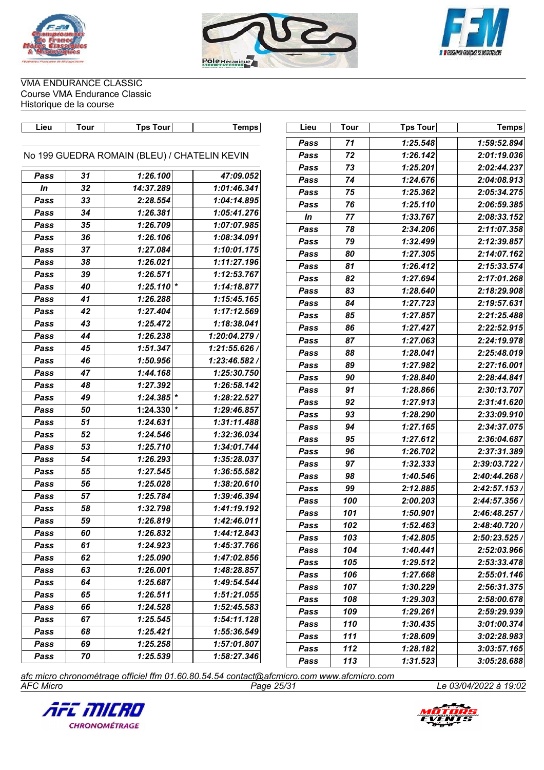VMA ENDURANCE CLASSIC
Course VMA Endurance Classic
Historique de la course

No 199 GUEDRA ROMAIN (BLEU) / CHATELIN KEVIN

| Lieu | Tour | Tps Tour | | Temps |
|---|---|---|---|---|
| Pass | 31 | 1:26.100 | | 47:09.052 |
| In | 32 | 14:37.289 | | 1:01:46.341 |
| Pass | 33 | 2:28.554 | | 1:04:14.895 |
| Pass | 34 | 1:26.381 | | 1:05:41.276 |
| Pass | 35 | 1:26.709 | | 1:07:07.985 |
| Pass | 36 | 1:26.106 | | 1:08:34.091 |
| Pass | 37 | 1:27.084 | | 1:10:01.175 |
| Pass | 38 | 1:26.021 | | 1:11:27.196 |
| Pass | 39 | 1:26.571 | | 1:12:53.767 |
| Pass | 40 | 1:25.110 | * | 1:14:18.877 |
| Pass | 41 | 1:26.288 | | 1:15:45.165 |
| Pass | 42 | 1:27.404 | | 1:17:12.569 |
| Pass | 43 | 1:25.472 | | 1:18:38.041 |
| Pass | 44 | 1:26.238 | | 1:20:04.279 / |
| Pass | 45 | 1:51.347 | | 1:21:55.626 / |
| Pass | 46 | 1:50.956 | | 1:23:46.582 / |
| Pass | 47 | 1:44.168 | | 1:25:30.750 |
| Pass | 48 | 1:27.392 | | 1:26:58.142 |
| Pass | 49 | 1:24.385 | * | 1:28:22.527 |
| Pass | 50 | 1:24.330 | * | 1:29:46.857 |
| Pass | 51 | 1:24.631 | | 1:31:11.488 |
| Pass | 52 | 1:24.546 | | 1:32:36.034 |
| Pass | 53 | 1:25.710 | | 1:34:01.744 |
| Pass | 54 | 1:26.293 | | 1:35:28.037 |
| Pass | 55 | 1:27.545 | | 1:36:55.582 |
| Pass | 56 | 1:25.028 | | 1:38:20.610 |
| Pass | 57 | 1:25.784 | | 1:39:46.394 |
| Pass | 58 | 1:32.798 | | 1:41:19.192 |
| Pass | 59 | 1:26.819 | | 1:42:46.011 |
| Pass | 60 | 1:26.832 | | 1:44:12.843 |
| Pass | 61 | 1:24.923 | | 1:45:37.766 |
| Pass | 62 | 1:25.090 | | 1:47:02.856 |
| Pass | 63 | 1:26.001 | | 1:48:28.857 |
| Pass | 64 | 1:25.687 | | 1:49:54.544 |
| Pass | 65 | 1:26.511 | | 1:51:21.055 |
| Pass | 66 | 1:24.528 | | 1:52:45.583 |
| Pass | 67 | 1:25.545 | | 1:54:11.128 |
| Pass | 68 | 1:25.421 | | 1:55:36.549 |
| Pass | 69 | 1:25.258 | | 1:57:01.807 |
| Pass | 70 | 1:25.539 | | 1:58:27.346 |
| Pass | 71 | 1:25.548 | | 1:59:52.894 |
| Pass | 72 | 1:26.142 | | 2:01:19.036 |
| Pass | 73 | 1:25.201 | | 2:02:44.237 |
| Pass | 74 | 1:24.676 | | 2:04:08.913 |
| Pass | 75 | 1:25.362 | | 2:05:34.275 |
| Pass | 76 | 1:25.110 | | 2:06:59.385 |
| In | 77 | 1:33.767 | | 2:08:33.152 |
| Pass | 78 | 2:34.206 | | 2:11:07.358 |
| Pass | 79 | 1:32.499 | | 2:12:39.857 |
| Pass | 80 | 1:27.305 | | 2:14:07.162 |
| Pass | 81 | 1:26.412 | | 2:15:33.574 |
| Pass | 82 | 1:27.694 | | 2:17:01.268 |
| Pass | 83 | 1:28.640 | | 2:18:29.908 |
| Pass | 84 | 1:27.723 | | 2:19:57.631 |
| Pass | 85 | 1:27.857 | | 2:21:25.488 |
| Pass | 86 | 1:27.427 | | 2:22:52.915 |
| Pass | 87 | 1:27.063 | | 2:24:19.978 |
| Pass | 88 | 1:28.041 | | 2:25:48.019 |
| Pass | 89 | 1:27.982 | | 2:27:16.001 |
| Pass | 90 | 1:28.840 | | 2:28:44.841 |
| Pass | 91 | 1:28.866 | | 2:30:13.707 |
| Pass | 92 | 1:27.913 | | 2:31:41.620 |
| Pass | 93 | 1:28.290 | | 2:33:09.910 |
| Pass | 94 | 1:27.165 | | 2:34:37.075 |
| Pass | 95 | 1:27.612 | | 2:36:04.687 |
| Pass | 96 | 1:26.702 | | 2:37:31.389 |
| Pass | 97 | 1:32.333 | | 2:39:03.722 / |
| Pass | 98 | 1:40.546 | | 2:40:44.268 / |
| Pass | 99 | 2:12.885 | | 2:42:57.153 / |
| Pass | 100 | 2:00.203 | | 2:44:57.356 / |
| Pass | 101 | 1:50.901 | | 2:46:48.257 / |
| Pass | 102 | 1:52.463 | | 2:48:40.720 / |
| Pass | 103 | 1:42.805 | | 2:50:23.525 / |
| Pass | 104 | 1:40.441 | | 2:52:03.966 |
| Pass | 105 | 1:29.512 | | 2:53:33.478 |
| Pass | 106 | 1:27.668 | | 2:55:01.146 |
| Pass | 107 | 1:30.229 | | 2:56:31.375 |
| Pass | 108 | 1:29.303 | | 2:58:00.678 |
| Pass | 109 | 1:29.261 | | 2:59:29.939 |
| Pass | 110 | 1:30.435 | | 3:01:00.374 |
| Pass | 111 | 1:28.609 | | 3:02:28.983 |
| Pass | 112 | 1:28.182 | | 3:03:57.165 |
| Pass | 113 | 1:31.523 | | 3:05:28.688 |

afc micro chronométrage officiel ffm 01.60.80.54.54 contact@afcmicro.com www.afcmicro.com
AFC Micro — Le 03/04/2022 à 19:02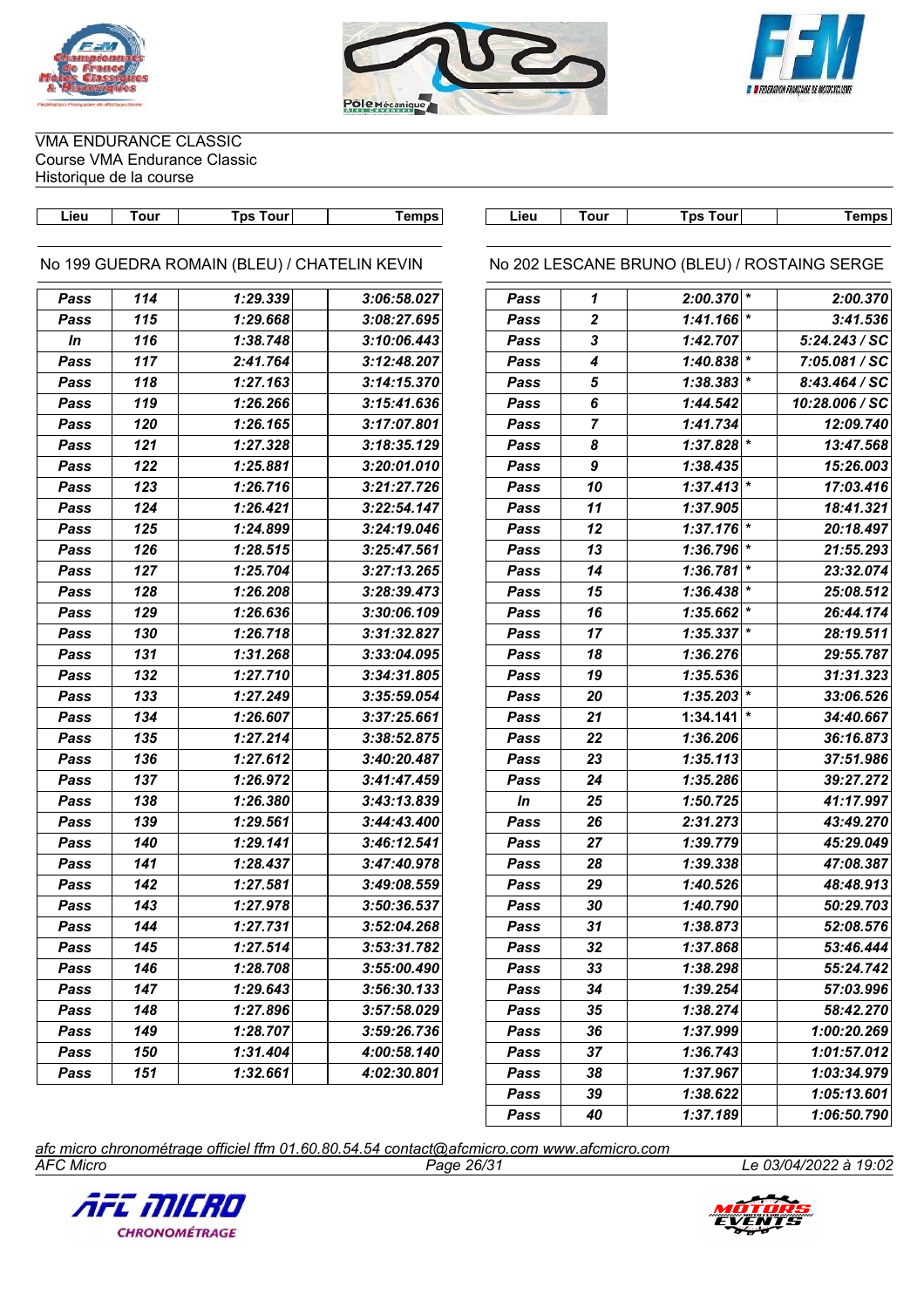VMA ENDURANCE CLASSIC
Course VMA Endurance Classic
Historique de la course

No 199 GUEDRA ROMAIN (BLEU) / CHATELIN KEVIN

| Lieu | Tour | Tps Tour | | Temps |
|---|---|---|---|---|
| Pass | 114 | 1:29.339 | | 3:06:58.027 |
| Pass | 115 | 1:29.668 | | 3:08:27.695 |
| In | 116 | 1:38.748 | | 3:10:06.443 |
| Pass | 117 | 2:41.764 | | 3:12:48.207 |
| Pass | 118 | 1:27.163 | | 3:14:15.370 |
| Pass | 119 | 1:26.266 | | 3:15:41.636 |
| Pass | 120 | 1:26.165 | | 3:17:07.801 |
| Pass | 121 | 1:27.328 | | 3:18:35.129 |
| Pass | 122 | 1:25.881 | | 3:20:01.010 |
| Pass | 123 | 1:26.716 | | 3:21:27.726 |
| Pass | 124 | 1:26.421 | | 3:22:54.147 |
| Pass | 125 | 1:24.899 | | 3:24:19.046 |
| Pass | 126 | 1:28.515 | | 3:25:47.561 |
| Pass | 127 | 1:25.704 | | 3:27:13.265 |
| Pass | 128 | 1:26.208 | | 3:28:39.473 |
| Pass | 129 | 1:26.636 | | 3:30:06.109 |
| Pass | 130 | 1:26.718 | | 3:31:32.827 |
| Pass | 131 | 1:31.268 | | 3:33:04.095 |
| Pass | 132 | 1:27.710 | | 3:34:31.805 |
| Pass | 133 | 1:27.249 | | 3:35:59.054 |
| Pass | 134 | 1:26.607 | | 3:37:25.661 |
| Pass | 135 | 1:27.214 | | 3:38:52.875 |
| Pass | 136 | 1:27.612 | | 3:40:20.487 |
| Pass | 137 | 1:26.972 | | 3:41:47.459 |
| Pass | 138 | 1:26.380 | | 3:43:13.839 |
| Pass | 139 | 1:29.561 | | 3:44:43.400 |
| Pass | 140 | 1:29.141 | | 3:46:12.541 |
| Pass | 141 | 1:28.437 | | 3:47:40.978 |
| Pass | 142 | 1:27.581 | | 3:49:08.559 |
| Pass | 143 | 1:27.978 | | 3:50:36.537 |
| Pass | 144 | 1:27.731 | | 3:52:04.268 |
| Pass | 145 | 1:27.514 | | 3:53:31.782 |
| Pass | 146 | 1:28.708 | | 3:55:00.490 |
| Pass | 147 | 1:29.643 | | 3:56:30.133 |
| Pass | 148 | 1:27.896 | | 3:57:58.029 |
| Pass | 149 | 1:28.707 | | 3:59:26.736 |
| Pass | 150 | 1:31.404 | | 4:00:58.140 |
| Pass | 151 | 1:32.661 | | 4:02:30.801 |

No 202 LESCANE BRUNO (BLEU) / ROSTAING SERGE

| Lieu | Tour | Tps Tour | | Temps |
|---|---|---|---|---|
| Pass | 1 | 2:00.370 | * | 2:00.370 |
| Pass | 2 | 1:41.166 | * | 3:41.536 |
| Pass | 3 | 1:42.707 | | 5:24.243 / SC |
| Pass | 4 | 1:40.838 | * | 7:05.081 / SC |
| Pass | 5 | 1:38.383 | * | 8:43.464 / SC |
| Pass | 6 | 1:44.542 | | 10:28.006 / SC |
| Pass | 7 | 1:41.734 | | 12:09.740 |
| Pass | 8 | 1:37.828 | * | 13:47.568 |
| Pass | 9 | 1:38.435 | | 15:26.003 |
| Pass | 10 | 1:37.413 | * | 17:03.416 |
| Pass | 11 | 1:37.905 | | 18:41.321 |
| Pass | 12 | 1:37.176 | * | 20:18.497 |
| Pass | 13 | 1:36.796 | * | 21:55.293 |
| Pass | 14 | 1:36.781 | * | 23:32.074 |
| Pass | 15 | 1:36.438 | * | 25:08.512 |
| Pass | 16 | 1:35.662 | * | 26:44.174 |
| Pass | 17 | 1:35.337 | * | 28:19.511 |
| Pass | 18 | 1:36.276 | | 29:55.787 |
| Pass | 19 | 1:35.536 | | 31:31.323 |
| Pass | 20 | 1:35.203 | * | 33:06.526 |
| Pass | 21 | 1:34.141 | * | 34:40.667 |
| Pass | 22 | 1:36.206 | | 36:16.873 |
| Pass | 23 | 1:35.113 | | 37:51.986 |
| Pass | 24 | 1:35.286 | | 39:27.272 |
| In | 25 | 1:50.725 | | 41:17.997 |
| Pass | 26 | 2:31.273 | | 43:49.270 |
| Pass | 27 | 1:39.779 | | 45:29.049 |
| Pass | 28 | 1:39.338 | | 47:08.387 |
| Pass | 29 | 1:40.526 | | 48:48.913 |
| Pass | 30 | 1:40.790 | | 50:29.703 |
| Pass | 31 | 1:38.873 | | 52:08.576 |
| Pass | 32 | 1:37.868 | | 53:46.444 |
| Pass | 33 | 1:38.298 | | 55:24.742 |
| Pass | 34 | 1:39.254 | | 57:03.996 |
| Pass | 35 | 1:38.274 | | 58:42.270 |
| Pass | 36 | 1:37.999 | | 1:00:20.269 |
| Pass | 37 | 1:36.743 | | 1:01:57.012 |
| Pass | 38 | 1:37.967 | | 1:03:34.979 |
| Pass | 39 | 1:38.622 | | 1:05:13.601 |
| Pass | 40 | 1:37.189 | | 1:06:50.790 |

*afc micro chronométrage officiel ffm 01.60.80.54.54 contact@afcmicro.com www.afcmicro.com*
AFC Micro — Le 03/04/2022 à 19:02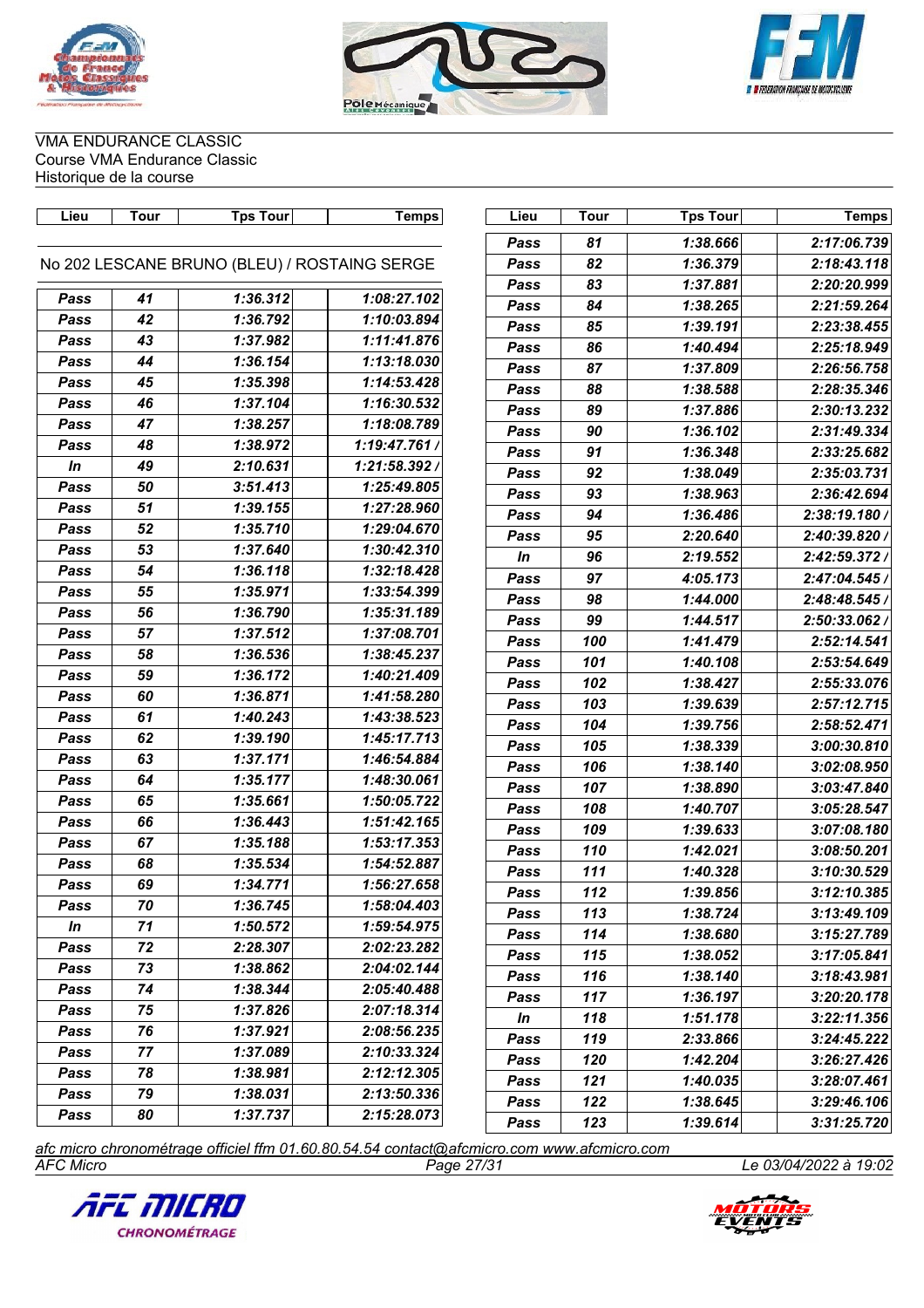VMA ENDURANCE CLASSIC
Course VMA Endurance Classic
Historique de la course

No 202 LESCANE BRUNO (BLEU) / ROSTAING SERGE

| Lieu | Tour | Tps Tour | Temps |
|---|---|---|---|
| Pass | 41 | 1:36.312 | 1:08:27.102 |
| Pass | 42 | 1:36.792 | 1:10:03.894 |
| Pass | 43 | 1:37.982 | 1:11:41.876 |
| Pass | 44 | 1:36.154 | 1:13:18.030 |
| Pass | 45 | 1:35.398 | 1:14:53.428 |
| Pass | 46 | 1:37.104 | 1:16:30.532 |
| Pass | 47 | 1:38.257 | 1:18:08.789 |
| Pass | 48 | 1:38.972 | 1:19:47.761 / |
| In | 49 | 2:10.631 | 1:21:58.392 / |
| Pass | 50 | 3:51.413 | 1:25:49.805 |
| Pass | 51 | 1:39.155 | 1:27:28.960 |
| Pass | 52 | 1:35.710 | 1:29:04.670 |
| Pass | 53 | 1:37.640 | 1:30:42.310 |
| Pass | 54 | 1:36.118 | 1:32:18.428 |
| Pass | 55 | 1:35.971 | 1:33:54.399 |
| Pass | 56 | 1:36.790 | 1:35:31.189 |
| Pass | 57 | 1:37.512 | 1:37:08.701 |
| Pass | 58 | 1:36.536 | 1:38:45.237 |
| Pass | 59 | 1:36.172 | 1:40:21.409 |
| Pass | 60 | 1:36.871 | 1:41:58.280 |
| Pass | 61 | 1:40.243 | 1:43:38.523 |
| Pass | 62 | 1:39.190 | 1:45:17.713 |
| Pass | 63 | 1:37.171 | 1:46:54.884 |
| Pass | 64 | 1:35.177 | 1:48:30.061 |
| Pass | 65 | 1:35.661 | 1:50:05.722 |
| Pass | 66 | 1:36.443 | 1:51:42.165 |
| Pass | 67 | 1:35.188 | 1:53:17.353 |
| Pass | 68 | 1:35.534 | 1:54:52.887 |
| Pass | 69 | 1:34.771 | 1:56:27.658 |
| Pass | 70 | 1:36.745 | 1:58:04.403 |
| In | 71 | 1:50.572 | 1:59:54.975 |
| Pass | 72 | 2:28.307 | 2:02:23.282 |
| Pass | 73 | 1:38.862 | 2:04:02.144 |
| Pass | 74 | 1:38.344 | 2:05:40.488 |
| Pass | 75 | 1:37.826 | 2:07:18.314 |
| Pass | 76 | 1:37.921 | 2:08:56.235 |
| Pass | 77 | 1:37.089 | 2:10:33.324 |
| Pass | 78 | 1:38.981 | 2:12:12.305 |
| Pass | 79 | 1:38.031 | 2:13:50.336 |
| Pass | 80 | 1:37.737 | 2:15:28.073 |
| Pass | 81 | 1:38.666 | 2:17:06.739 |
| Pass | 82 | 1:36.379 | 2:18:43.118 |
| Pass | 83 | 1:37.881 | 2:20:20.999 |
| Pass | 84 | 1:38.265 | 2:21:59.264 |
| Pass | 85 | 1:39.191 | 2:23:38.455 |
| Pass | 86 | 1:40.494 | 2:25:18.949 |
| Pass | 87 | 1:37.809 | 2:26:56.758 |
| Pass | 88 | 1:38.588 | 2:28:35.346 |
| Pass | 89 | 1:37.886 | 2:30:13.232 |
| Pass | 90 | 1:36.102 | 2:31:49.334 |
| Pass | 91 | 1:36.348 | 2:33:25.682 |
| Pass | 92 | 1:38.049 | 2:35:03.731 |
| Pass | 93 | 1:38.963 | 2:36:42.694 |
| Pass | 94 | 1:36.486 | 2:38:19.180 / |
| Pass | 95 | 2:20.640 | 2:40:39.820 / |
| In | 96 | 2:19.552 | 2:42:59.372 / |
| Pass | 97 | 4:05.173 | 2:47:04.545 / |
| Pass | 98 | 1:44.000 | 2:48:48.545 / |
| Pass | 99 | 1:44.517 | 2:50:33.062 / |
| Pass | 100 | 1:41.479 | 2:52:14.541 |
| Pass | 101 | 1:40.108 | 2:53:54.649 |
| Pass | 102 | 1:38.427 | 2:55:33.076 |
| Pass | 103 | 1:39.639 | 2:57:12.715 |
| Pass | 104 | 1:39.756 | 2:58:52.471 |
| Pass | 105 | 1:38.339 | 3:00:30.810 |
| Pass | 106 | 1:38.140 | 3:02:08.950 |
| Pass | 107 | 1:38.890 | 3:03:47.840 |
| Pass | 108 | 1:40.707 | 3:05:28.547 |
| Pass | 109 | 1:39.633 | 3:07:08.180 |
| Pass | 110 | 1:42.021 | 3:08:50.201 |
| Pass | 111 | 1:40.328 | 3:10:30.529 |
| Pass | 112 | 1:39.856 | 3:12:10.385 |
| Pass | 113 | 1:38.724 | 3:13:49.109 |
| Pass | 114 | 1:38.680 | 3:15:27.789 |
| Pass | 115 | 1:38.052 | 3:17:05.841 |
| Pass | 116 | 1:38.140 | 3:18:43.981 |
| Pass | 117 | 1:36.197 | 3:20:20.178 |
| In | 118 | 1:51.178 | 3:22:11.356 |
| Pass | 119 | 2:33.866 | 3:24:45.222 |
| Pass | 120 | 1:42.204 | 3:26:27.426 |
| Pass | 121 | 1:40.035 | 3:28:07.461 |
| Pass | 122 | 1:38.645 | 3:29:46.106 |
| Pass | 123 | 1:39.614 | 3:31:25.720 |

*afc micro chronométrage officiel ffm 01.60.80.54.54 contact@afcmicro.com www.afcmicro.com*
*AFC Micro* — *Le 03/04/2022 à 19:02*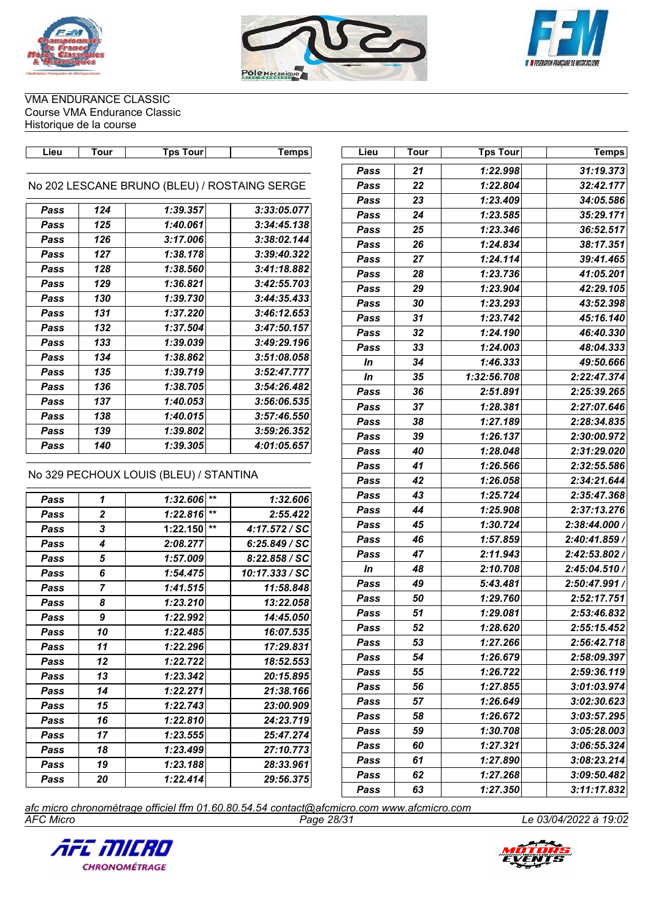VMA ENDURANCE CLASSIC
Course VMA Endurance Classic
Historique de la course

No 202 LESCANE BRUNO (BLEU) / ROSTAING SERGE

| Lieu | Tour | Tps Tour | | Temps |
|---|---|---|---|---|
| Pass | 124 | 1:39.357 | | 3:33:05.077 |
| Pass | 125 | 1:40.061 | | 3:34:45.138 |
| Pass | 126 | 3:17.006 | | 3:38:02.144 |
| Pass | 127 | 1:38.178 | | 3:39:40.322 |
| Pass | 128 | 1:38.560 | | 3:41:18.882 |
| Pass | 129 | 1:36.821 | | 3:42:55.703 |
| Pass | 130 | 1:39.730 | | 3:44:35.433 |
| Pass | 131 | 1:37.220 | | 3:46:12.653 |
| Pass | 132 | 1:37.504 | | 3:47:50.157 |
| Pass | 133 | 1:39.039 | | 3:49:29.196 |
| Pass | 134 | 1:38.862 | | 3:51:08.058 |
| Pass | 135 | 1:39.719 | | 3:52:47.777 |
| Pass | 136 | 1:38.705 | | 3:54:26.482 |
| Pass | 137 | 1:40.053 | | 3:56:06.535 |
| Pass | 138 | 1:40.015 | | 3:57:46.550 |
| Pass | 139 | 1:39.802 | | 3:59:26.352 |
| Pass | 140 | 1:39.305 | | 4:01:05.657 |

No 329 PECHOUX LOUIS (BLEU) / STANTINA

| Lieu | Tour | Tps Tour | | Temps |
|---|---|---|---|---|
| Pass | 1 | 1:32.606 | ** | 1:32.606 |
| Pass | 2 | 1:22.816 | ** | 2:55.422 |
| Pass | 3 | 1:22.150 | ** | 4:17.572 / SC |
| Pass | 4 | 2:08.277 | | 6:25.849 / SC |
| Pass | 5 | 1:57.009 | | 8:22.858 / SC |
| Pass | 6 | 1:54.475 | | 10:17.333 / SC |
| Pass | 7 | 1:41.515 | | 11:58.848 |
| Pass | 8 | 1:23.210 | | 13:22.058 |
| Pass | 9 | 1:22.992 | | 14:45.050 |
| Pass | 10 | 1:22.485 | | 16:07.535 |
| Pass | 11 | 1:22.296 | | 17:29.831 |
| Pass | 12 | 1:22.722 | | 18:52.553 |
| Pass | 13 | 1:23.342 | | 20:15.895 |
| Pass | 14 | 1:22.271 | | 21:38.166 |
| Pass | 15 | 1:22.743 | | 23:00.909 |
| Pass | 16 | 1:22.810 | | 24:23.719 |
| Pass | 17 | 1:23.555 | | 25:47.274 |
| Pass | 18 | 1:23.499 | | 27:10.773 |
| Pass | 19 | 1:23.188 | | 28:33.961 |
| Pass | 20 | 1:22.414 | | 29:56.375 |
| Pass | 21 | 1:22.998 | | 31:19.373 |
| Pass | 22 | 1:22.804 | | 32:42.177 |
| Pass | 23 | 1:23.409 | | 34:05.586 |
| Pass | 24 | 1:23.585 | | 35:29.171 |
| Pass | 25 | 1:23.346 | | 36:52.517 |
| Pass | 26 | 1:24.834 | | 38:17.351 |
| Pass | 27 | 1:24.114 | | 39:41.465 |
| Pass | 28 | 1:23.736 | | 41:05.201 |
| Pass | 29 | 1:23.904 | | 42:29.105 |
| Pass | 30 | 1:23.293 | | 43:52.398 |
| Pass | 31 | 1:23.742 | | 45:16.140 |
| Pass | 32 | 1:24.190 | | 46:40.330 |
| Pass | 33 | 1:24.003 | | 48:04.333 |
| In | 34 | 1:46.333 | | 49:50.666 |
| In | 35 | 1:32:56.708 | | 2:22:47.374 |
| Pass | 36 | 2:51.891 | | 2:25:39.265 |
| Pass | 37 | 1:28.381 | | 2:27:07.646 |
| Pass | 38 | 1:27.189 | | 2:28:34.835 |
| Pass | 39 | 1:26.137 | | 2:30:00.972 |
| Pass | 40 | 1:28.048 | | 2:31:29.020 |
| Pass | 41 | 1:26.566 | | 2:32:55.586 |
| Pass | 42 | 1:26.058 | | 2:34:21.644 |
| Pass | 43 | 1:25.724 | | 2:35:47.368 |
| Pass | 44 | 1:25.908 | | 2:37:13.276 |
| Pass | 45 | 1:30.724 | | 2:38:44.000 / |
| Pass | 46 | 1:57.859 | | 2:40:41.859 / |
| Pass | 47 | 2:11.943 | | 2:42:53.802 / |
| In | 48 | 2:10.708 | | 2:45:04.510 / |
| Pass | 49 | 5:43.481 | | 2:50:47.991 / |
| Pass | 50 | 1:29.760 | | 2:52:17.751 |
| Pass | 51 | 1:29.081 | | 2:53:46.832 |
| Pass | 52 | 1:28.620 | | 2:55:15.452 |
| Pass | 53 | 1:27.266 | | 2:56:42.718 |
| Pass | 54 | 1:26.679 | | 2:58:09.397 |
| Pass | 55 | 1:26.722 | | 2:59:36.119 |
| Pass | 56 | 1:27.855 | | 3:01:03.974 |
| Pass | 57 | 1:26.649 | | 3:02:30.623 |
| Pass | 58 | 1:26.672 | | 3:03:57.295 |
| Pass | 59 | 1:30.708 | | 3:05:28.003 |
| Pass | 60 | 1:27.321 | | 3:06:55.324 |
| Pass | 61 | 1:27.890 | | 3:08:23.214 |
| Pass | 62 | 1:27.268 | | 3:09:50.482 |
| Pass | 63 | 1:27.350 | | 3:11:17.832 |

afc micro chronométrage officiel ffm 01.60.80.54.54 contact@afcmicro.com www.afcmicro.com
AFC Micro — Le 03/04/2022 à 19:02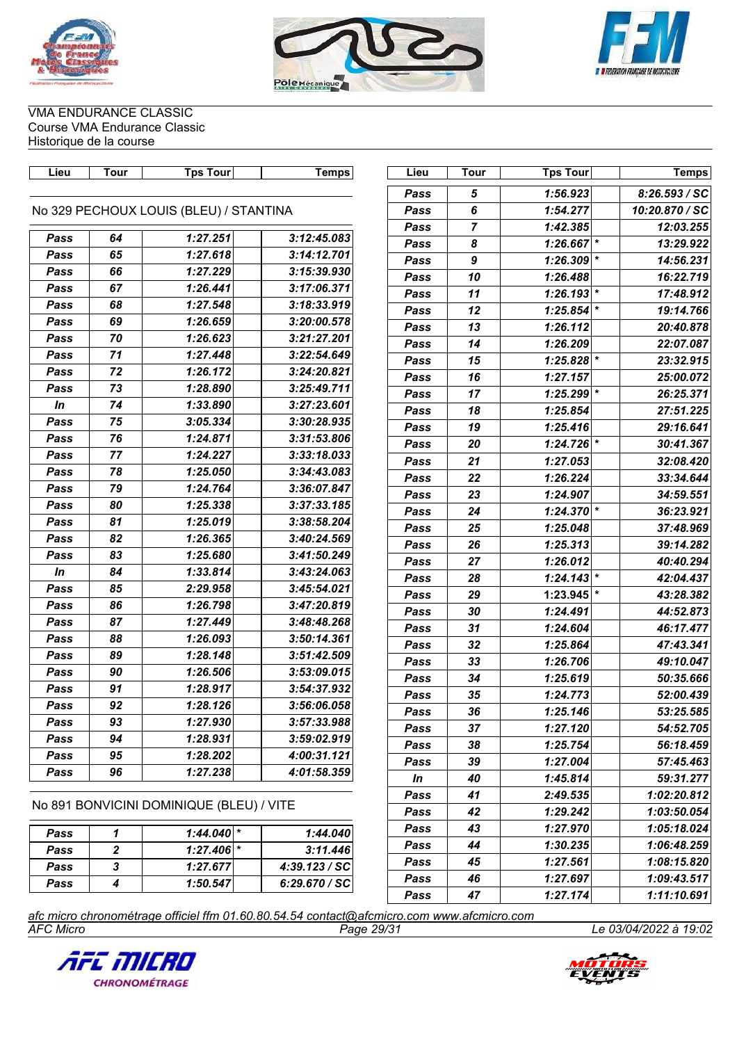VMA ENDURANCE CLASSIC
Course VMA Endurance Classic
Historique de la course

No 329 PECHOUX LOUIS (BLEU) / STANTINA

| Lieu | Tour | Tps Tour | | Temps |
|---|---|---|---|---|
| Pass | 64 | 1:27.251 | | 3:12:45.083 |
| Pass | 65 | 1:27.618 | | 3:14:12.701 |
| Pass | 66 | 1:27.229 | | 3:15:39.930 |
| Pass | 67 | 1:26.441 | | 3:17:06.371 |
| Pass | 68 | 1:27.548 | | 3:18:33.919 |
| Pass | 69 | 1:26.659 | | 3:20:00.578 |
| Pass | 70 | 1:26.623 | | 3:21:27.201 |
| Pass | 71 | 1:27.448 | | 3:22:54.649 |
| Pass | 72 | 1:26.172 | | 3:24:20.821 |
| Pass | 73 | 1:28.890 | | 3:25:49.711 |
| In | 74 | 1:33.890 | | 3:27:23.601 |
| Pass | 75 | 3:05.334 | | 3:30:28.935 |
| Pass | 76 | 1:24.871 | | 3:31:53.806 |
| Pass | 77 | 1:24.227 | | 3:33:18.033 |
| Pass | 78 | 1:25.050 | | 3:34:43.083 |
| Pass | 79 | 1:24.764 | | 3:36:07.847 |
| Pass | 80 | 1:25.338 | | 3:37:33.185 |
| Pass | 81 | 1:25.019 | | 3:38:58.204 |
| Pass | 82 | 1:26.365 | | 3:40:24.569 |
| Pass | 83 | 1:25.680 | | 3:41:50.249 |
| In | 84 | 1:33.814 | | 3:43:24.063 |
| Pass | 85 | 2:29.958 | | 3:45:54.021 |
| Pass | 86 | 1:26.798 | | 3:47:20.819 |
| Pass | 87 | 1:27.449 | | 3:48:48.268 |
| Pass | 88 | 1:26.093 | | 3:50:14.361 |
| Pass | 89 | 1:28.148 | | 3:51:42.509 |
| Pass | 90 | 1:26.506 | | 3:53:09.015 |
| Pass | 91 | 1:28.917 | | 3:54:37.932 |
| Pass | 92 | 1:28.126 | | 3:56:06.058 |
| Pass | 93 | 1:27.930 | | 3:57:33.988 |
| Pass | 94 | 1:28.931 | | 3:59:02.919 |
| Pass | 95 | 1:28.202 | | 4:00:31.121 |
| Pass | 96 | 1:27.238 | | 4:01:58.359 |

No 891 BONVICINI DOMINIQUE (BLEU) / VITE

| Lieu | Tour | Tps Tour | | Temps |
|---|---|---|---|---|
| Pass | 1 | 1:44.040 | * | 1:44.040 |
| Pass | 2 | 1:27.406 | * | 3:11.446 |
| Pass | 3 | 1:27.677 | | 4:39.123 / SC |
| Pass | 4 | 1:50.547 | | 6:29.670 / SC |
| Pass | 5 | 1:56.923 | | 8:26.593 / SC |
| Pass | 6 | 1:54.277 | | 10:20.870 / SC |
| Pass | 7 | 1:42.385 | | 12:03.255 |
| Pass | 8 | 1:26.667 | * | 13:29.922 |
| Pass | 9 | 1:26.309 | * | 14:56.231 |
| Pass | 10 | 1:26.488 | | 16:22.719 |
| Pass | 11 | 1:26.193 | * | 17:48.912 |
| Pass | 12 | 1:25.854 | * | 19:14.766 |
| Pass | 13 | 1:26.112 | | 20:40.878 |
| Pass | 14 | 1:26.209 | | 22:07.087 |
| Pass | 15 | 1:25.828 | * | 23:32.915 |
| Pass | 16 | 1:27.157 | | 25:00.072 |
| Pass | 17 | 1:25.299 | * | 26:25.371 |
| Pass | 18 | 1:25.854 | | 27:51.225 |
| Pass | 19 | 1:25.416 | | 29:16.641 |
| Pass | 20 | 1:24.726 | * | 30:41.367 |
| Pass | 21 | 1:27.053 | | 32:08.420 |
| Pass | 22 | 1:26.224 | | 33:34.644 |
| Pass | 23 | 1:24.907 | | 34:59.551 |
| Pass | 24 | 1:24.370 | * | 36:23.921 |
| Pass | 25 | 1:25.048 | | 37:48.969 |
| Pass | 26 | 1:25.313 | | 39:14.282 |
| Pass | 27 | 1:26.012 | | 40:40.294 |
| Pass | 28 | 1:24.143 | * | 42:04.437 |
| Pass | 29 | 1:23.945 | * | 43:28.382 |
| Pass | 30 | 1:24.491 | | 44:52.873 |
| Pass | 31 | 1:24.604 | | 46:17.477 |
| Pass | 32 | 1:25.864 | | 47:43.341 |
| Pass | 33 | 1:26.706 | | 49:10.047 |
| Pass | 34 | 1:25.619 | | 50:35.666 |
| Pass | 35 | 1:24.773 | | 52:00.439 |
| Pass | 36 | 1:25.146 | | 53:25.585 |
| Pass | 37 | 1:27.120 | | 54:52.705 |
| Pass | 38 | 1:25.754 | | 56:18.459 |
| Pass | 39 | 1:27.004 | | 57:45.463 |
| In | 40 | 1:45.814 | | 59:31.277 |
| Pass | 41 | 2:49.535 | | 1:02:20.812 |
| Pass | 42 | 1:29.242 | | 1:03:50.054 |
| Pass | 43 | 1:27.970 | | 1:05:18.024 |
| Pass | 44 | 1:30.235 | | 1:06:48.259 |
| Pass | 45 | 1:27.561 | | 1:08:15.820 |
| Pass | 46 | 1:27.697 | | 1:09:43.517 |
| Pass | 47 | 1:27.174 | | 1:11:10.691 |

*afc micro chronométrage officiel ffm 01.60.80.54.54 contact@afcmicro.com www.afcmicro.com*
AFC Micro — Le 03/04/2022 à 19:02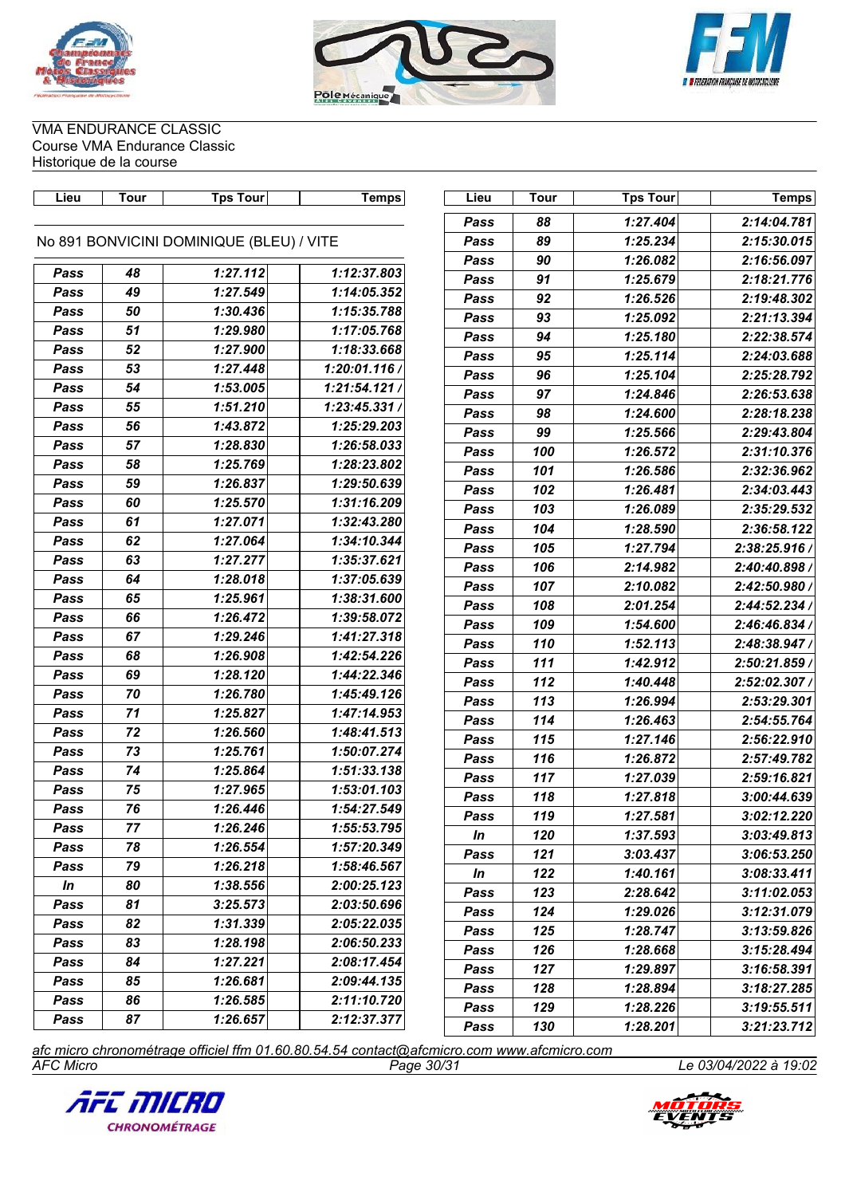VMA ENDURANCE CLASSIC
Course VMA Endurance Classic
Historique de la course

No 891 BONVICINI DOMINIQUE (BLEU) / VITE

| Lieu | Tour | Tps Tour | Temps |
|---|---|---|---|
| Pass | 48 | 1:27.112 | 1:12:37.803 |
| Pass | 49 | 1:27.549 | 1:14:05.352 |
| Pass | 50 | 1:30.436 | 1:15:35.788 |
| Pass | 51 | 1:29.980 | 1:17:05.768 |
| Pass | 52 | 1:27.900 | 1:18:33.668 |
| Pass | 53 | 1:27.448 | 1:20:01.116 / |
| Pass | 54 | 1:53.005 | 1:21:54.121 / |
| Pass | 55 | 1:51.210 | 1:23:45.331 / |
| Pass | 56 | 1:43.872 | 1:25:29.203 |
| Pass | 57 | 1:28.830 | 1:26:58.033 |
| Pass | 58 | 1:25.769 | 1:28:23.802 |
| Pass | 59 | 1:26.837 | 1:29:50.639 |
| Pass | 60 | 1:25.570 | 1:31:16.209 |
| Pass | 61 | 1:27.071 | 1:32:43.280 |
| Pass | 62 | 1:27.064 | 1:34:10.344 |
| Pass | 63 | 1:27.277 | 1:35:37.621 |
| Pass | 64 | 1:28.018 | 1:37:05.639 |
| Pass | 65 | 1:25.961 | 1:38:31.600 |
| Pass | 66 | 1:26.472 | 1:39:58.072 |
| Pass | 67 | 1:29.246 | 1:41:27.318 |
| Pass | 68 | 1:26.908 | 1:42:54.226 |
| Pass | 69 | 1:28.120 | 1:44:22.346 |
| Pass | 70 | 1:26.780 | 1:45:49.126 |
| Pass | 71 | 1:25.827 | 1:47:14.953 |
| Pass | 72 | 1:26.560 | 1:48:41.513 |
| Pass | 73 | 1:25.761 | 1:50:07.274 |
| Pass | 74 | 1:25.864 | 1:51:33.138 |
| Pass | 75 | 1:27.965 | 1:53:01.103 |
| Pass | 76 | 1:26.446 | 1:54:27.549 |
| Pass | 77 | 1:26.246 | 1:55:53.795 |
| Pass | 78 | 1:26.554 | 1:57:20.349 |
| Pass | 79 | 1:26.218 | 1:58:46.567 |
| In | 80 | 1:38.556 | 2:00:25.123 |
| Pass | 81 | 3:25.573 | 2:03:50.696 |
| Pass | 82 | 1:31.339 | 2:05:22.035 |
| Pass | 83 | 1:28.198 | 2:06:50.233 |
| Pass | 84 | 1:27.221 | 2:08:17.454 |
| Pass | 85 | 1:26.681 | 2:09:44.135 |
| Pass | 86 | 1:26.585 | 2:11:10.720 |
| Pass | 87 | 1:26.657 | 2:12:37.377 |
| Pass | 88 | 1:27.404 | 2:14:04.781 |
| Pass | 89 | 1:25.234 | 2:15:30.015 |
| Pass | 90 | 1:26.082 | 2:16:56.097 |
| Pass | 91 | 1:25.679 | 2:18:21.776 |
| Pass | 92 | 1:26.526 | 2:19:48.302 |
| Pass | 93 | 1:25.092 | 2:21:13.394 |
| Pass | 94 | 1:25.180 | 2:22:38.574 |
| Pass | 95 | 1:25.114 | 2:24:03.688 |
| Pass | 96 | 1:25.104 | 2:25:28.792 |
| Pass | 97 | 1:24.846 | 2:26:53.638 |
| Pass | 98 | 1:24.600 | 2:28:18.238 |
| Pass | 99 | 1:25.566 | 2:29:43.804 |
| Pass | 100 | 1:26.572 | 2:31:10.376 |
| Pass | 101 | 1:26.586 | 2:32:36.962 |
| Pass | 102 | 1:26.481 | 2:34:03.443 |
| Pass | 103 | 1:26.089 | 2:35:29.532 |
| Pass | 104 | 1:28.590 | 2:36:58.122 |
| Pass | 105 | 1:27.794 | 2:38:25.916 / |
| Pass | 106 | 2:14.982 | 2:40:40.898 / |
| Pass | 107 | 2:10.082 | 2:42:50.980 / |
| Pass | 108 | 2:01.254 | 2:44:52.234 / |
| Pass | 109 | 1:54.600 | 2:46:46.834 / |
| Pass | 110 | 1:52.113 | 2:48:38.947 / |
| Pass | 111 | 1:42.912 | 2:50:21.859 / |
| Pass | 112 | 1:40.448 | 2:52:02.307 / |
| Pass | 113 | 1:26.994 | 2:53:29.301 |
| Pass | 114 | 1:26.463 | 2:54:55.764 |
| Pass | 115 | 1:27.146 | 2:56:22.910 |
| Pass | 116 | 1:26.872 | 2:57:49.782 |
| Pass | 117 | 1:27.039 | 2:59:16.821 |
| Pass | 118 | 1:27.818 | 3:00:44.639 |
| Pass | 119 | 1:27.581 | 3:02:12.220 |
| In | 120 | 1:37.593 | 3:03:49.813 |
| Pass | 121 | 3:03.437 | 3:06:53.250 |
| In | 122 | 1:40.161 | 3:08:33.411 |
| Pass | 123 | 2:28.642 | 3:11:02.053 |
| Pass | 124 | 1:29.026 | 3:12:31.079 |
| Pass | 125 | 1:28.747 | 3:13:59.826 |
| Pass | 126 | 1:28.668 | 3:15:28.494 |
| Pass | 127 | 1:29.897 | 3:16:58.391 |
| Pass | 128 | 1:28.894 | 3:18:27.285 |
| Pass | 129 | 1:28.226 | 3:19:55.511 |
| Pass | 130 | 1:28.201 | 3:21:23.712 |

afc micro chronométrage officiel ffm 01.60.80.54.54 contact@afcmicro.com www.afcmicro.com
AFC Micro — Le 03/04/2022 à 19:02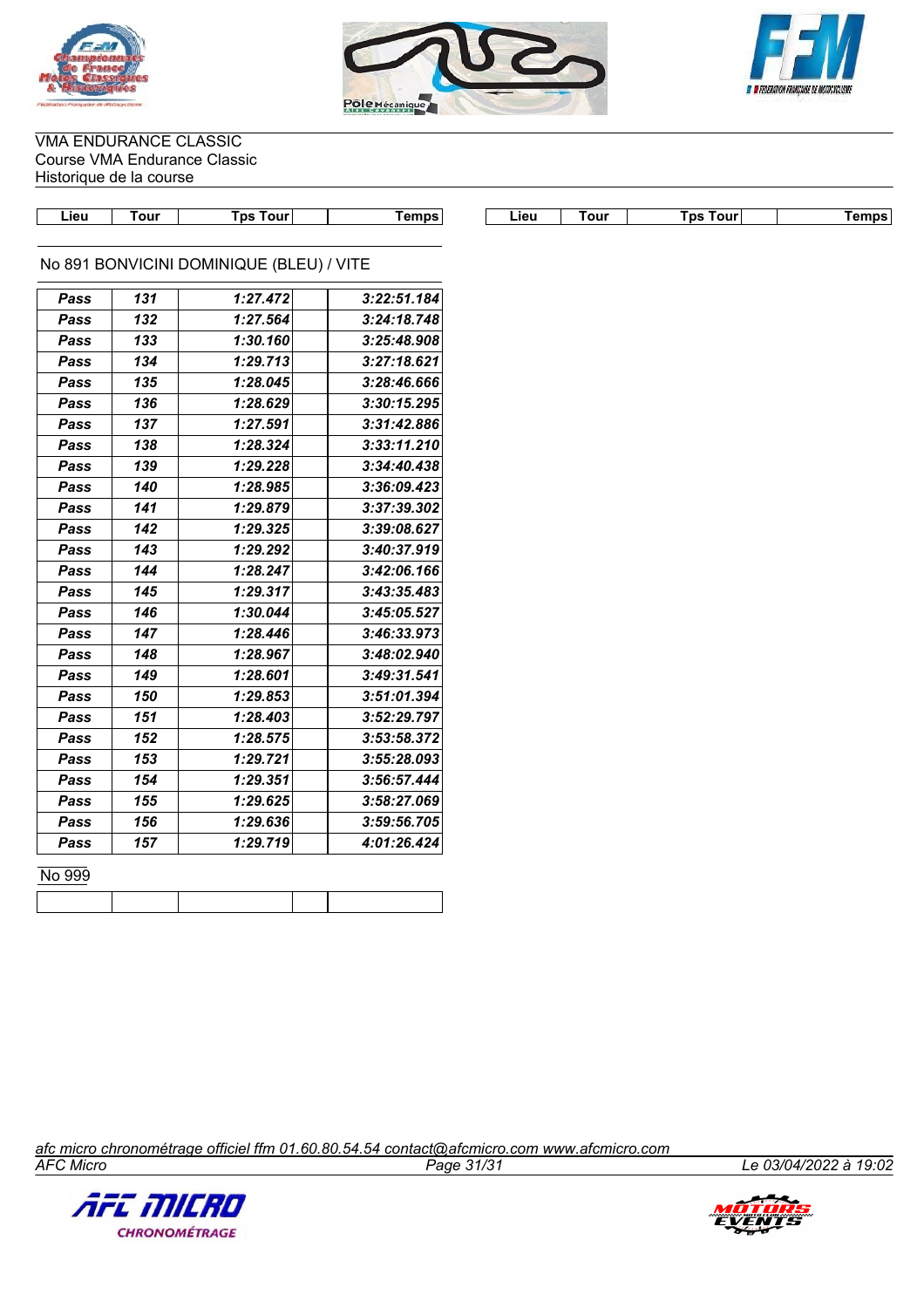VMA ENDURANCE CLASSIC
Course VMA Endurance Classic
Historique de la course

No 891 BONVICINI DOMINIQUE (BLEU) / VITE

| Lieu | Tour | Tps Tour | | Temps |
|---|---|---|---|---|
| *Pass* | *131* | *1:27.472* | | *3:22:51.184* |
| *Pass* | *132* | *1:27.564* | | *3:24:18.748* |
| *Pass* | *133* | *1:30.160* | | *3:25:48.908* |
| *Pass* | *134* | *1:29.713* | | *3:27:18.621* |
| *Pass* | *135* | *1:28.045* | | *3:28:46.666* |
| *Pass* | *136* | *1:28.629* | | *3:30:15.295* |
| *Pass* | *137* | *1:27.591* | | *3:31:42.886* |
| *Pass* | *138* | *1:28.324* | | *3:33:11.210* |
| *Pass* | *139* | *1:29.228* | | *3:34:40.438* |
| *Pass* | *140* | *1:28.985* | | *3:36:09.423* |
| *Pass* | *141* | *1:29.879* | | *3:37:39.302* |
| *Pass* | *142* | *1:29.325* | | *3:39:08.627* |
| *Pass* | *143* | *1:29.292* | | *3:40:37.919* |
| *Pass* | *144* | *1:28.247* | | *3:42:06.166* |
| *Pass* | *145* | *1:29.317* | | *3:43:35.483* |
| *Pass* | *146* | *1:30.044* | | *3:45:05.527* |
| *Pass* | *147* | *1:28.446* | | *3:46:33.973* |
| *Pass* | *148* | *1:28.967* | | *3:48:02.940* |
| *Pass* | *149* | *1:28.601* | | *3:49:31.541* |
| *Pass* | *150* | *1:29.853* | | *3:51:01.394* |
| *Pass* | *151* | *1:28.403* | | *3:52:29.797* |
| *Pass* | *152* | *1:28.575* | | *3:53:58.372* |
| *Pass* | *153* | *1:29.721* | | *3:55:28.093* |
| *Pass* | *154* | *1:29.351* | | *3:56:57.444* |
| *Pass* | *155* | *1:29.625* | | *3:58:27.069* |
| *Pass* | *156* | *1:29.636* | | *3:59:56.705* |
| *Pass* | *157* | *1:29.719* | | *4:01:26.424* |

No 999

| Lieu | Tour | Tps Tour | | Temps |
|---|---|---|---|---|
| | | | | |

*afc micro chronométrage officiel ffm 01.60.80.54.54 contact@afcmicro.com www.afcmicro.com*

*AFC Micro* — *Le 03/04/2022 à 19:02*